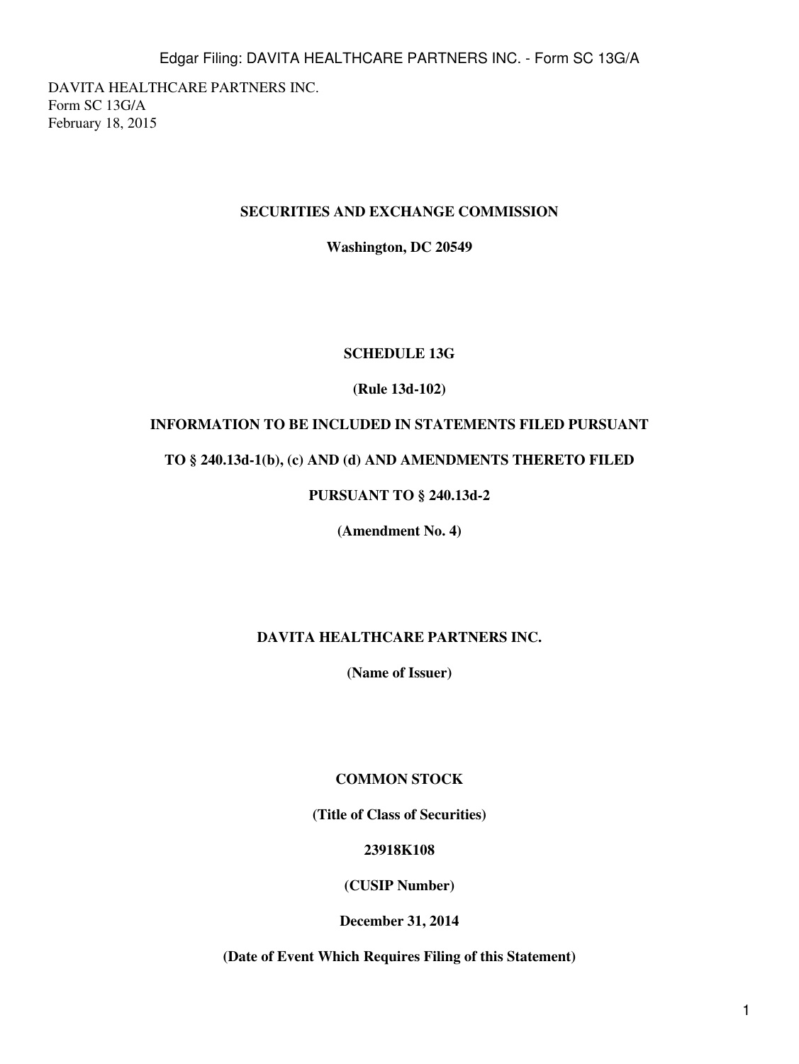DAVITA HEALTHCARE PARTNERS INC.
Form SC 13G/A
February 18, 2015

**SECURITIES AND EXCHANGE COMMISSION**

**Washington, DC 20549**

**SCHEDULE 13G**

**(Rule 13d-102)**

**INFORMATION TO BE INCLUDED IN STATEMENTS FILED PURSUANT**

**TO § 240.13d-1(b), (c) AND (d) AND AMENDMENTS THERETO FILED**

**PURSUANT TO § 240.13d-2**

**(Amendment No. 4)**

**DAVITA HEALTHCARE PARTNERS INC.**

**(Name of Issuer)**

**COMMON STOCK**

**(Title of Class of Securities)**

**23918K108**

**(CUSIP Number)**

**December 31, 2014**

**(Date of Event Which Requires Filing of this Statement)**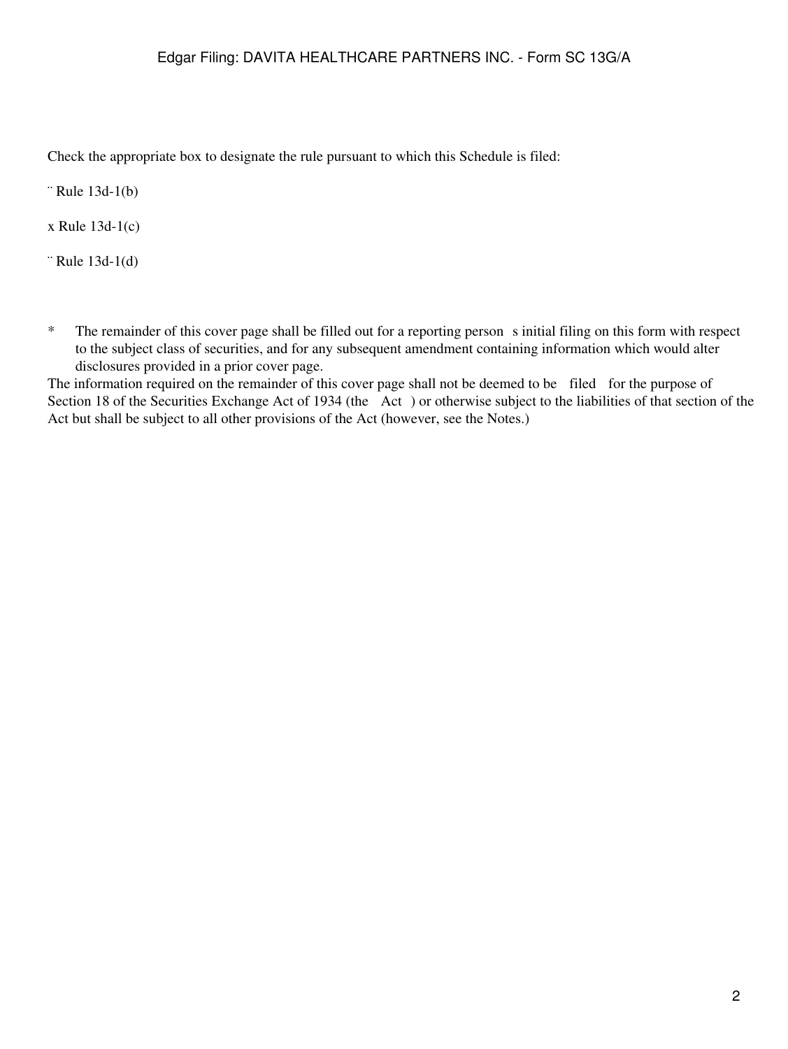Check the appropriate box to designate the rule pursuant to which this Schedule is filed:

¨ Rule 13d-1(b)

x Rule 13d-1(c)

¨ Rule 13d-1(d)

\* The remainder of this cover page shall be filled out for a reporting person s initial filing on this form with respect to the subject class of securities, and for any subsequent amendment containing information which would alter disclosures provided in a prior cover page.

The information required on the remainder of this cover page shall not be deemed to be filed for the purpose of Section 18 of the Securities Exchange Act of 1934 (the Act ) or otherwise subject to the liabilities of that section of the Act but shall be subject to all other provisions of the Act (however, see the Notes.)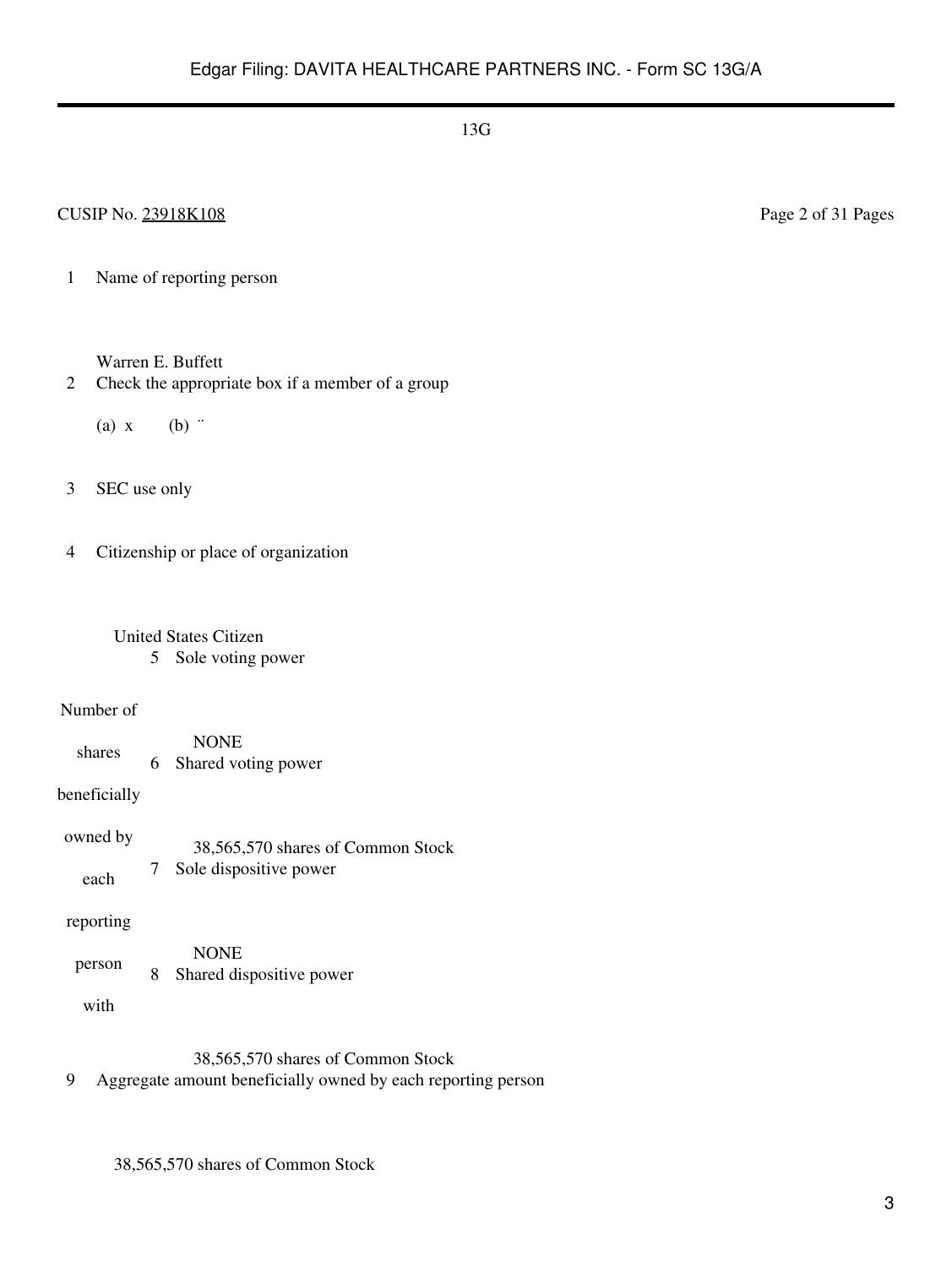13G

CUSIP No. 23918K108 Page 2 of 31 Pages

| | | |
|---|---|---|
| 1 | Name of reporting person<br><br>Warren E. Buffett | |
| 2 | Check the appropriate box if a member of a group<br><br>(a) x (b) ¨ | |
| 3 | SEC use only | |
| 4 | Citizenship or place of organization<br><br>United States Citizen | |
| Number of shares beneficially owned by each reporting person with | 5 | Sole voting power<br><br>NONE |
| | 6 | Shared voting power<br><br>38,565,570 shares of Common Stock |
| | 7 | Sole dispositive power<br><br>NONE |
| | 8 | Shared dispositive power<br><br>38,565,570 shares of Common Stock |
| 9 | Aggregate amount beneficially owned by each reporting person<br><br>38,565,570 shares of Common Stock | |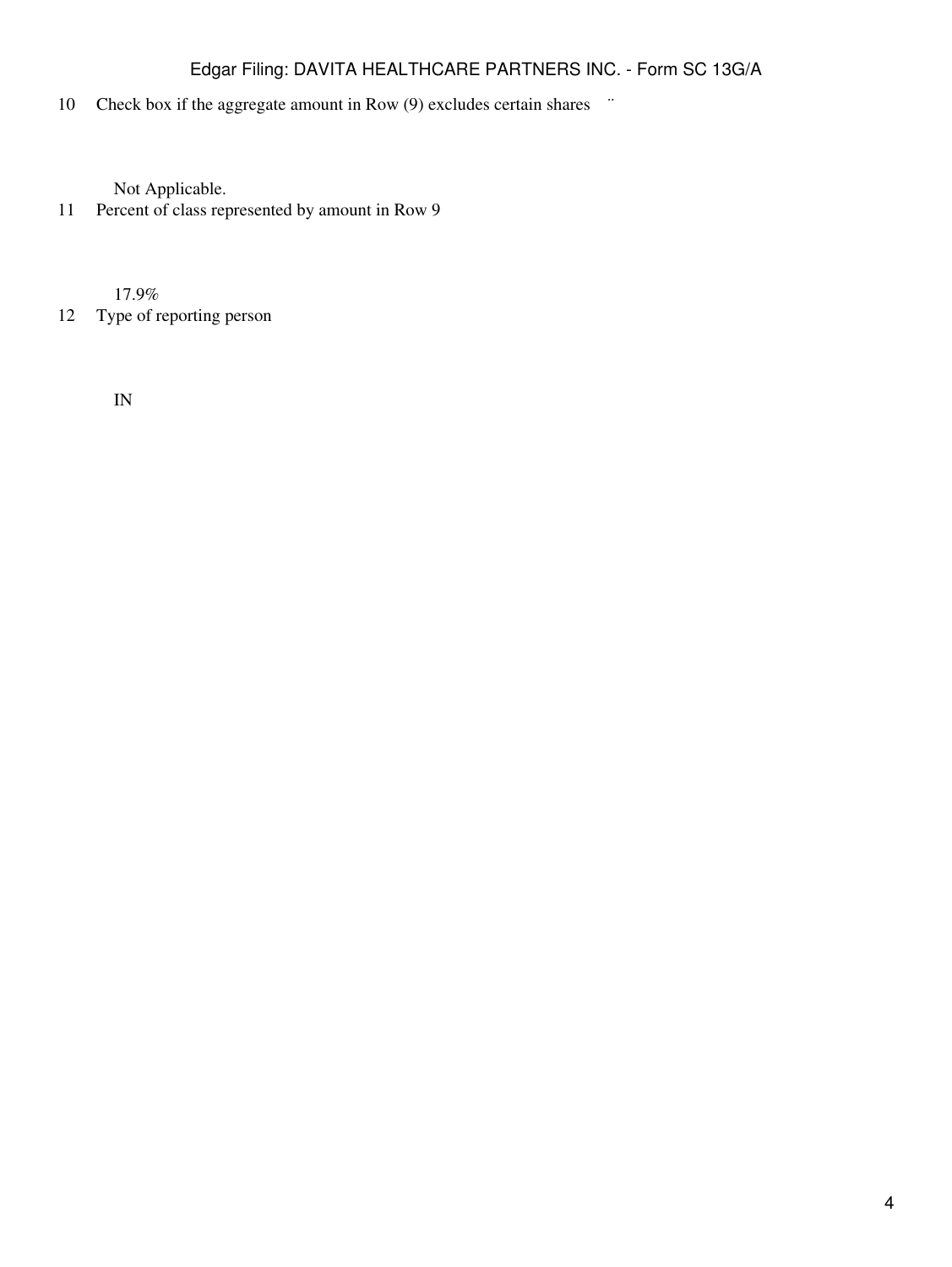| | |
|---|---|
| 10 | Check box if the aggregate amount in Row (9) excludes certain shares ¨<br><br>Not Applicable. |
| 11 | Percent of class represented by amount in Row 9<br><br>17.9% |
| 12 | Type of reporting person<br><br>IN |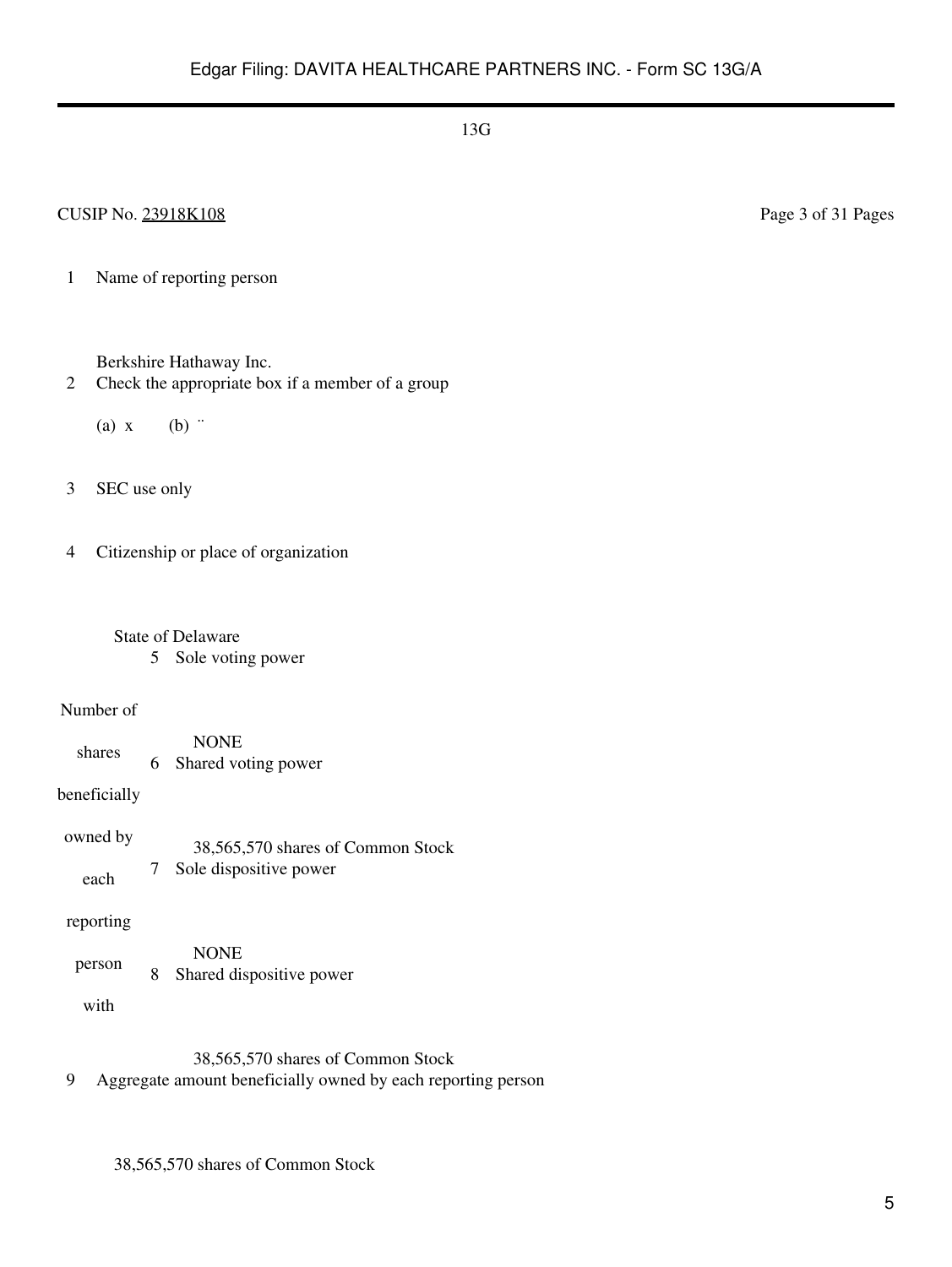13G

CUSIP No. 23918K108

1 Name of reporting person

Berkshire Hathaway Inc.

2 Check the appropriate box if a member of a group

(a) x (b) ¨

3 SEC use only

4 Citizenship or place of organization

State of Delaware

| Number of shares beneficially owned by each reporting person with | 5 | Sole voting power<br><br>NONE |
|---|---|---|
| | 6 | Shared voting power<br><br>38,565,570 shares of Common Stock |
| | 7 | Sole dispositive power<br><br>NONE |
| | 8 | Shared dispositive power<br><br>38,565,570 shares of Common Stock |

9 Aggregate amount beneficially owned by each reporting person

38,565,570 shares of Common Stock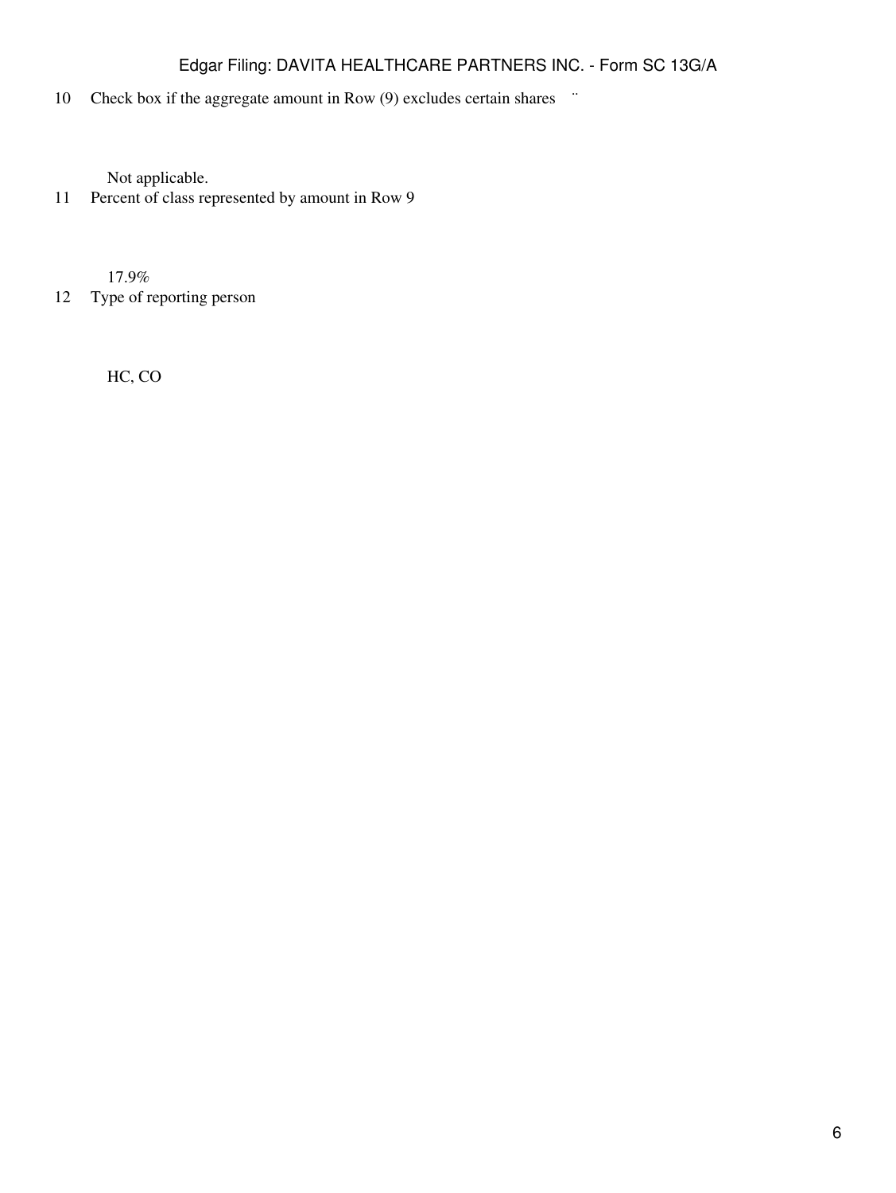| | |
|---|---|
| 10 | Check box if the aggregate amount in Row (9) excludes certain shares ¨ |
| | Not applicable. |
| 11 | Percent of class represented by amount in Row 9 |
| | 17.9% |
| 12 | Type of reporting person |
| | HC, CO |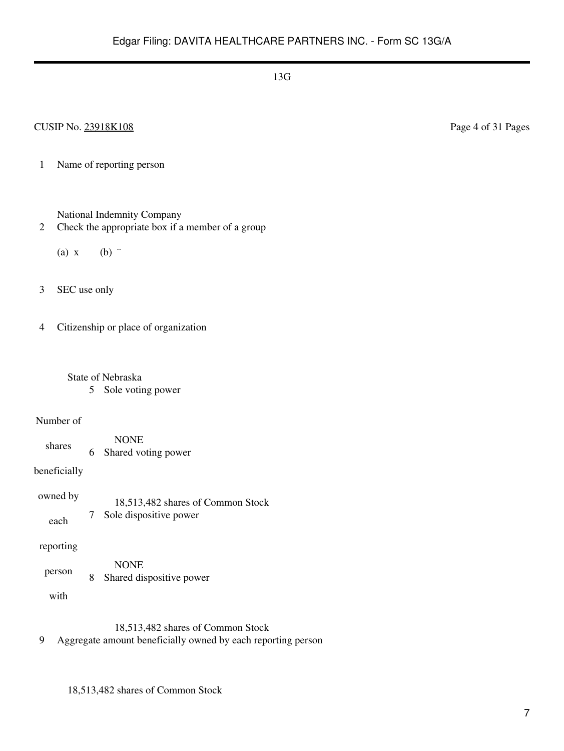13G

CUSIP No. 23918K108

| | | |
|---|---|---|
| 1 | Name of reporting person | |
| | National Indemnity Company | |
| 2 | Check the appropriate box if a member of a group<br>(a) x (b) ¨ | |
| 3 | SEC use only | |
| 4 | Citizenship or place of organization<br>State of Nebraska | |
| Number of shares beneficially owned by each reporting person with | 5 | Sole voting power<br>NONE |
| | 6 | Shared voting power<br>18,513,482 shares of Common Stock |
| | 7 | Sole dispositive power<br>NONE |
| | 8 | Shared dispositive power<br>18,513,482 shares of Common Stock |
| 9 | Aggregate amount beneficially owned by each reporting person<br>18,513,482 shares of Common Stock | |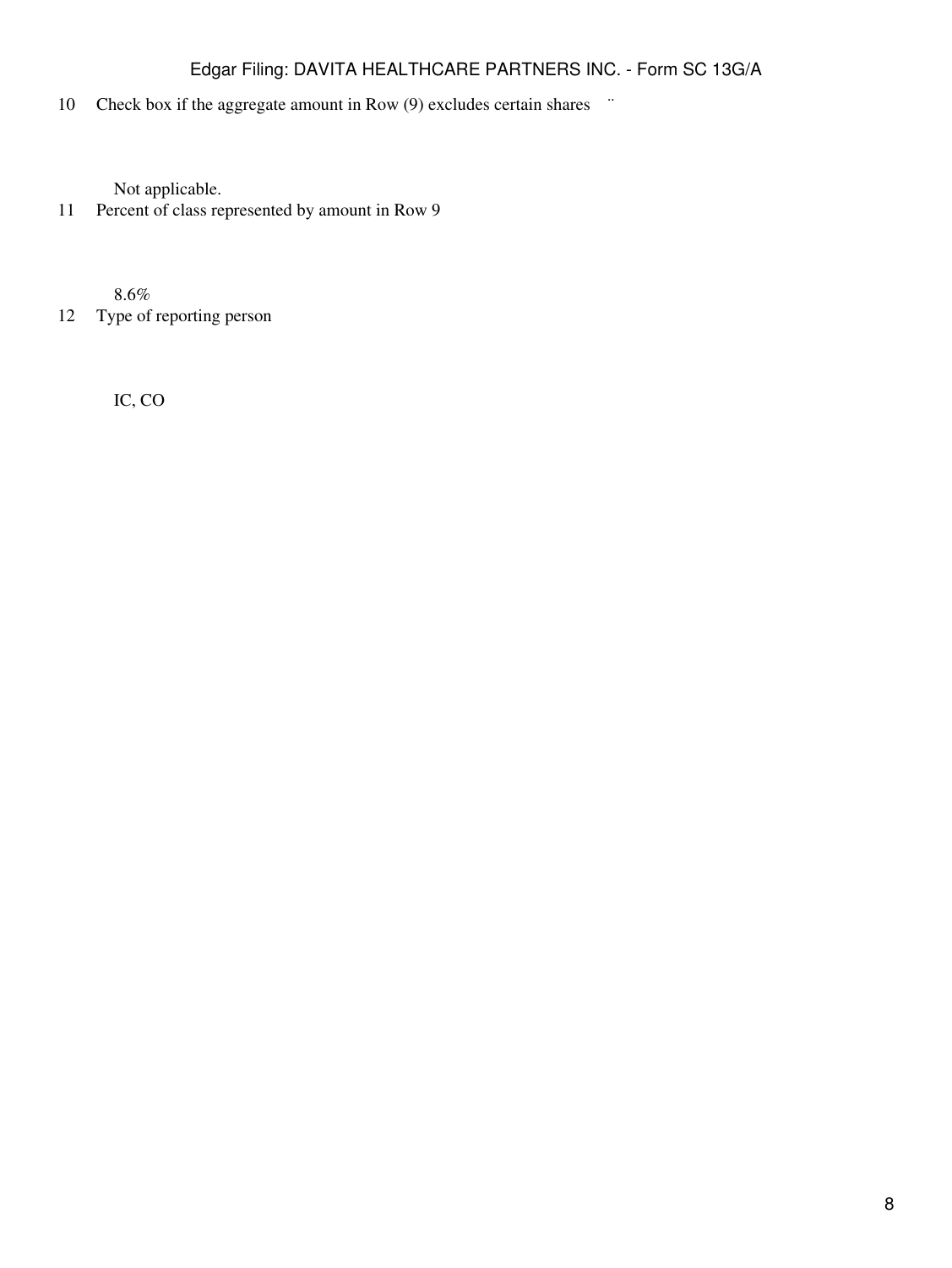| | | |
|---|---|---|
| 10 | Check box if the aggregate amount in Row (9) excludes certain shares | ¨ |
| | Not applicable. | |
| 11 | Percent of class represented by amount in Row 9 | |
| | 8.6% | |
| 12 | Type of reporting person | |
| | IC, CO | |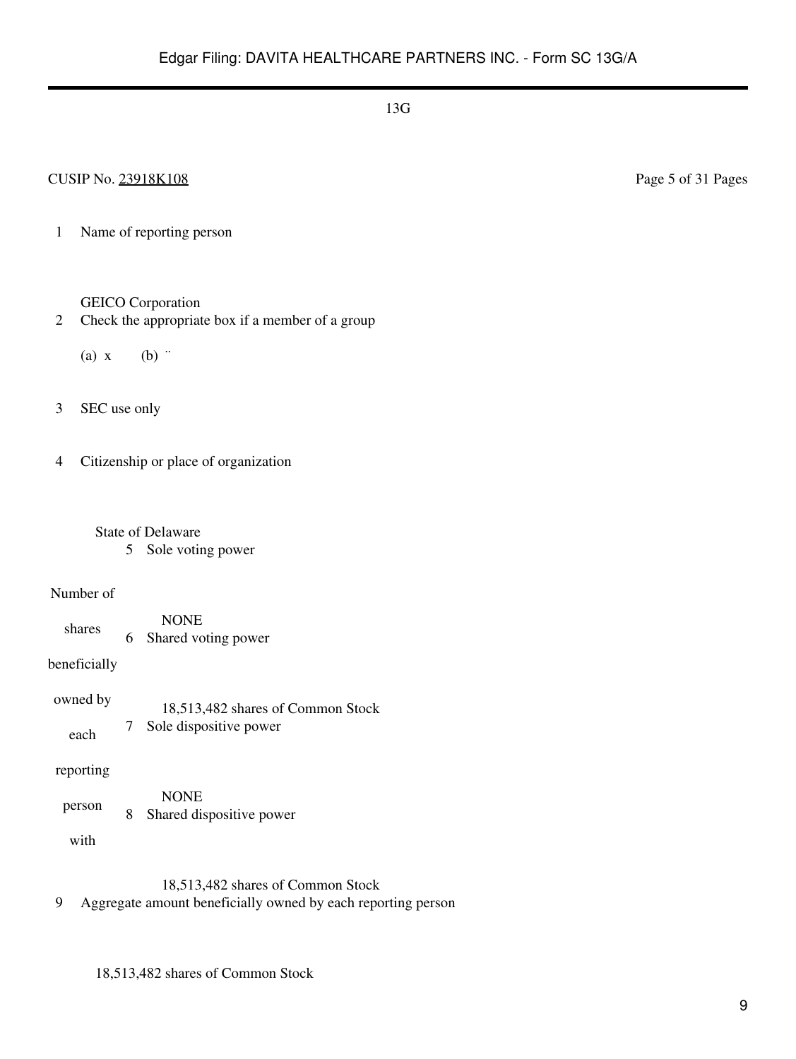13G

CUSIP No. 23918K108 Page 5 of 31 Pages

| | | |
|---|---|---|
| 1 | Name of reporting person<br><br>GEICO Corporation | |
| 2 | Check the appropriate box if a member of a group<br><br>(a) x (b) ¨ | |
| 3 | SEC use only | |
| 4 | Citizenship or place of organization<br><br>State of Delaware | |
| Number of shares beneficially owned by each reporting person with | 5 | Sole voting power<br><br>NONE |
| | 6 | Shared voting power<br><br>18,513,482 shares of Common Stock |
| | 7 | Sole dispositive power<br><br>NONE |
| | 8 | Shared dispositive power<br><br>18,513,482 shares of Common Stock |
| 9 | Aggregate amount beneficially owned by each reporting person<br><br>18,513,482 shares of Common Stock | |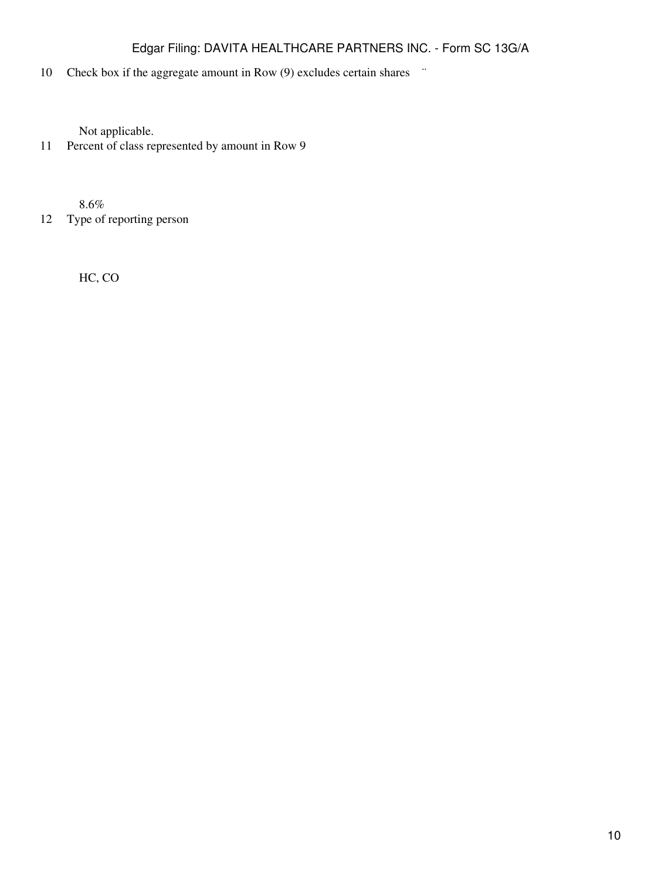| | | |
|---|---|---|
| 10 | Check box if the aggregate amount in Row (9) excludes certain shares ¨ | |
| | Not applicable. | |
| 11 | Percent of class represented by amount in Row 9 | |
| | 8.6% | |
| 12 | Type of reporting person | |
| | HC, CO | |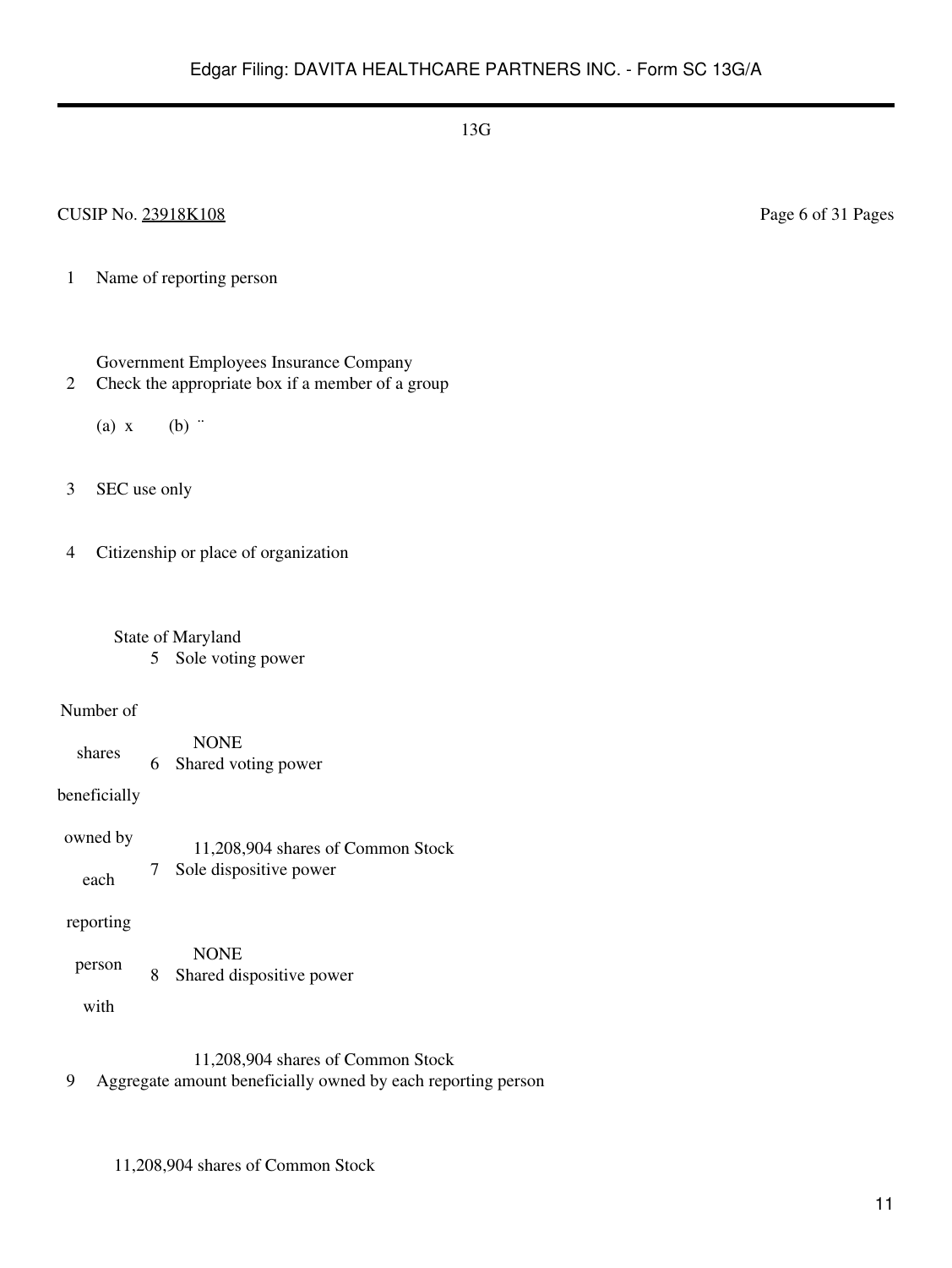13G

CUSIP No. 23918K108

| | | |
|---|---|---|
| 1 | Name of reporting person<br><br>Government Employees Insurance Company | |
| 2 | Check the appropriate box if a member of a group<br><br>(a) x (b) ¨ | |
| 3 | SEC use only | |
| 4 | Citizenship or place of organization<br><br>State of Maryland | |
| Number of shares beneficially owned by each reporting person with | 5 | Sole voting power<br><br>NONE |
| | 6 | Shared voting power<br><br>11,208,904 shares of Common Stock |
| | 7 | Sole dispositive power<br><br>NONE |
| | 8 | Shared dispositive power<br><br>11,208,904 shares of Common Stock |
| 9 | Aggregate amount beneficially owned by each reporting person<br><br>11,208,904 shares of Common Stock | |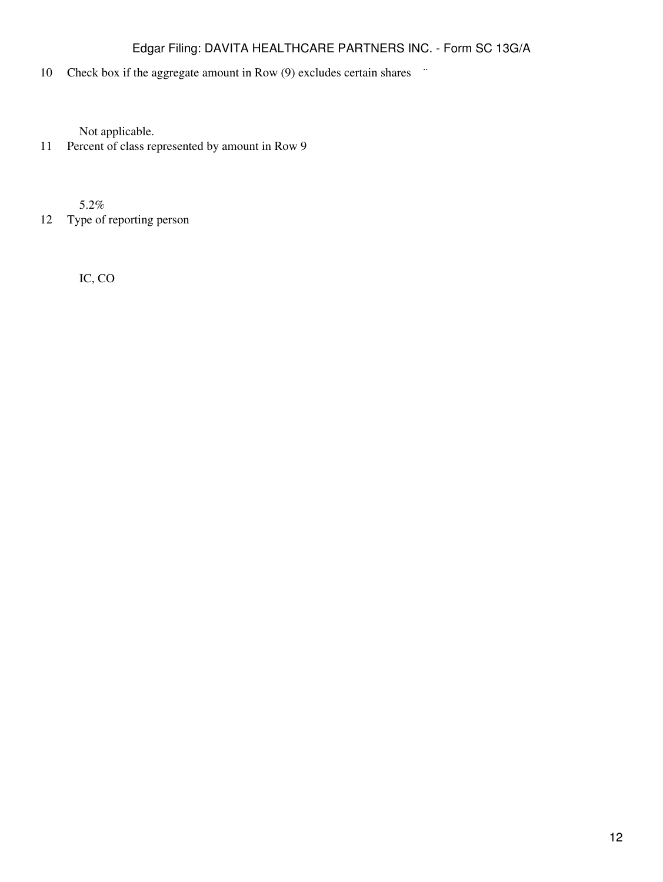| | |
|---|---|
| 10 | Check box if the aggregate amount in Row (9) excludes certain shares ¨ |
| | Not applicable. |
| 11 | Percent of class represented by amount in Row 9 |
| | 5.2% |
| 12 | Type of reporting person |
| | IC, CO |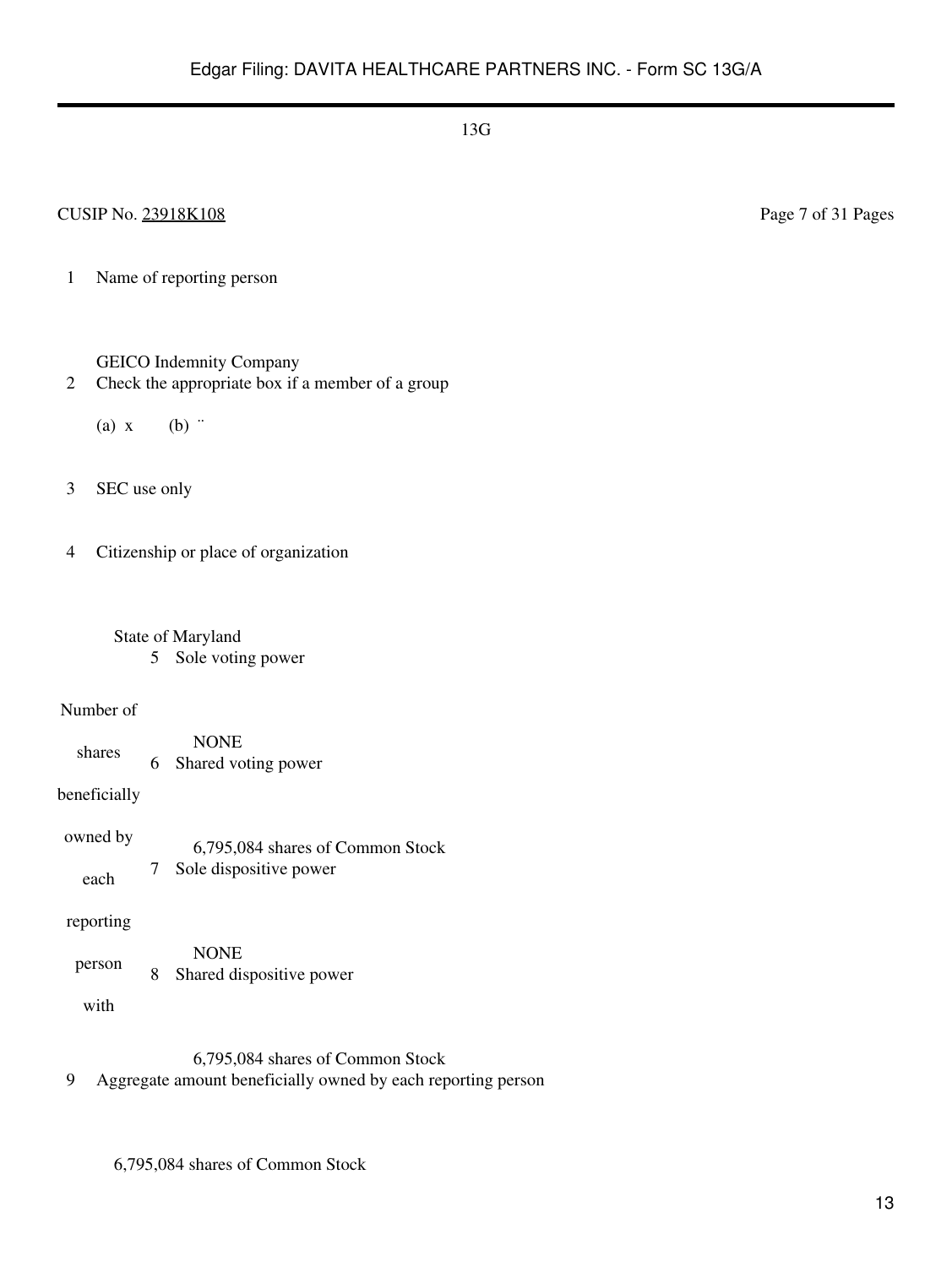13G

CUSIP No. 23918K108 Page 7 of 31 Pages

| | | |
|---|---|---|
| 1 | Name of reporting person<br><br>GEICO Indemnity Company | |
| 2 | Check the appropriate box if a member of a group<br><br>(a) x (b) ¨ | |
| 3 | SEC use only | |
| 4 | Citizenship or place of organization<br><br>State of Maryland | |
| Number of shares beneficially owned by each reporting person with | 5 | Sole voting power<br><br>NONE |
| | 6 | Shared voting power<br><br>6,795,084 shares of Common Stock |
| | 7 | Sole dispositive power<br><br>NONE |
| | 8 | Shared dispositive power<br><br>6,795,084 shares of Common Stock |
| 9 | Aggregate amount beneficially owned by each reporting person<br><br>6,795,084 shares of Common Stock | |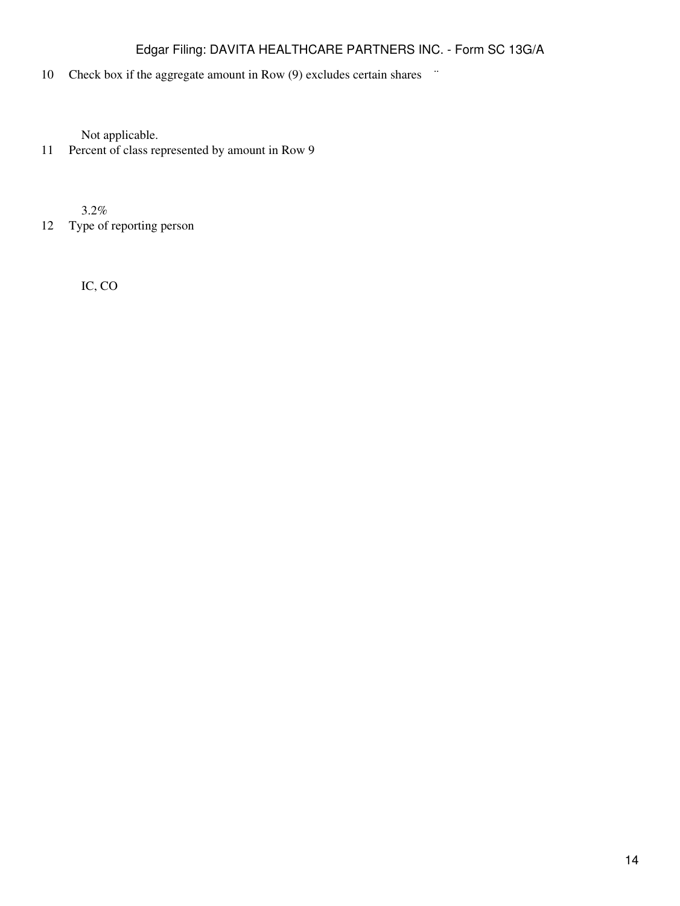| | | |
|---|---|---|
| 10 | Check box if the aggregate amount in Row (9) excludes certain shares | ¨ |
| | Not applicable. | |
| 11 | Percent of class represented by amount in Row 9 | |
| | 3.2% | |
| 12 | Type of reporting person | |
| | IC, CO | |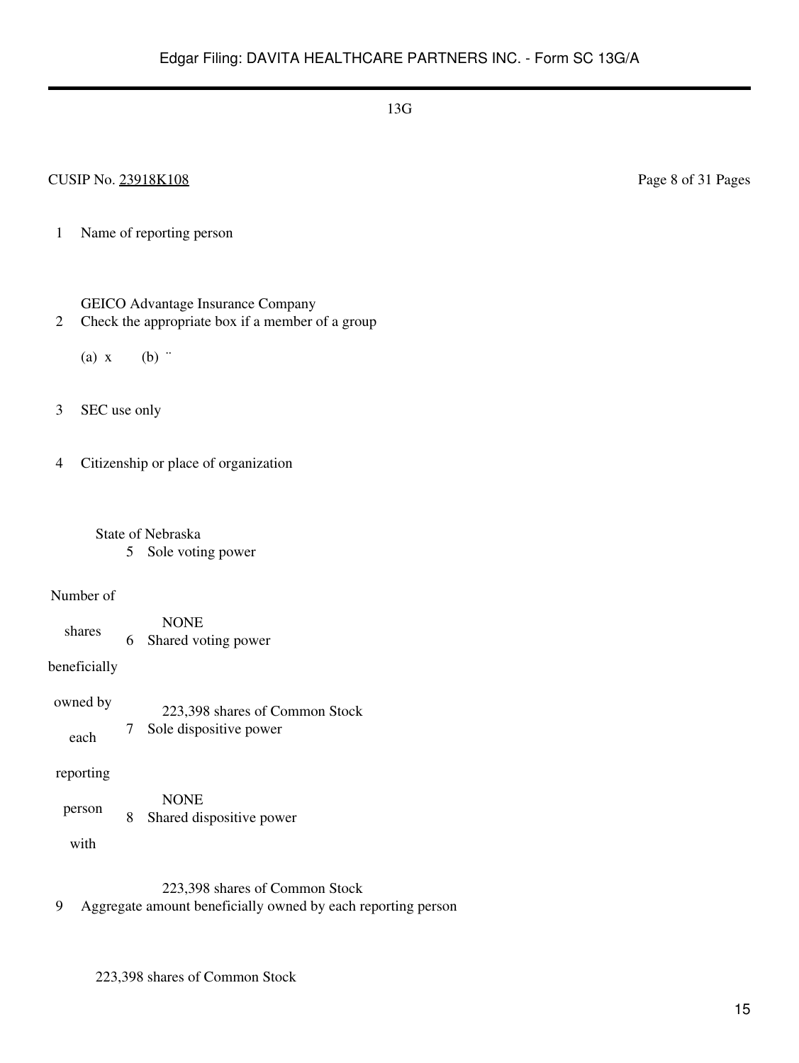13G

CUSIP No. 23918K108

Page 8 of 31 Pages

| | | |
|---|---|---|
| 1 | Name of reporting person<br><br>GEICO Advantage Insurance Company | |
| 2 | Check the appropriate box if a member of a group<br><br>(a) x (b) ¨ | |
| 3 | SEC use only | |
| 4 | Citizenship or place of organization<br><br>State of Nebraska | |
| Number of shares beneficially owned by each reporting person with | 5 | Sole voting power<br><br>NONE |
| | 6 | Shared voting power<br><br>223,398 shares of Common Stock |
| | 7 | Sole dispositive power<br><br>NONE |
| | 8 | Shared dispositive power<br><br>223,398 shares of Common Stock |
| 9 | Aggregate amount beneficially owned by each reporting person<br><br>223,398 shares of Common Stock | |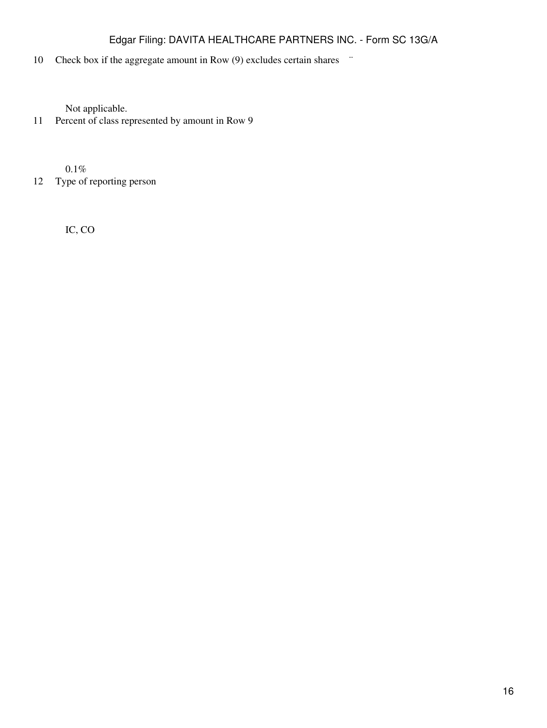| | | |
|---|---|---|
| 10 | Check box if the aggregate amount in Row (9) excludes certain shares ¨ | |
| | Not applicable. | |
| 11 | Percent of class represented by amount in Row 9 | |
| | 0.1% | |
| 12 | Type of reporting person | |
| | IC, CO | |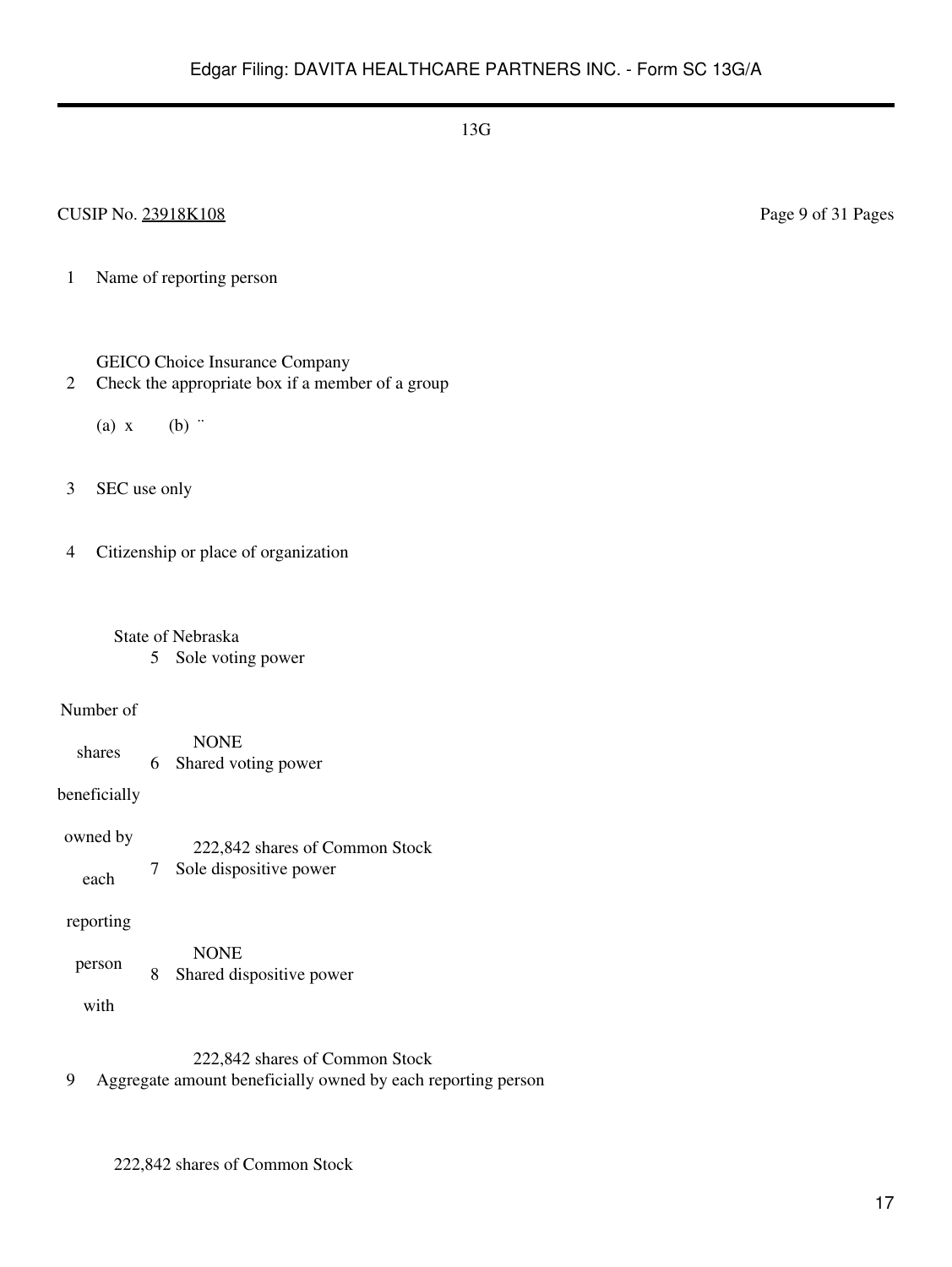13G

CUSIP No. 23918K108

| | | |
|---|---|---|
| 1 | Name of reporting person<br><br>GEICO Choice Insurance Company | |
| 2 | Check the appropriate box if a member of a group<br><br>(a) x (b) ¨ | |
| 3 | SEC use only | |
| 4 | Citizenship or place of organization<br><br>State of Nebraska | |
| Number of shares beneficially owned by each reporting person with | 5 | Sole voting power<br><br>NONE |
| | 6 | Shared voting power<br><br>222,842 shares of Common Stock |
| | 7 | Sole dispositive power<br><br>NONE |
| | 8 | Shared dispositive power<br><br>222,842 shares of Common Stock |
| 9 | Aggregate amount beneficially owned by each reporting person<br><br>222,842 shares of Common Stock | |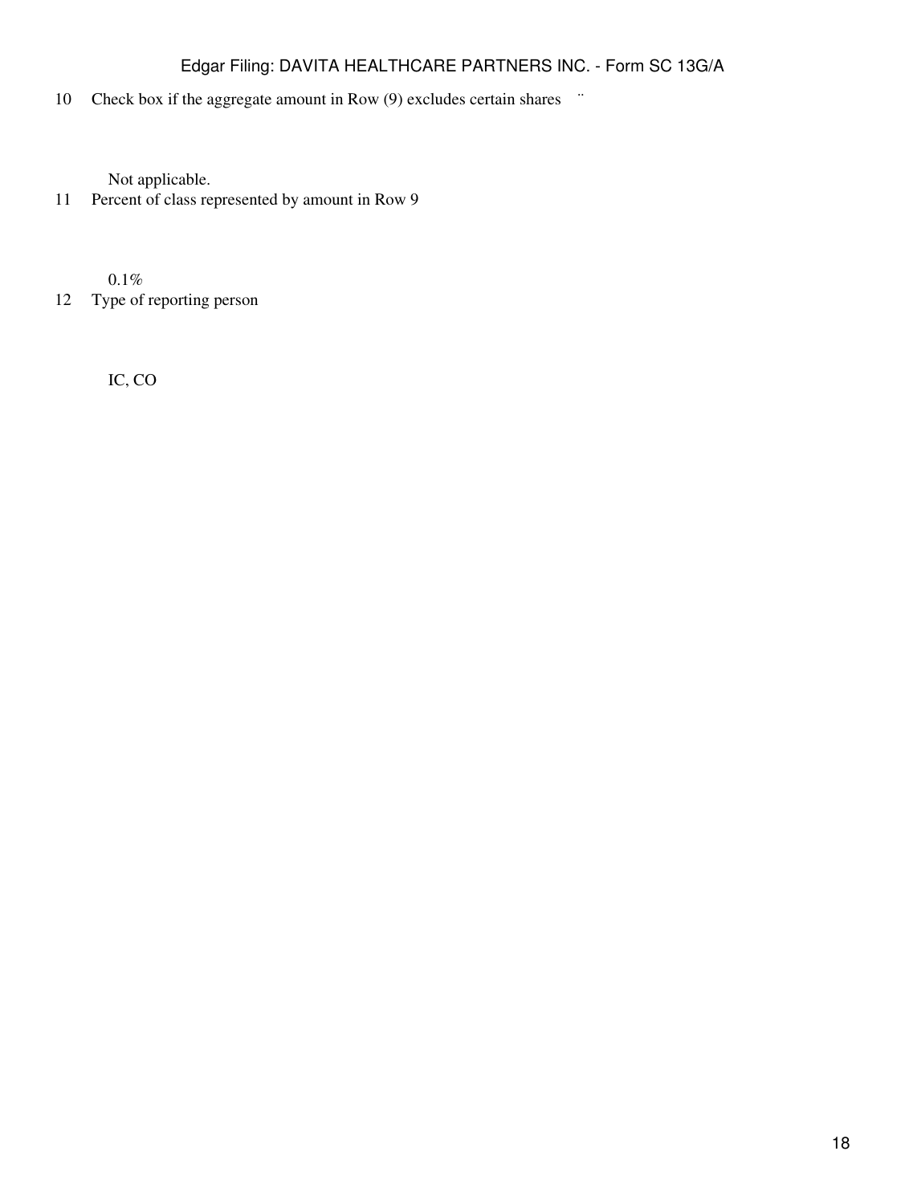| | |
|---|---|
| 10 | Check box if the aggregate amount in Row (9) excludes certain shares ¨ |
| | Not applicable. |
| 11 | Percent of class represented by amount in Row 9 |
| | 0.1% |
| 12 | Type of reporting person |
| | IC, CO |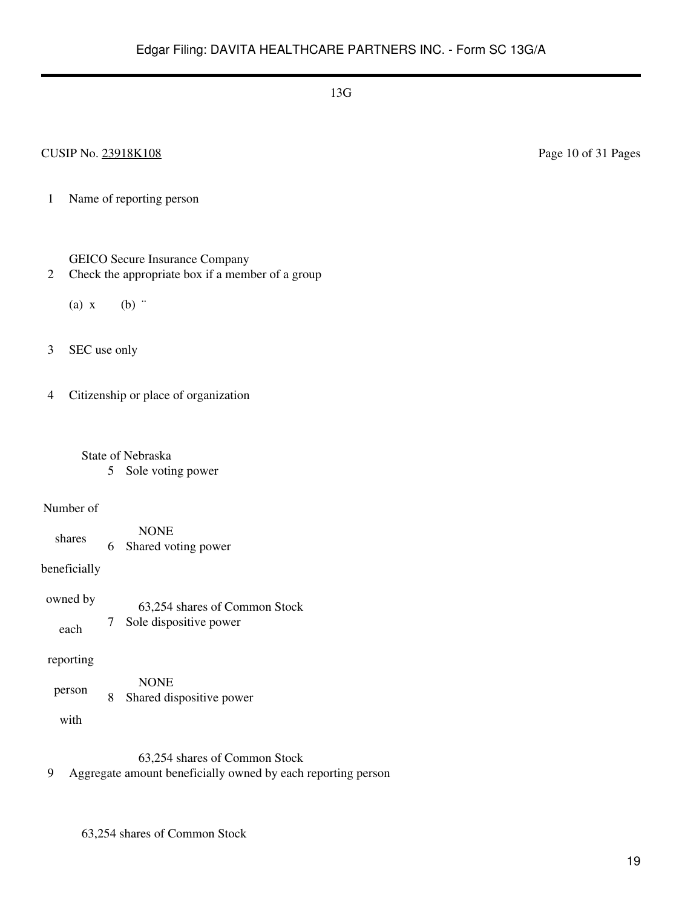13G

CUSIP No. 23918K108

Page 10 of 31 Pages

| | | | |
|---|---|---|---|
| 1 | Name of reporting person<br><br>GEICO Secure Insurance Company | | |
| 2 | Check the appropriate box if a member of a group<br><br>(a) x (b) ¨ | | |
| 3 | SEC use only | | |
| 4 | Citizenship or place of organization<br><br>State of Nebraska | | |
| Number of shares beneficially owned by each reporting person with | | 5 | Sole voting power<br><br>NONE |
| | | 6 | Shared voting power<br><br>63,254 shares of Common Stock |
| | | 7 | Sole dispositive power<br><br>NONE |
| | | 8 | Shared dispositive power<br><br>63,254 shares of Common Stock |
| 9 | Aggregate amount beneficially owned by each reporting person<br><br>63,254 shares of Common Stock | | |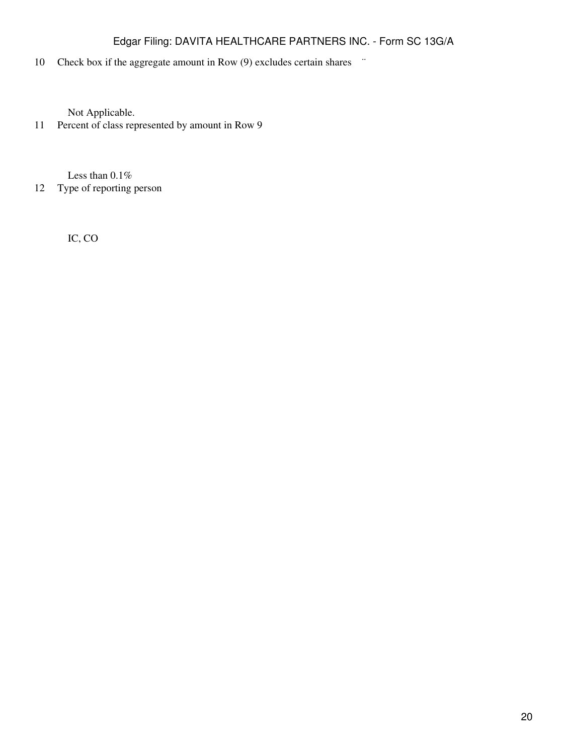| | |
|---|---|
| 10 | Check box if the aggregate amount in Row (9) excludes certain shares ¨ |
| | Not Applicable. |
| 11 | Percent of class represented by amount in Row 9 |
| | Less than 0.1% |
| 12 | Type of reporting person |
| | IC, CO |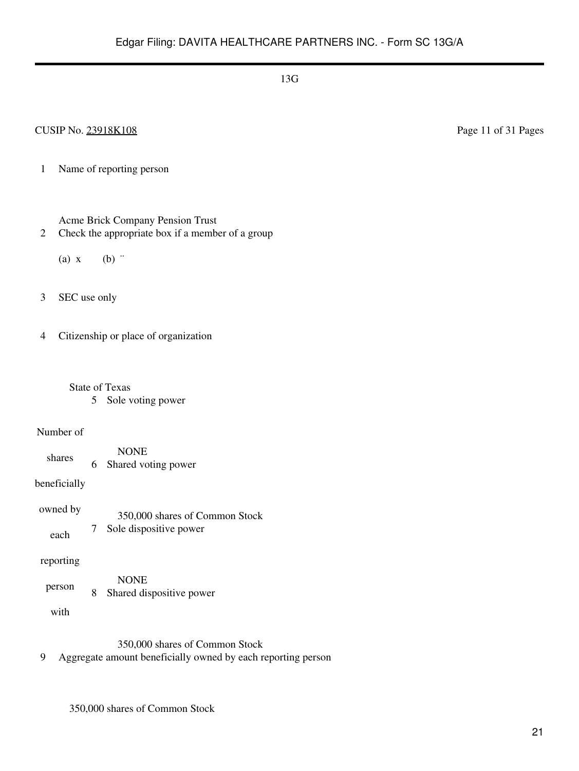13G

CUSIP No. 23918K108 Page 11 of 31 Pages

| | | |
|---|---|---|
| 1 | Name of reporting person<br><br>Acme Brick Company Pension Trust | |
| 2 | Check the appropriate box if a member of a group<br><br>(a) x (b) ¨ | |
| 3 | SEC use only | |
| 4 | Citizenship or place of organization<br><br>State of Texas | |
| Number of shares beneficially owned by each reporting person with | 5 | Sole voting power<br><br>NONE |
| | 6 | Shared voting power<br><br>350,000 shares of Common Stock |
| | 7 | Sole dispositive power<br><br>NONE |
| | 8 | Shared dispositive power<br><br>350,000 shares of Common Stock |
| 9 | Aggregate amount beneficially owned by each reporting person<br><br>350,000 shares of Common Stock | |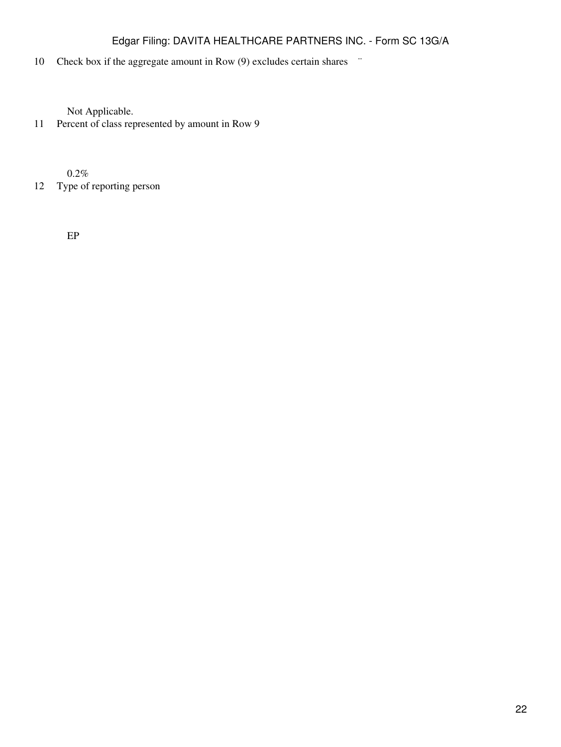| | |
|---|---|
| 10 | Check box if the aggregate amount in Row (9) excludes certain shares ¨ |
| | Not Applicable. |
| 11 | Percent of class represented by amount in Row 9 |
| | 0.2% |
| 12 | Type of reporting person |
| | EP |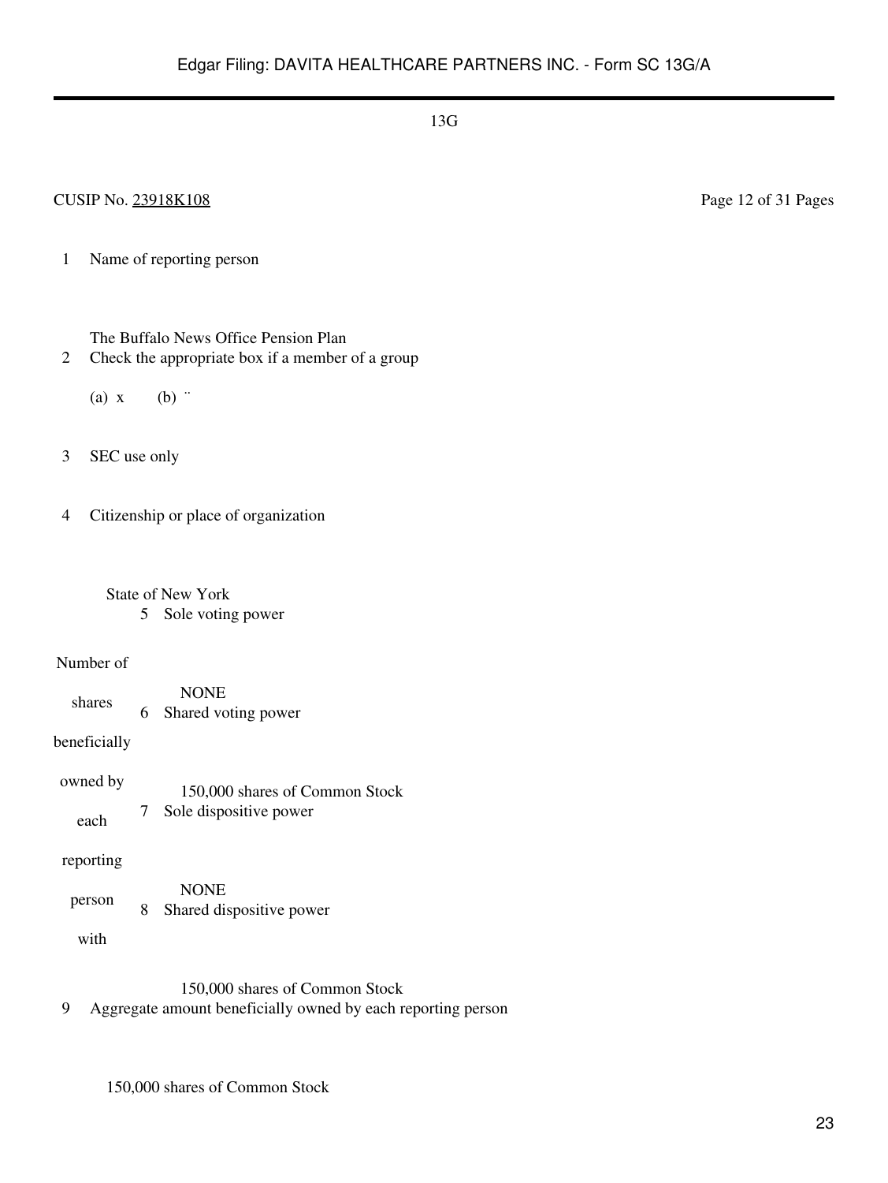13G

CUSIP No. 23918K108

| | | |
|---|---|---|
| 1 | Name of reporting person<br><br>The Buffalo News Office Pension Plan | |
| 2 | Check the appropriate box if a member of a group<br><br>(a) x (b) ¨ | |
| 3 | SEC use only | |
| 4 | Citizenship or place of organization<br><br>State of New York | |
| Number of shares beneficially owned by each reporting person with | 5 | Sole voting power<br><br>NONE |
| | 6 | Shared voting power<br><br>150,000 shares of Common Stock |
| | 7 | Sole dispositive power<br><br>NONE |
| | 8 | Shared dispositive power<br><br>150,000 shares of Common Stock |
| 9 | Aggregate amount beneficially owned by each reporting person<br><br>150,000 shares of Common Stock | |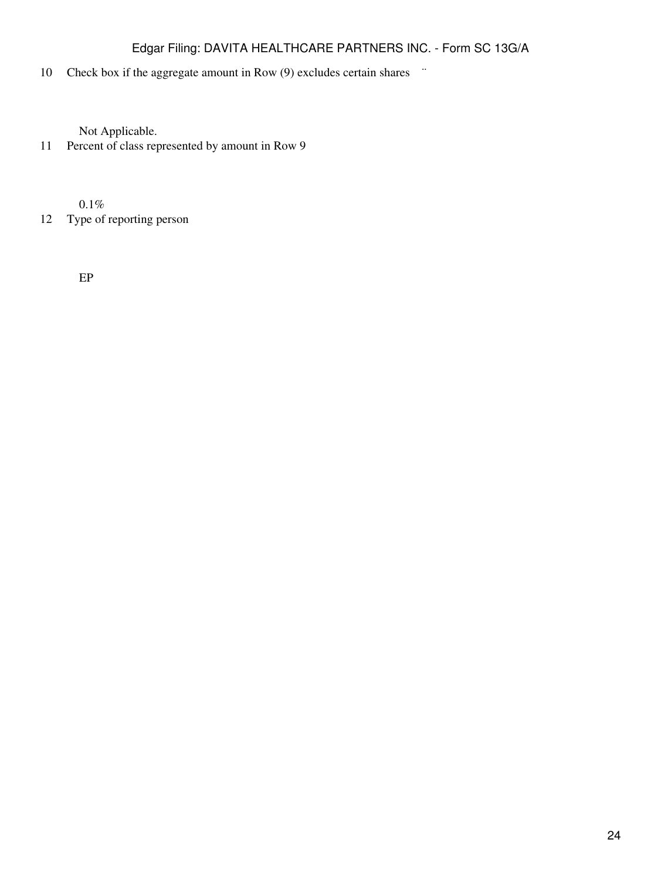10 Check box if the aggregate amount in Row (9) excludes certain shares ¨

Not Applicable.

11 Percent of class represented by amount in Row 9

0.1%

12 Type of reporting person

EP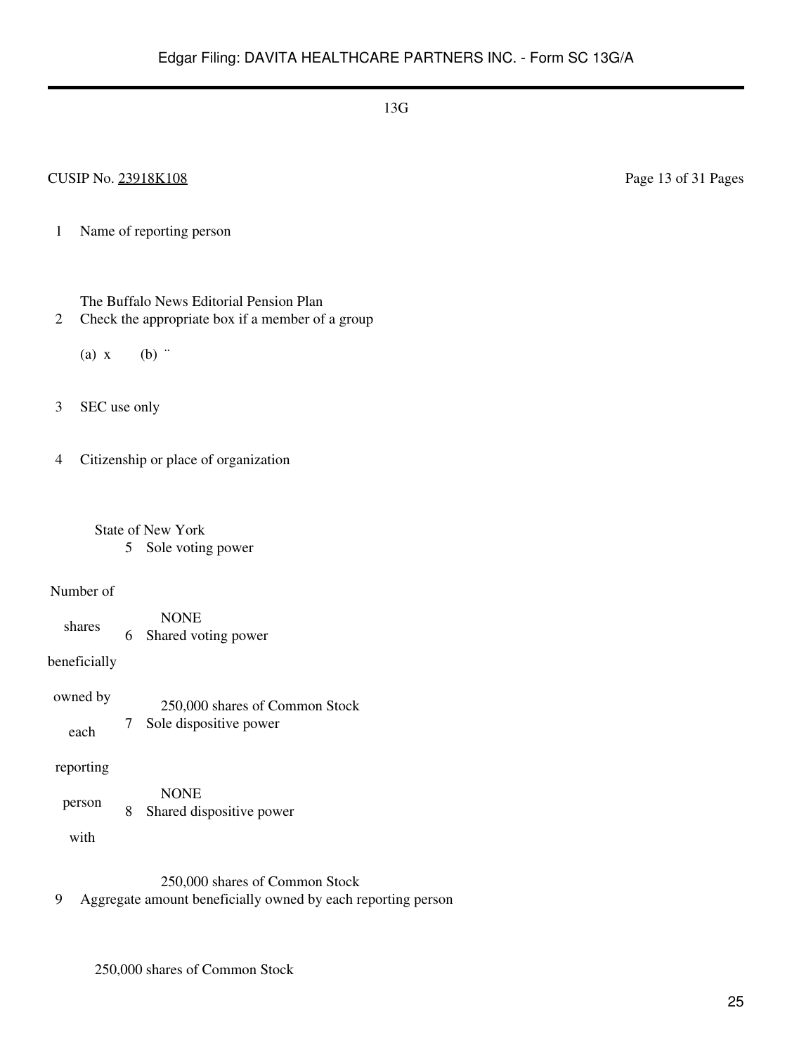13G

CUSIP No. 23918K108

| | | |
|---|---|---|
| 1 | Name of reporting person<br><br>The Buffalo News Editorial Pension Plan | |
| 2 | Check the appropriate box if a member of a group<br><br>(a) x (b) ¨ | |
| 3 | SEC use only | |
| 4 | Citizenship or place of organization<br><br>State of New York | |
| Number of shares beneficially owned by each reporting person with | 5 | Sole voting power<br><br>NONE |
| | 6 | Shared voting power<br><br>250,000 shares of Common Stock |
| | 7 | Sole dispositive power<br><br>NONE |
| | 8 | Shared dispositive power<br><br>250,000 shares of Common Stock |
| 9 | Aggregate amount beneficially owned by each reporting person<br><br>250,000 shares of Common Stock | |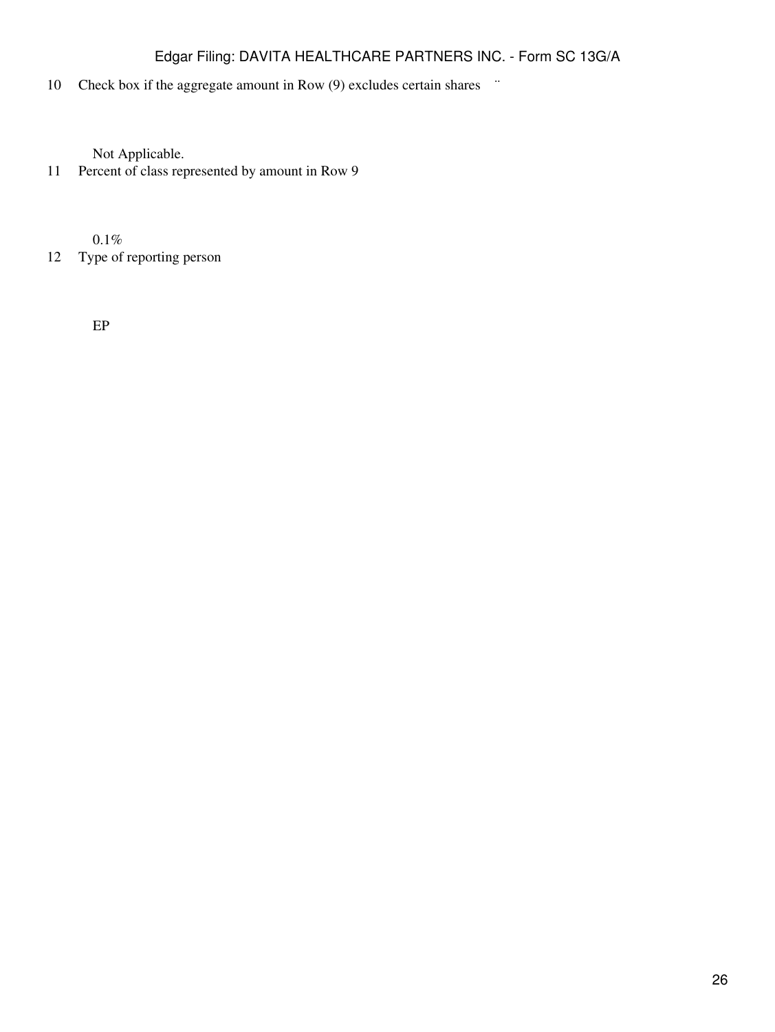| | | |
|---|---|---|
| 10 | Check box if the aggregate amount in Row (9) excludes certain shares | ¨ |
| | Not Applicable. | |
| 11 | Percent of class represented by amount in Row 9 | |
| | 0.1% | |
| 12 | Type of reporting person | |
| | EP | |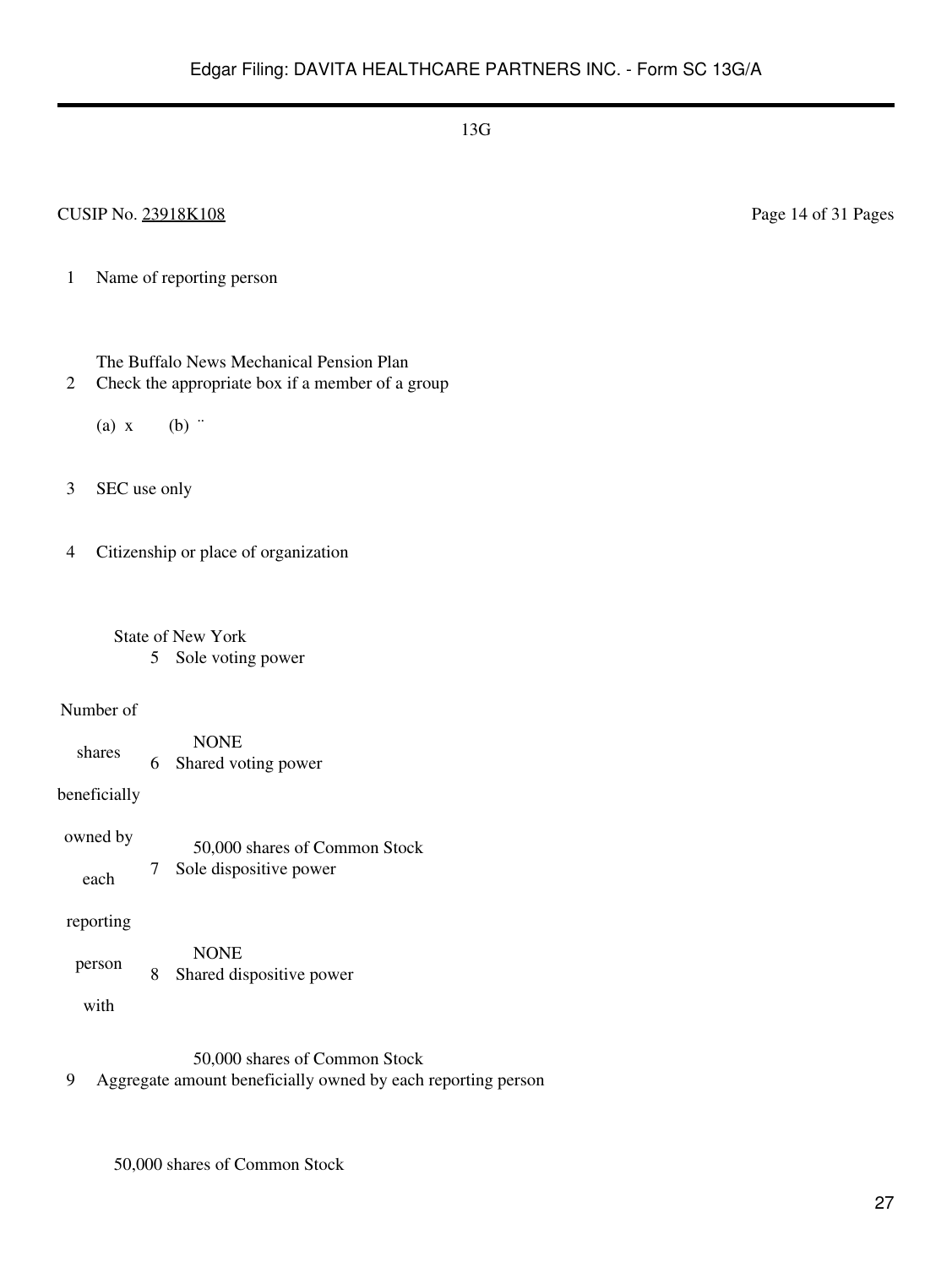13G

CUSIP No. 23918K108

Page 14 of 31 Pages

| | | |
|---|---|---|
| 1 | Name of reporting person<br><br>The Buffalo News Mechanical Pension Plan | |
| 2 | Check the appropriate box if a member of a group<br><br>(a) x (b) ¨ | |
| 3 | SEC use only | |
| 4 | Citizenship or place of organization<br><br>State of New York | |

| Number of shares beneficially owned by each reporting person with | | |
|---|---|---|
| | 5 | Sole voting power<br><br>NONE |
| | 6 | Shared voting power<br><br>50,000 shares of Common Stock |
| | 7 | Sole dispositive power<br><br>NONE |
| | 8 | Shared dispositive power<br><br>50,000 shares of Common Stock |

| | |
|---|---|
| 9 | Aggregate amount beneficially owned by each reporting person<br><br>50,000 shares of Common Stock |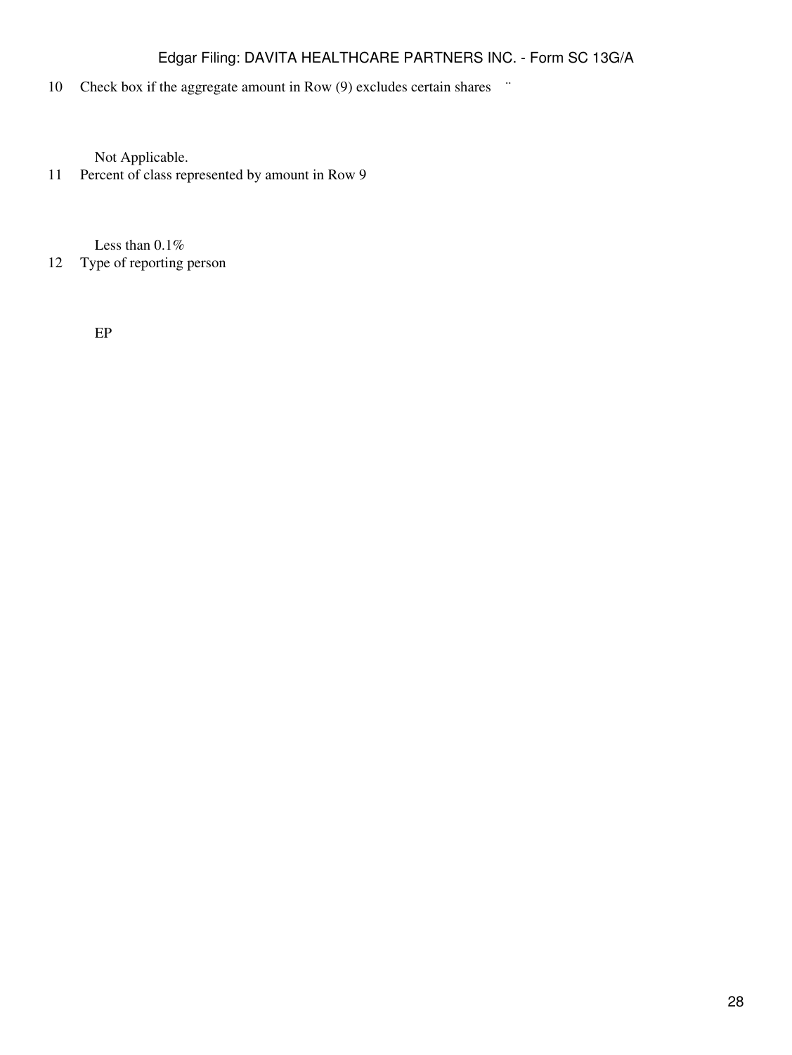| | |
|---|---|
| 10 | Check box if the aggregate amount in Row (9) excludes certain shares ¨ |
| | Not Applicable. |
| 11 | Percent of class represented by amount in Row 9 |
| | Less than 0.1% |
| 12 | Type of reporting person |
| | EP |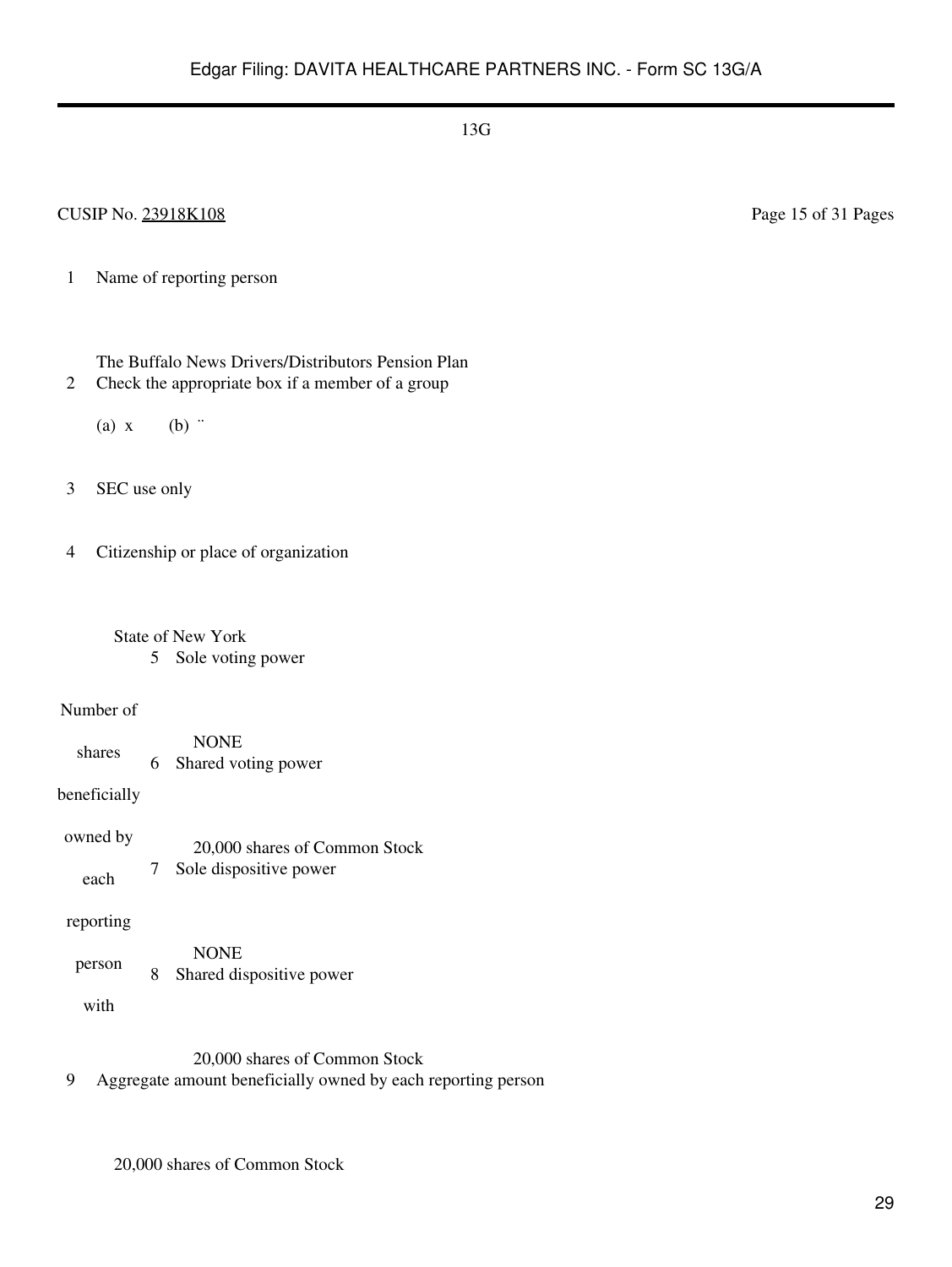13G

CUSIP No. 23918K108

Page 15 of 31 Pages

| | | |
|---|---|---|
| 1 | Name of reporting person<br><br>The Buffalo News Drivers/Distributors Pension Plan | |
| 2 | Check the appropriate box if a member of a group<br><br>(a) x (b) ¨ | |
| 3 | SEC use only | |
| 4 | Citizenship or place of organization<br><br>State of New York | |
| Number of shares beneficially owned by each reporting person with | 5 | Sole voting power<br><br>NONE |
| | 6 | Shared voting power<br><br>20,000 shares of Common Stock |
| | 7 | Sole dispositive power<br><br>NONE |
| | 8 | Shared dispositive power<br><br>20,000 shares of Common Stock |
| 9 | Aggregate amount beneficially owned by each reporting person<br><br>20,000 shares of Common Stock | |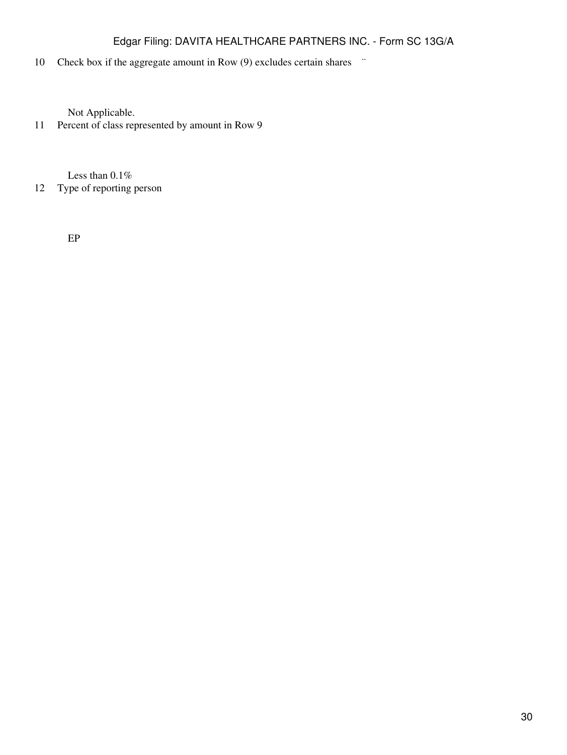10 Check box if the aggregate amount in Row (9) excludes certain shares ¨

Not Applicable.

11 Percent of class represented by amount in Row 9

Less than 0.1%

12 Type of reporting person

EP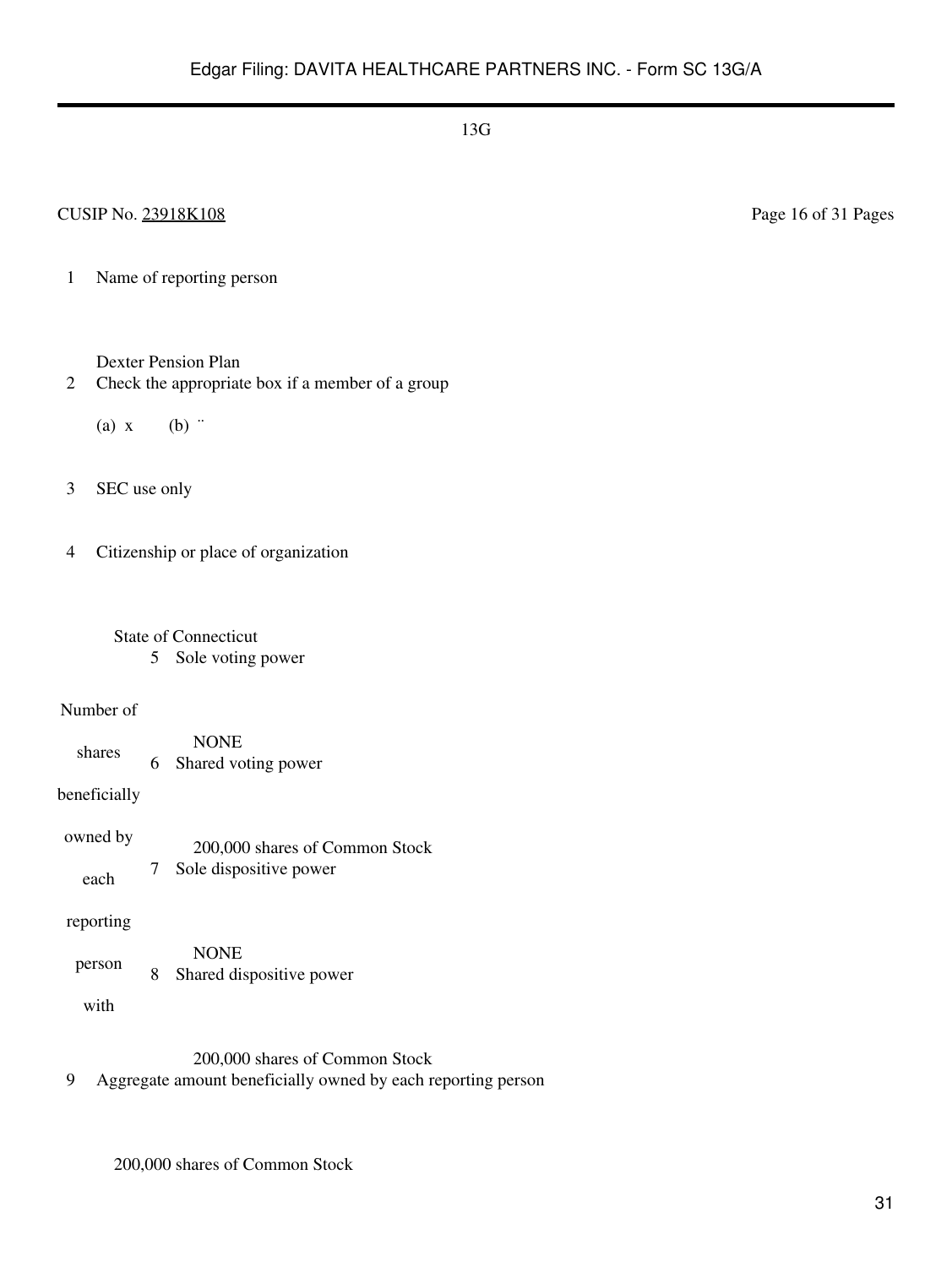13G

CUSIP No. 23918K108 Page 16 of 31 Pages

| | | |
|---|---|---|
| 1 | Name of reporting person | |
| | Dexter Pension Plan | |
| 2 | Check the appropriate box if a member of a group | |
| | (a) x (b) ¨ | |
| 3 | SEC use only | |
| 4 | Citizenship or place of organization | |
| | State of Connecticut | |

| Number of shares beneficially owned by each reporting person with | | |
|---|---|---|
| | 5 | Sole voting power |
| | | NONE |
| | 6 | Shared voting power |
| | | 200,000 shares of Common Stock |
| | 7 | Sole dispositive power |
| | | NONE |
| | 8 | Shared dispositive power |
| | | 200,000 shares of Common Stock |

| | |
|---|---|
| 9 | Aggregate amount beneficially owned by each reporting person |
| | 200,000 shares of Common Stock |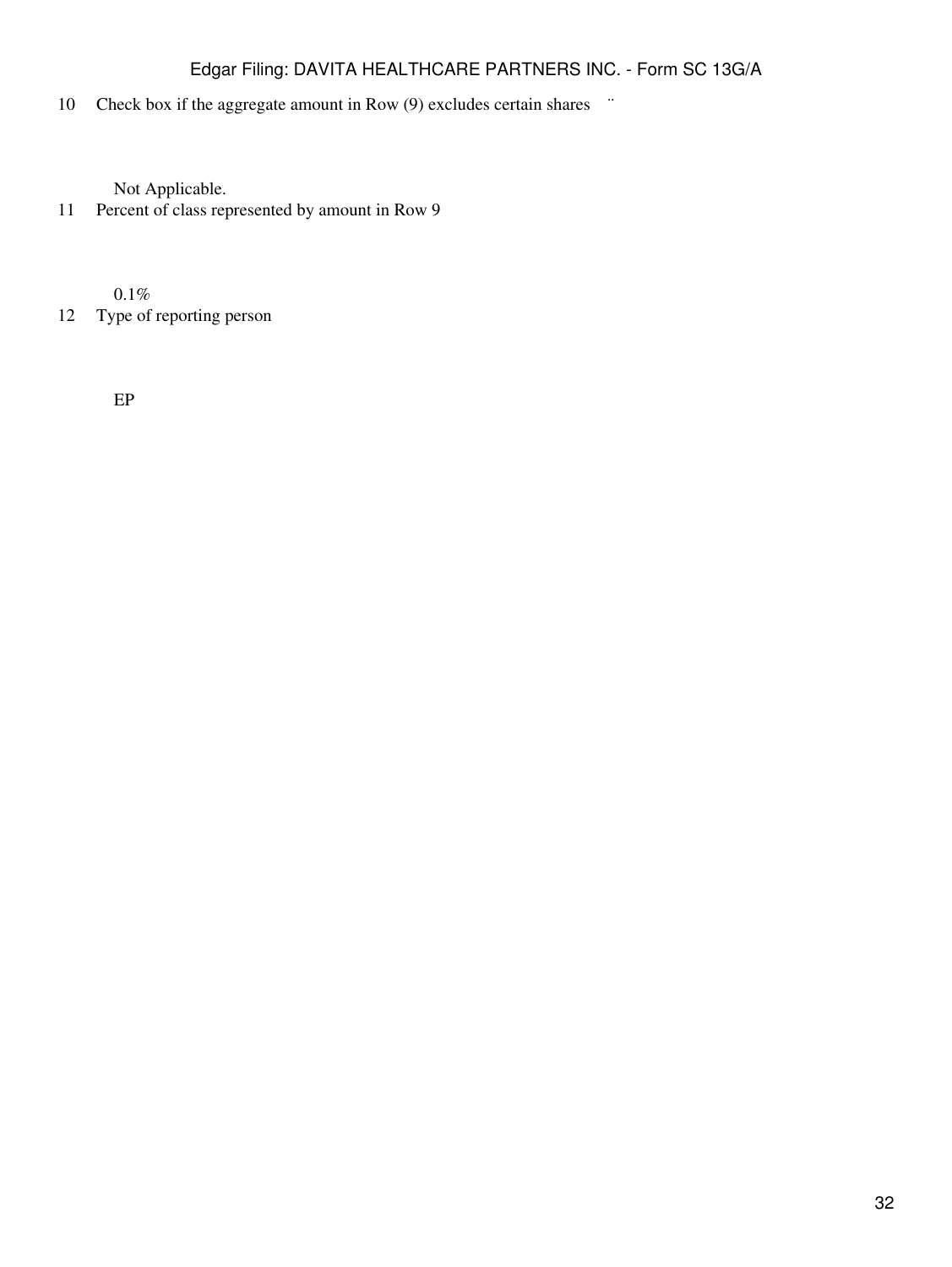| | | |
|---|---|---|
| 10 | Check box if the aggregate amount in Row (9) excludes certain shares | ¨ |
| | Not Applicable. | |
| 11 | Percent of class represented by amount in Row 9 | |
| | 0.1% | |
| 12 | Type of reporting person | |
| | EP | |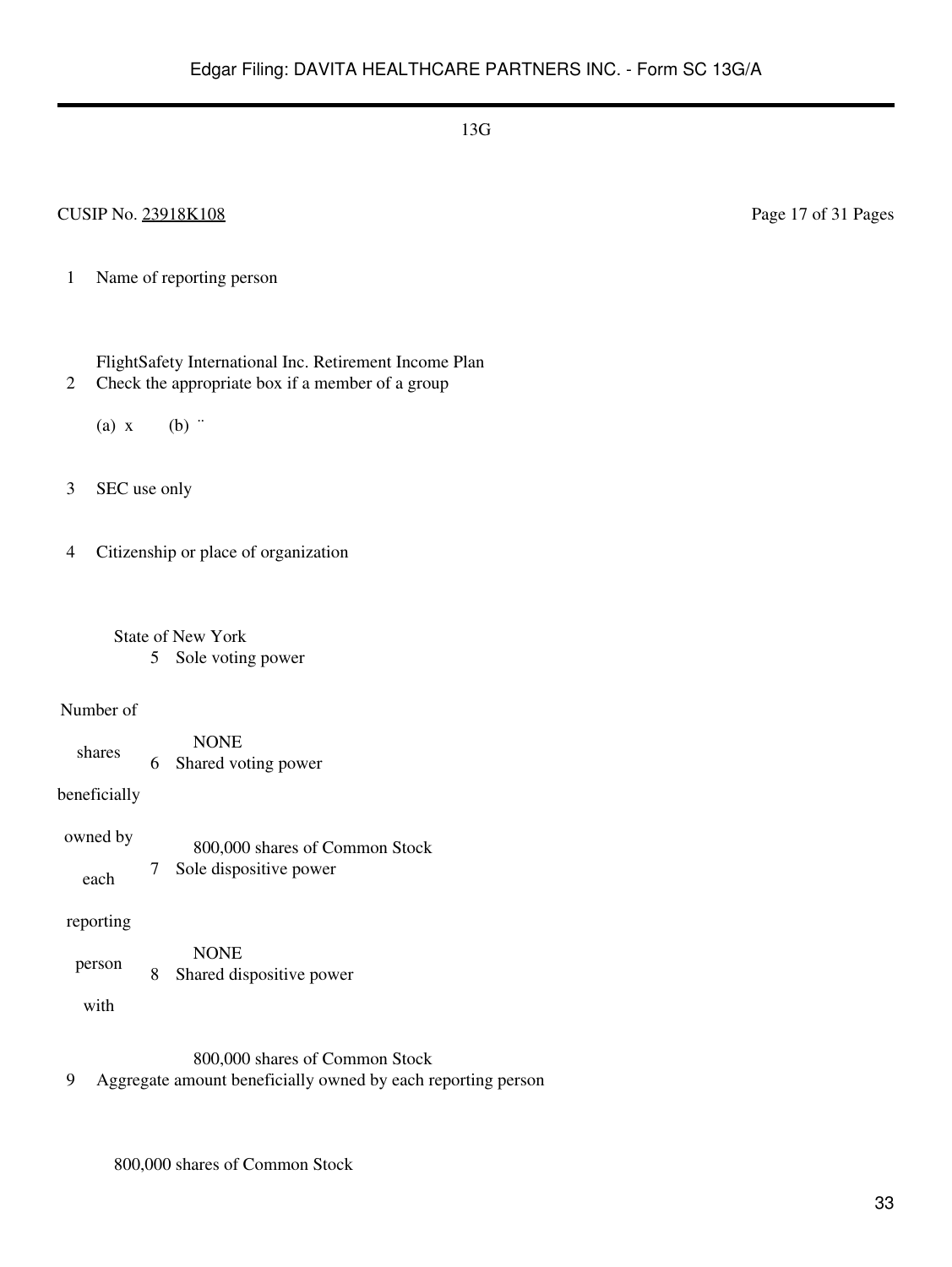13G

CUSIP No. 23918K108

| | | |
|---|---|---|
| 1 | Name of reporting person<br><br>FlightSafety International Inc. Retirement Income Plan | |
| 2 | Check the appropriate box if a member of a group<br><br>(a) x (b) ¨ | |
| 3 | SEC use only | |
| 4 | Citizenship or place of organization<br><br>State of New York | |
| Number of shares beneficially owned by each reporting person with | 5 | Sole voting power<br><br>NONE |
| | 6 | Shared voting power<br><br>800,000 shares of Common Stock |
| | 7 | Sole dispositive power<br><br>NONE |
| | 8 | Shared dispositive power<br><br>800,000 shares of Common Stock |
| 9 | Aggregate amount beneficially owned by each reporting person<br><br>800,000 shares of Common Stock | |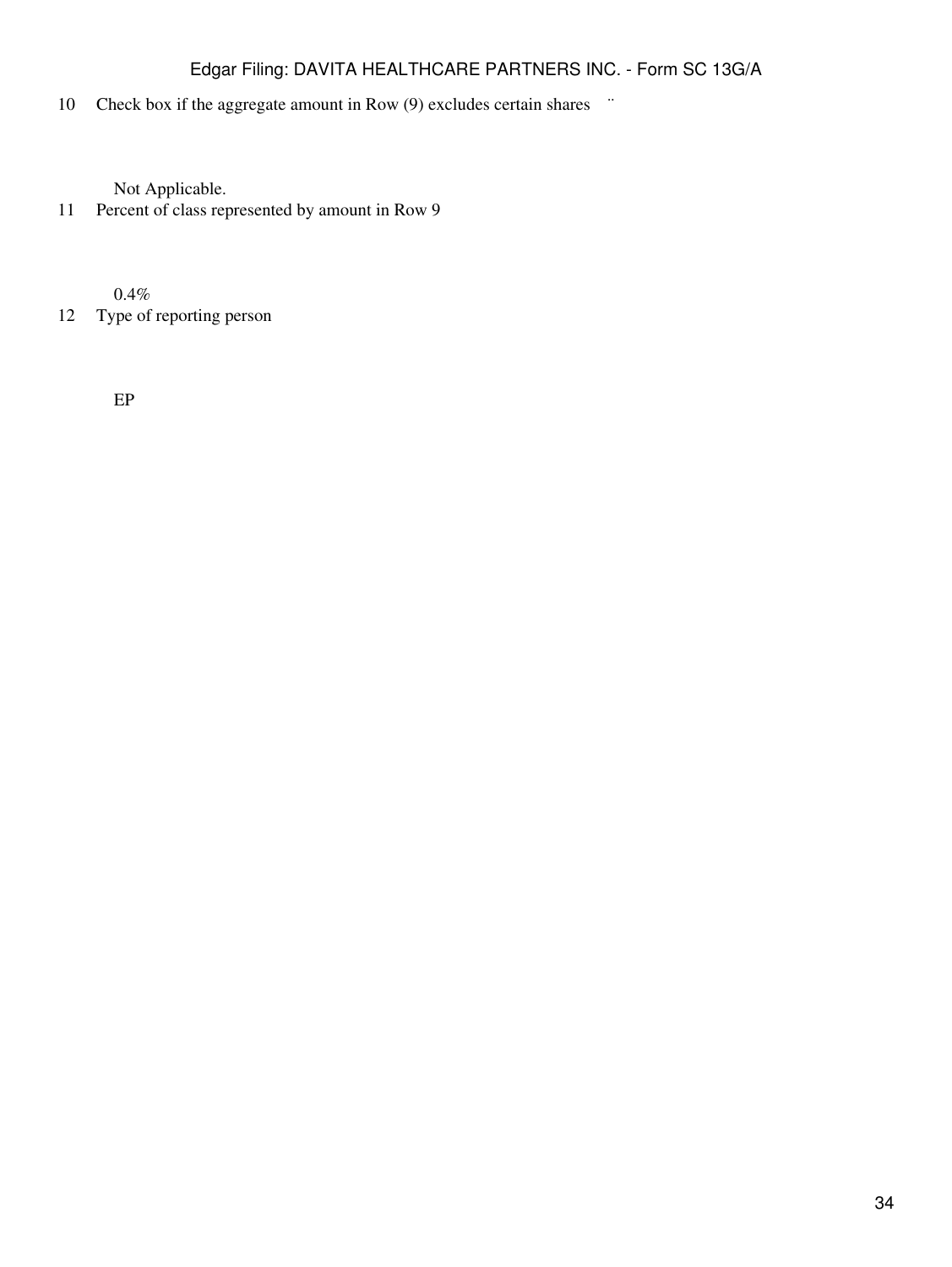| | |
|---|---|
| 10 | Check box if the aggregate amount in Row (9) excludes certain shares ¨ |
| | Not Applicable. |
| 11 | Percent of class represented by amount in Row 9 |
| | 0.4% |
| 12 | Type of reporting person |
| | EP |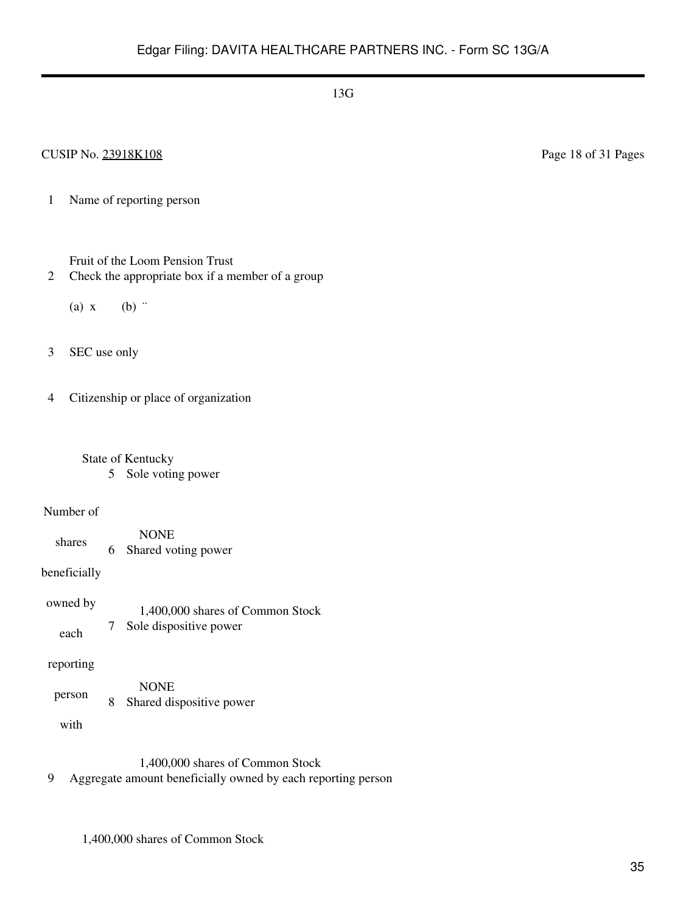13G

CUSIP No. 23918K108

| | | | |
|---|---|---|---|
| 1 | Name of reporting person<br><br>Fruit of the Loom Pension Trust | | |
| 2 | Check the appropriate box if a member of a group<br><br>(a) x (b) ¨ | | |
| 3 | SEC use only | | |
| 4 | Citizenship or place of organization<br><br>State of Kentucky | | |
| Number of shares beneficially owned by each reporting person with | 5 | Sole voting power<br><br>NONE | |
| | 6 | Shared voting power<br><br>1,400,000 shares of Common Stock | |
| | 7 | Sole dispositive power<br><br>NONE | |
| | 8 | Shared dispositive power<br><br>1,400,000 shares of Common Stock | |
| 9 | Aggregate amount beneficially owned by each reporting person<br><br>1,400,000 shares of Common Stock | | |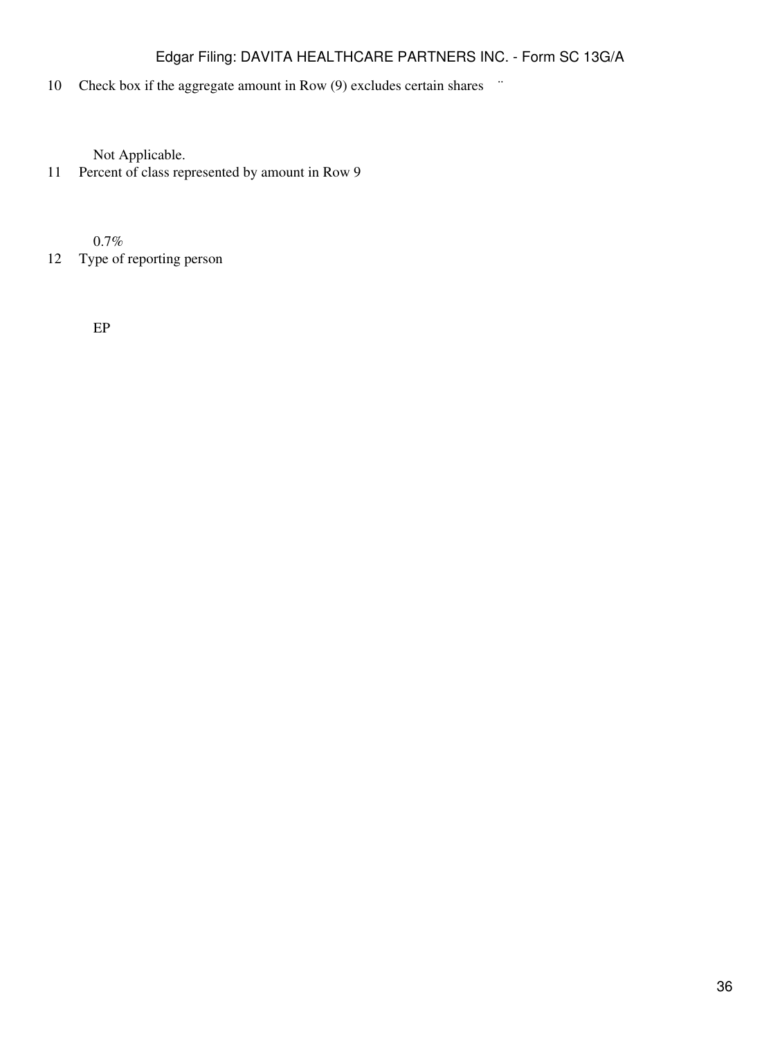| | | |
|---|---|---|
| 10 | Check box if the aggregate amount in Row (9) excludes certain shares | ¨ |
| | Not Applicable. | |
| 11 | Percent of class represented by amount in Row 9 | |
| | 0.7% | |
| 12 | Type of reporting person | |
| | EP | |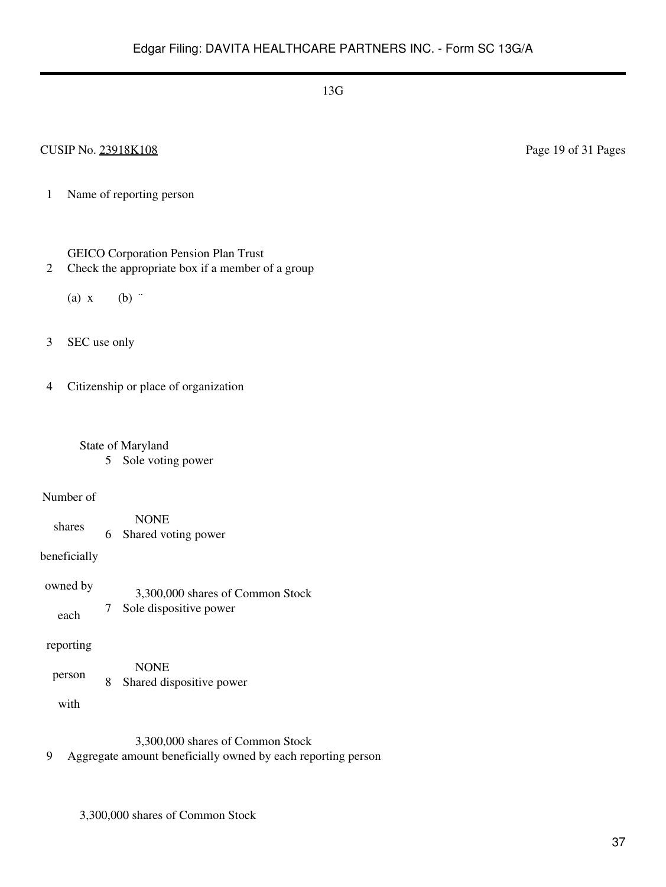13G

CUSIP No. 23918K108

Page 19 of 31 Pages

| | | |
|---|---|---|
| 1 | Name of reporting person<br><br>GEICO Corporation Pension Plan Trust | |
| 2 | Check the appropriate box if a member of a group<br><br>(a) x (b) ¨ | |
| 3 | SEC use only | |
| 4 | Citizenship or place of organization<br><br>State of Maryland | |
| Number of shares beneficially owned by each reporting person with | 5 | Sole voting power<br><br>NONE |
| | 6 | Shared voting power<br><br>3,300,000 shares of Common Stock |
| | 7 | Sole dispositive power<br><br>NONE |
| | 8 | Shared dispositive power<br><br>3,300,000 shares of Common Stock |
| 9 | Aggregate amount beneficially owned by each reporting person<br><br>3,300,000 shares of Common Stock | |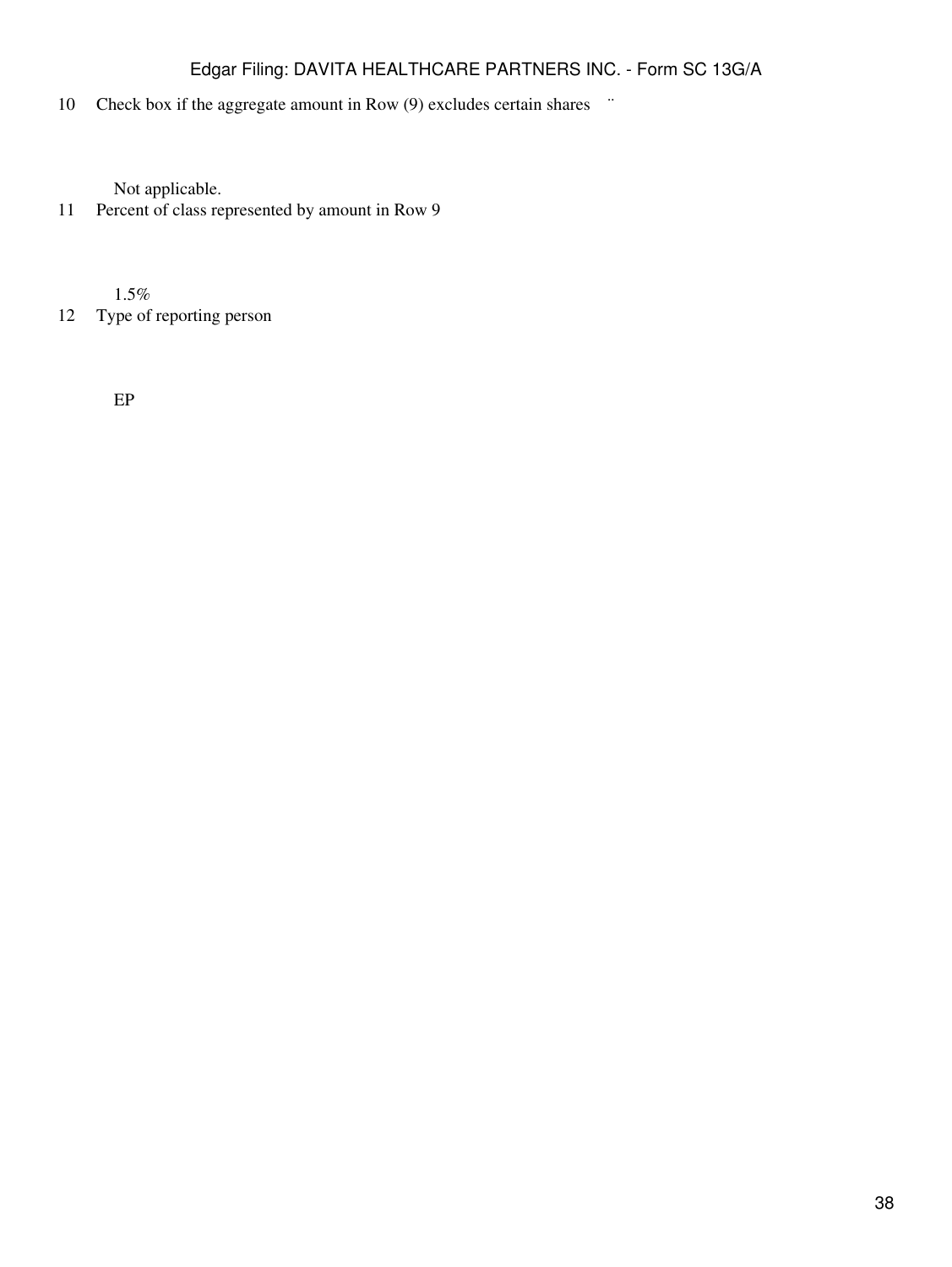| | |
|---|---|
| 10 | Check box if the aggregate amount in Row (9) excludes certain shares ¨ |
| | Not applicable. |
| 11 | Percent of class represented by amount in Row 9 |
| | 1.5% |
| 12 | Type of reporting person |
| | EP |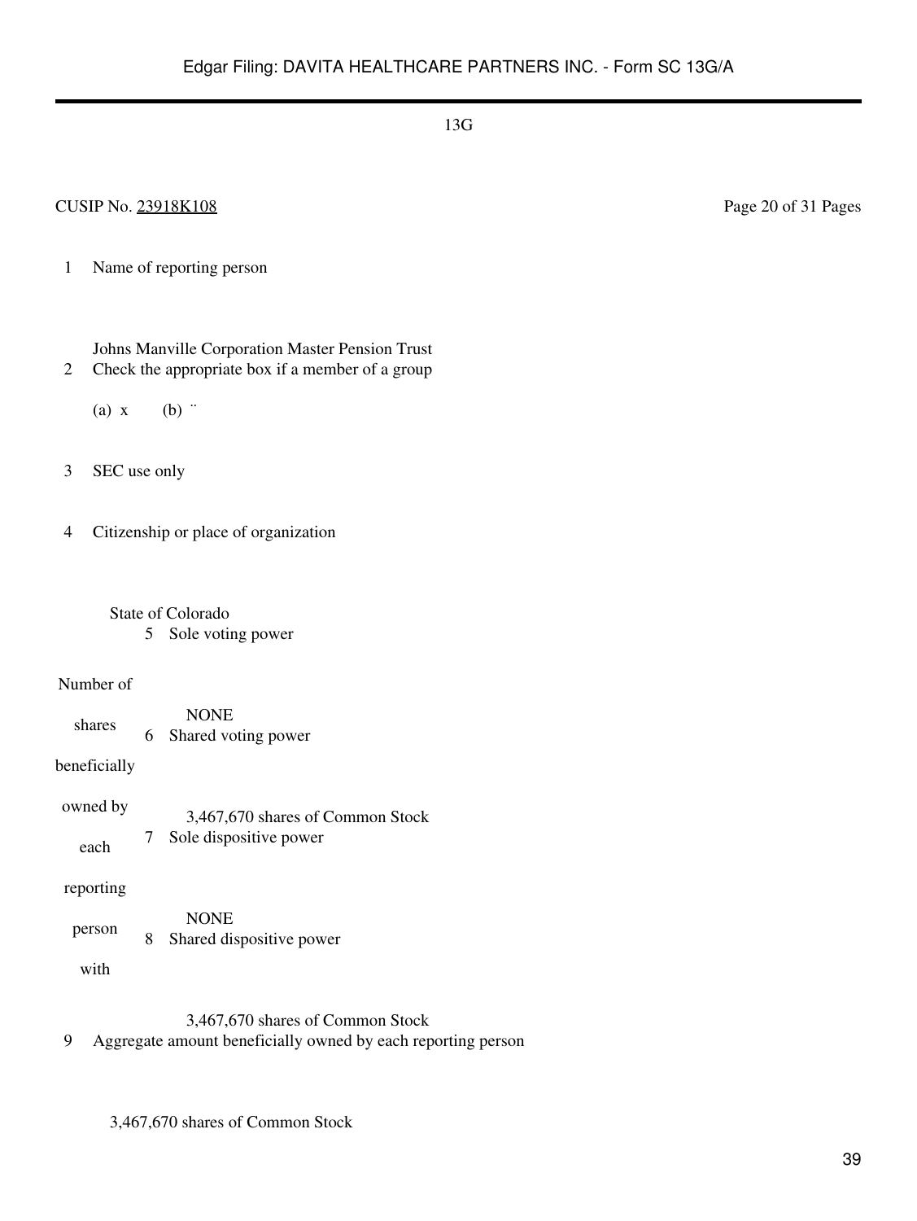13G

CUSIP No. 23918K108 Page 20 of 31 Pages

| | | |
|---|---|---|
| 1 | Name of reporting person<br><br>Johns Manville Corporation Master Pension Trust | |
| 2 | Check the appropriate box if a member of a group<br><br>(a) x (b) ¨ | |
| 3 | SEC use only | |
| 4 | Citizenship or place of organization<br><br>State of Colorado | |
| Number of shares beneficially owned by each reporting person with | 5 | Sole voting power<br><br>NONE |
| | 6 | Shared voting power<br><br>3,467,670 shares of Common Stock |
| | 7 | Sole dispositive power<br><br>NONE |
| | 8 | Shared dispositive power<br><br>3,467,670 shares of Common Stock |
| 9 | Aggregate amount beneficially owned by each reporting person<br><br>3,467,670 shares of Common Stock | |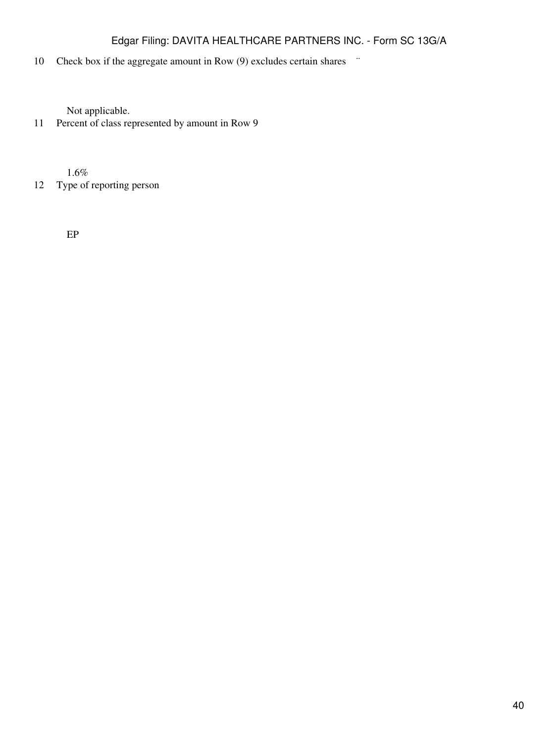| | |
|---|---|
| 10 | Check box if the aggregate amount in Row (9) excludes certain shares ¨ |
| | Not applicable. |
| 11 | Percent of class represented by amount in Row 9 |
| | 1.6% |
| 12 | Type of reporting person |
| | EP |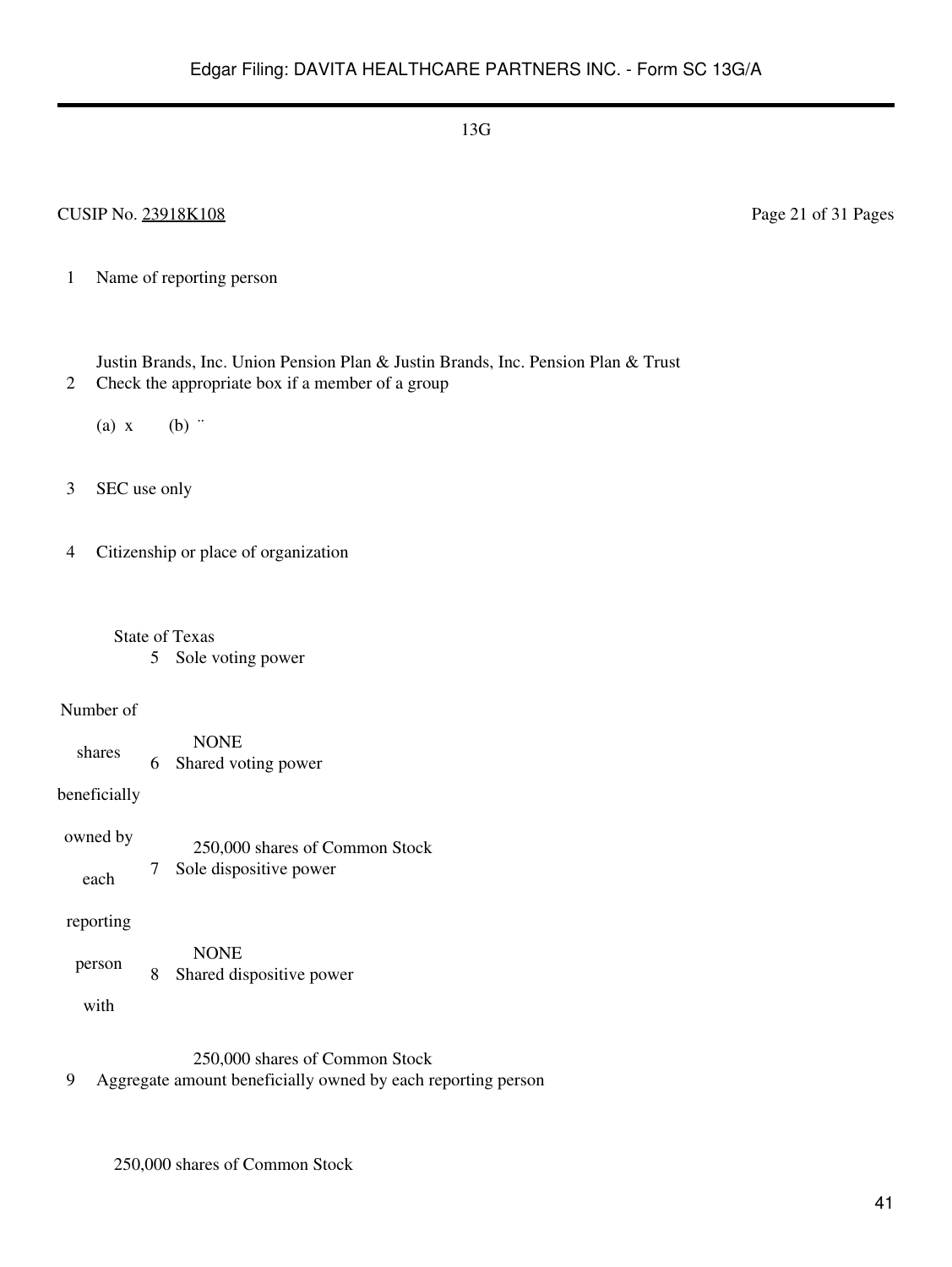13G

CUSIP No. 23918K108

Page 21 of 31 Pages

| | | |
|---|---|---|
| 1 | Name of reporting person<br><br>Justin Brands, Inc. Union Pension Plan & Justin Brands, Inc. Pension Plan & Trust | |
| 2 | Check the appropriate box if a member of a group<br><br>(a) x (b) ¨ | |
| 3 | SEC use only | |
| 4 | Citizenship or place of organization<br><br>State of Texas | |

| Number of shares beneficially owned by each reporting person with | | |
|---|---|---|
| | 5 | Sole voting power<br><br>NONE |
| | 6 | Shared voting power<br><br>250,000 shares of Common Stock |
| | 7 | Sole dispositive power<br><br>NONE |
| | 8 | Shared dispositive power<br><br>250,000 shares of Common Stock |

| | |
|---|---|
| 9 | Aggregate amount beneficially owned by each reporting person<br><br>250,000 shares of Common Stock |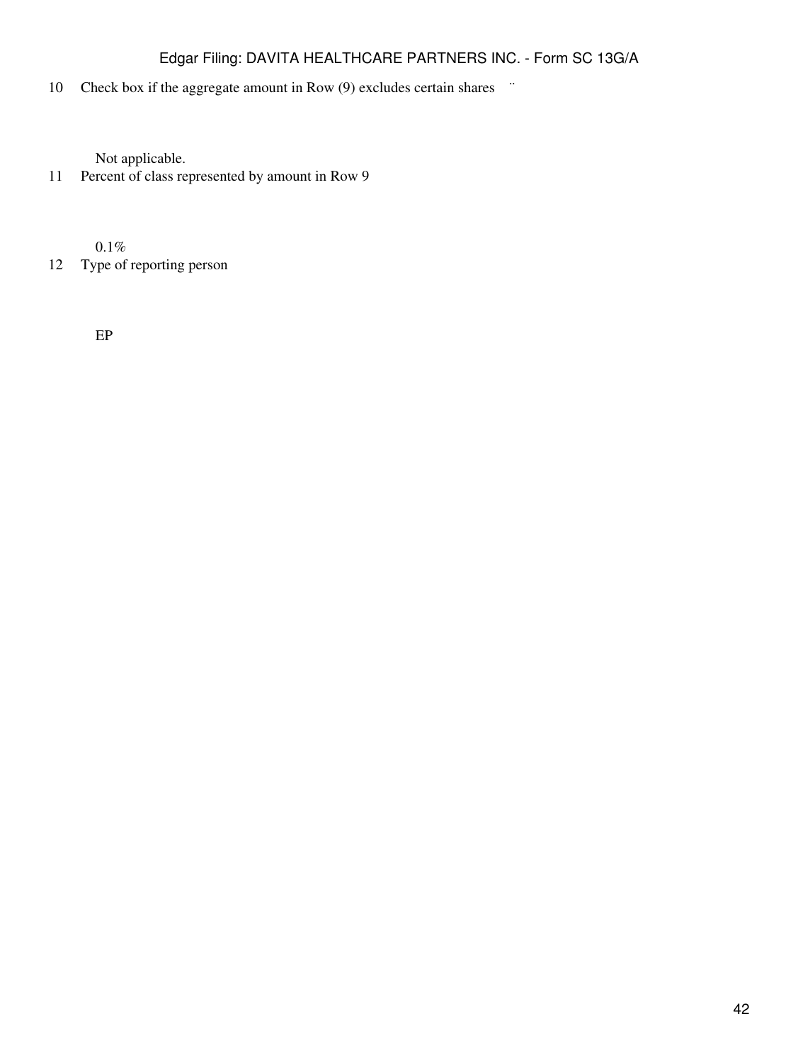| | |
|---|---|
| 10 | Check box if the aggregate amount in Row (9) excludes certain shares ¨ |
| | Not applicable. |
| 11 | Percent of class represented by amount in Row 9 |
| | 0.1% |
| 12 | Type of reporting person |
| | EP |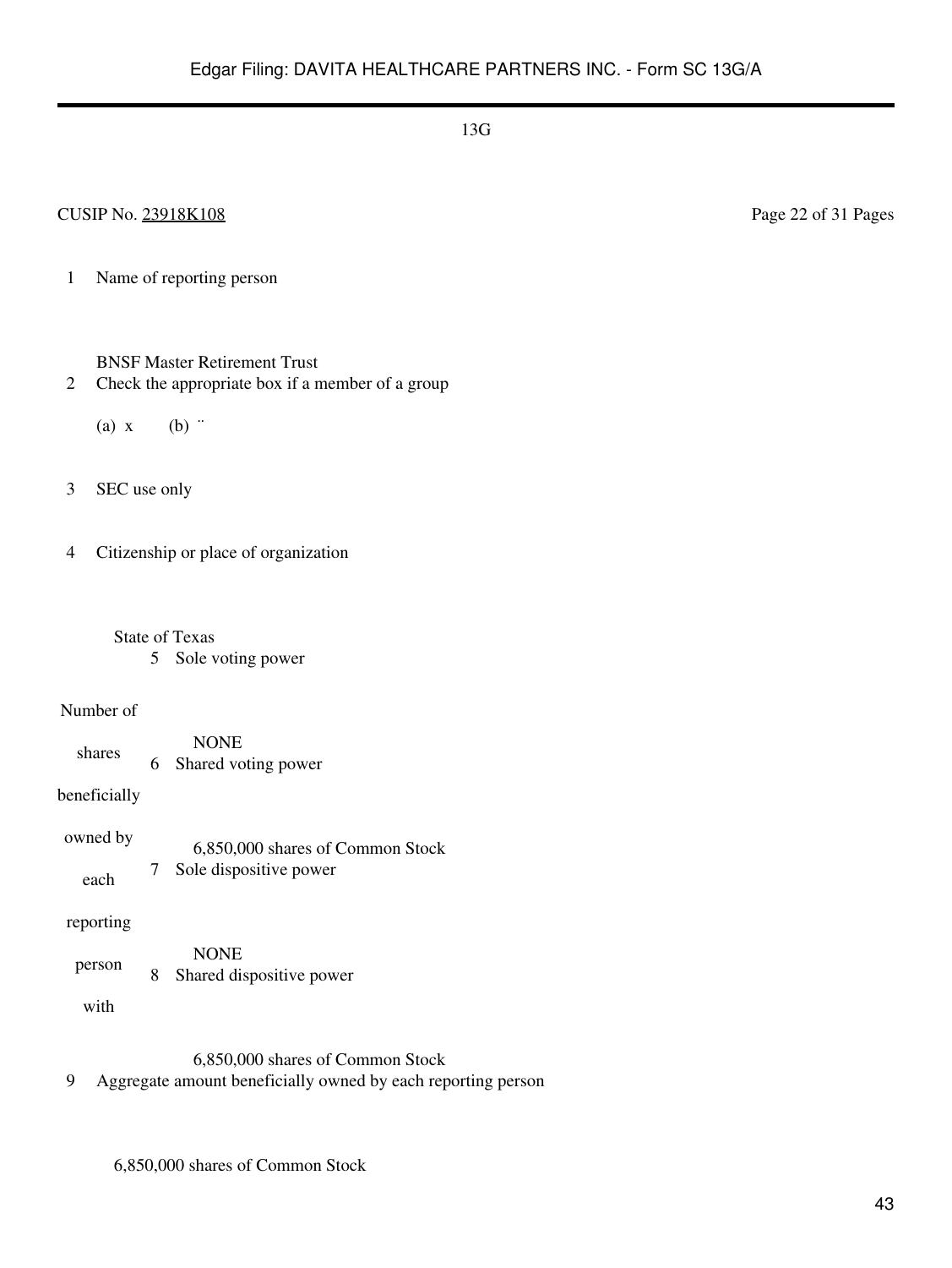13G

CUSIP No. 23918K108 Page 22 of 31 Pages

| | | |
|---|---|---|
| 1 | Name of reporting person<br><br>BNSF Master Retirement Trust | |
| 2 | Check the appropriate box if a member of a group<br><br>(a) x (b) ¨ | |
| 3 | SEC use only | |
| 4 | Citizenship or place of organization<br><br>State of Texas | |
| Number of shares beneficially owned by each reporting person with | 5 | Sole voting power<br><br>NONE |
| | 6 | Shared voting power<br><br>6,850,000 shares of Common Stock |
| | 7 | Sole dispositive power<br><br>NONE |
| | 8 | Shared dispositive power<br><br>6,850,000 shares of Common Stock |
| 9 | Aggregate amount beneficially owned by each reporting person<br><br>6,850,000 shares of Common Stock | |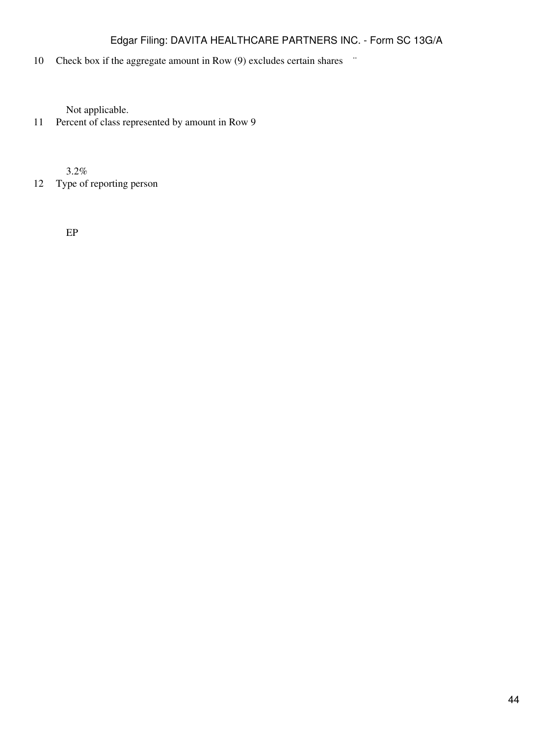| | |
|---|---|
| 10 | Check box if the aggregate amount in Row (9) excludes certain shares ¨ |
| | Not applicable. |
| 11 | Percent of class represented by amount in Row 9 |
| | 3.2% |
| 12 | Type of reporting person |
| | EP |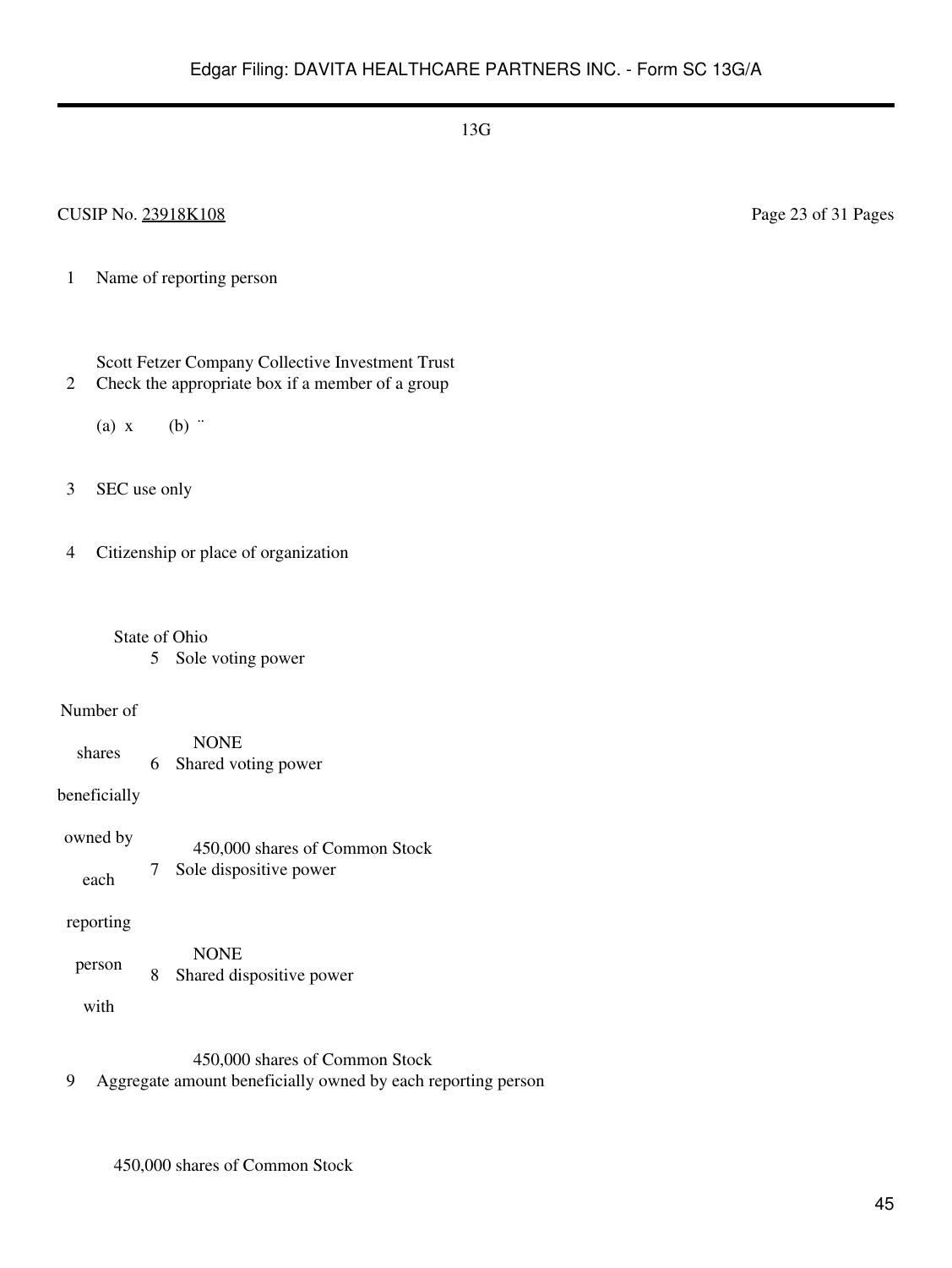13G

CUSIP No. 23918K108

| | | |
|---|---|---|
| 1 | Name of reporting person<br><br>Scott Fetzer Company Collective Investment Trust | |
| 2 | Check the appropriate box if a member of a group<br><br>(a) x (b) ¨ | |
| 3 | SEC use only | |
| 4 | Citizenship or place of organization<br><br>State of Ohio | |

| Number of shares beneficially owned by each reporting person with | | |
|---|---|---|
| | 5 | Sole voting power<br><br>NONE |
| | 6 | Shared voting power<br><br>450,000 shares of Common Stock |
| | 7 | Sole dispositive power<br><br>NONE |
| | 8 | Shared dispositive power<br><br>450,000 shares of Common Stock |

| | |
|---|---|
| 9 | Aggregate amount beneficially owned by each reporting person<br><br>450,000 shares of Common Stock |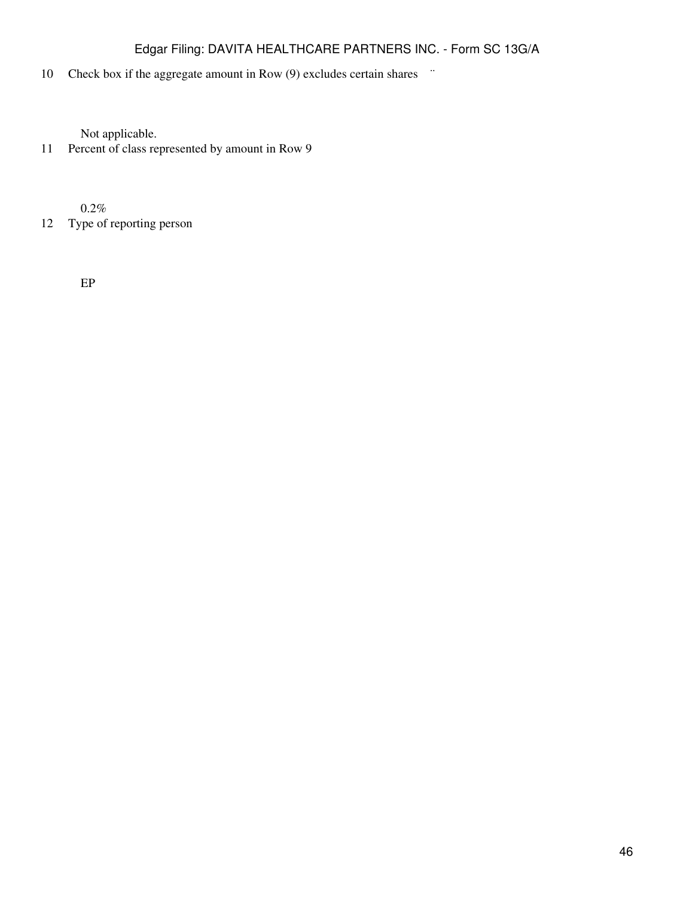| | |
|---|---|
| 10 | Check box if the aggregate amount in Row (9) excludes certain shares ¨ |
| | Not applicable. |
| 11 | Percent of class represented by amount in Row 9 |
| | 0.2% |
| 12 | Type of reporting person |
| | EP |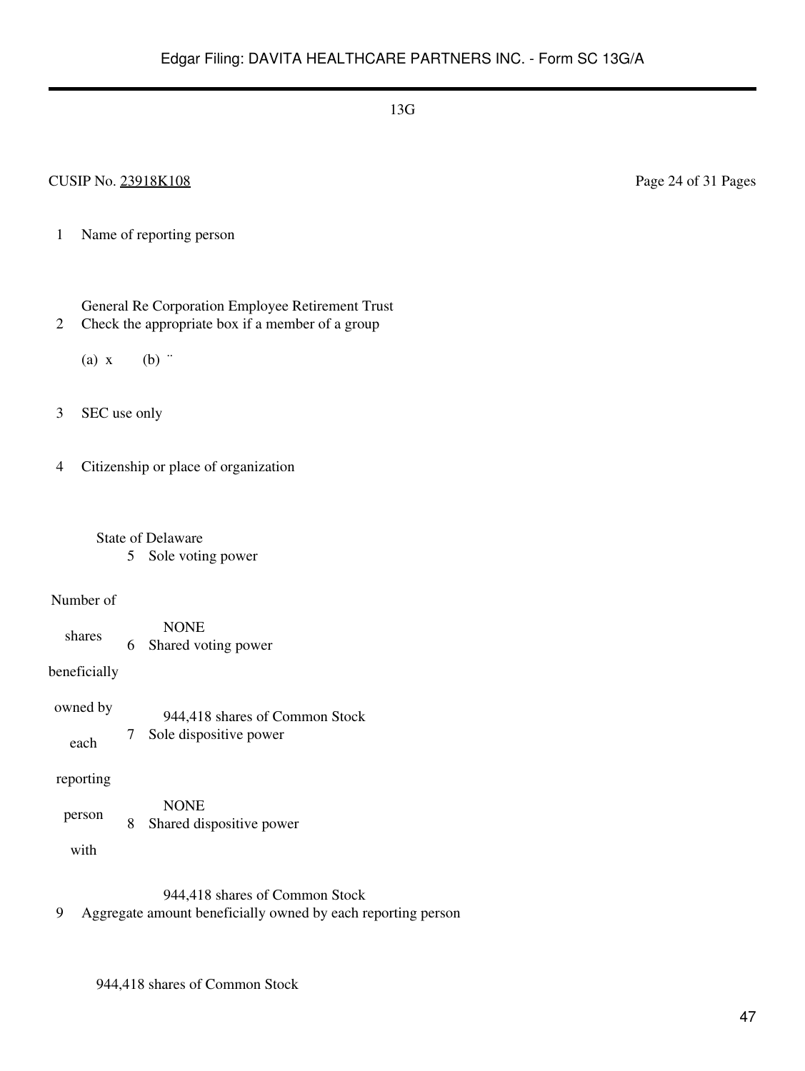13G

CUSIP No. 23918K108 Page 24 of 31 Pages

| | | |
|---|---|---|
| 1 | Name of reporting person | |
| | General Re Corporation Employee Retirement Trust | |
| 2 | Check the appropriate box if a member of a group | |
| | (a) x (b) ¨ | |
| 3 | SEC use only | |
| 4 | Citizenship or place of organization | |
| | State of Delaware | |

| Number of shares beneficially owned by each reporting person with | | |
|---|---|---|
| | 5 | Sole voting power<br><br>NONE |
| | 6 | Shared voting power<br><br>944,418 shares of Common Stock |
| | 7 | Sole dispositive power<br><br>NONE |
| | 8 | Shared dispositive power<br><br>944,418 shares of Common Stock |

| | | |
|---|---|---|
| 9 | Aggregate amount beneficially owned by each reporting person | |
| | 944,418 shares of Common Stock | |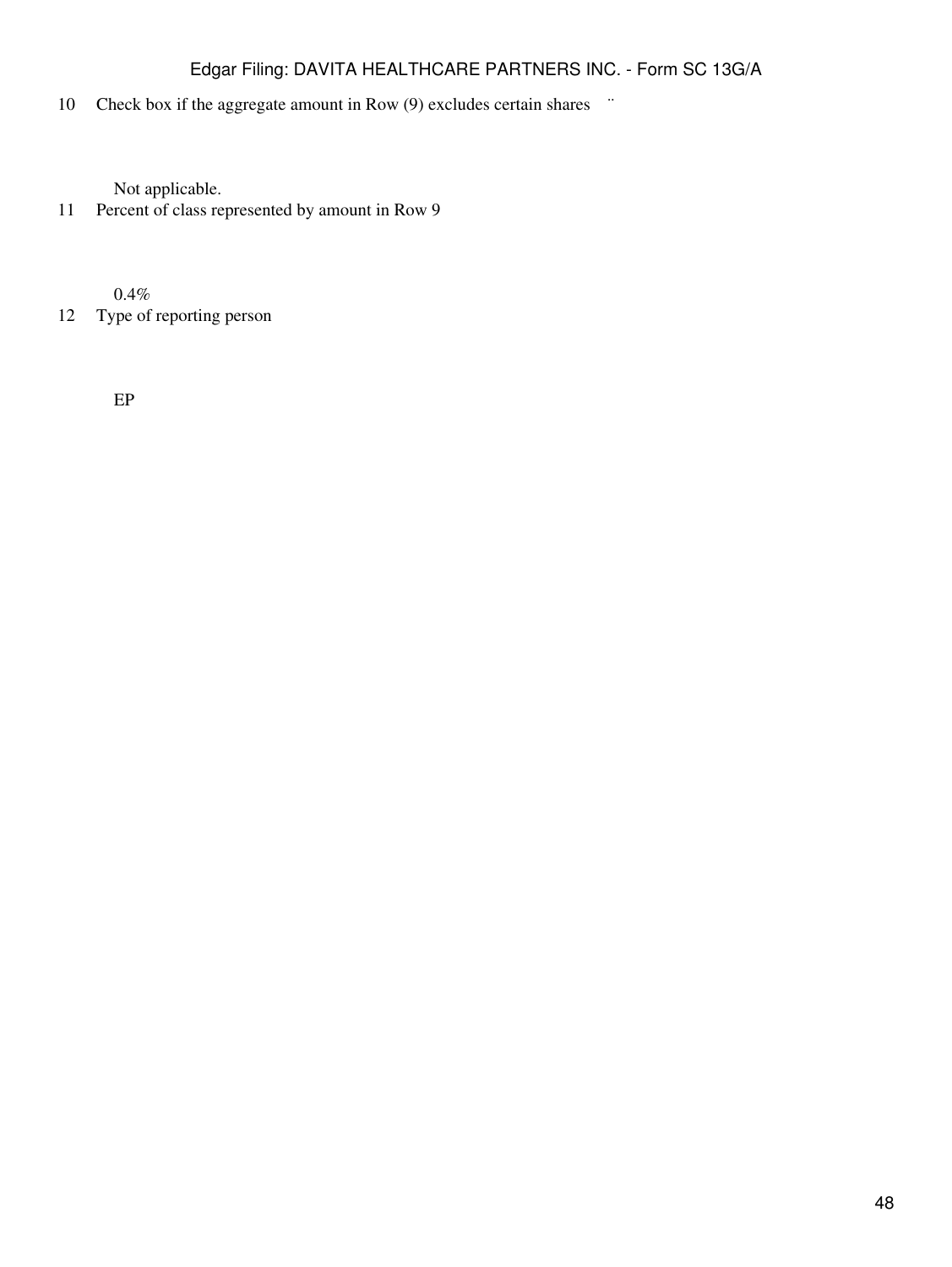| | |
|---|---|
| 10 | Check box if the aggregate amount in Row (9) excludes certain shares ¨ |
| | Not applicable. |
| 11 | Percent of class represented by amount in Row 9 |
| | 0.4% |
| 12 | Type of reporting person |
| | EP |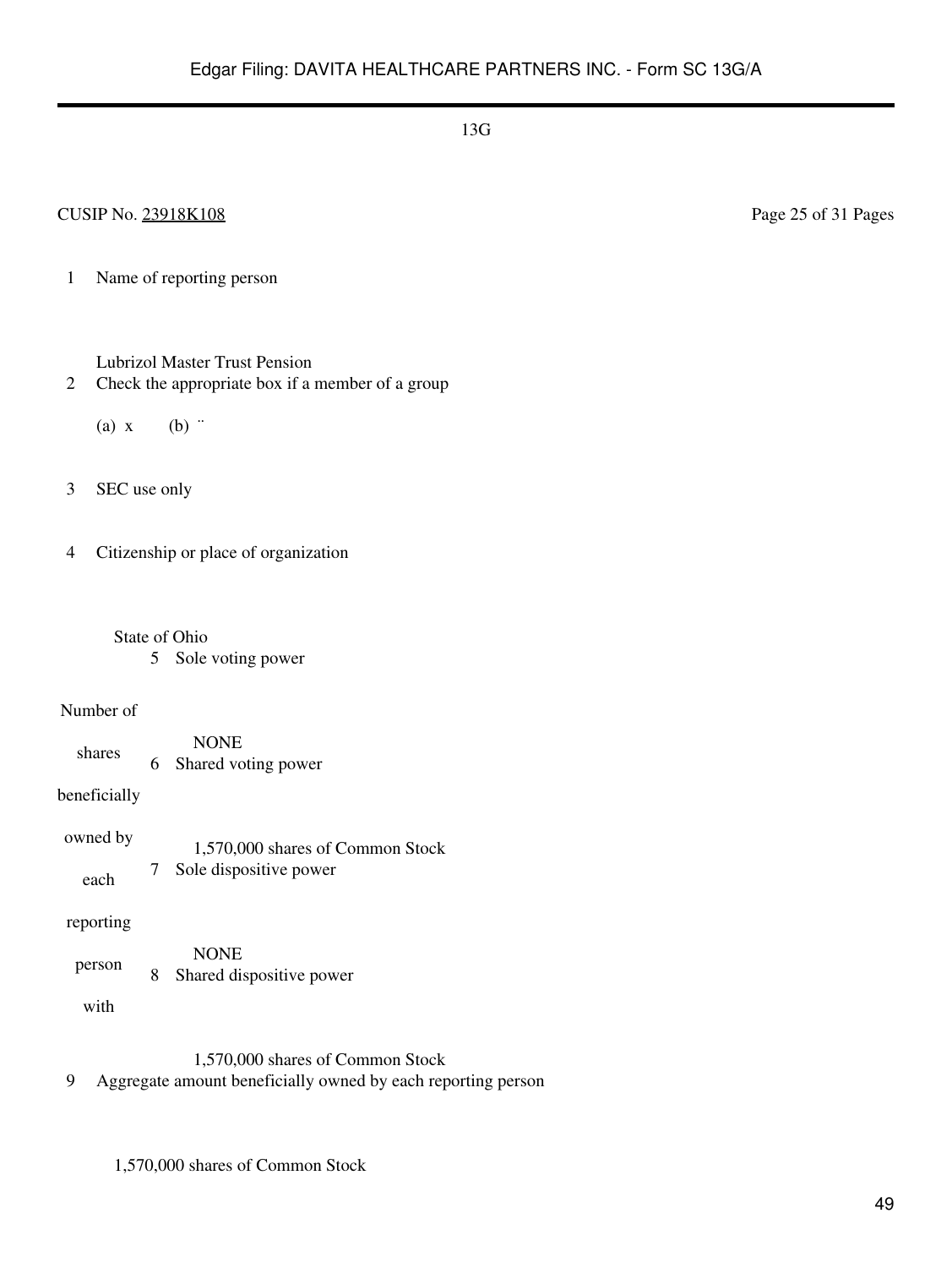13G

CUSIP No. 23918K108

| | | |
|---|---|---|
| 1 | Name of reporting person<br><br>Lubrizol Master Trust Pension | |
| 2 | Check the appropriate box if a member of a group<br><br>(a) x (b) ¨ | |
| 3 | SEC use only | |
| 4 | Citizenship or place of organization<br><br>State of Ohio | |
| Number of shares beneficially owned by each reporting person with | 5 | Sole voting power<br><br>NONE |
| | 6 | Shared voting power<br><br>1,570,000 shares of Common Stock |
| | 7 | Sole dispositive power<br><br>NONE |
| | 8 | Shared dispositive power<br><br>1,570,000 shares of Common Stock |
| 9 | Aggregate amount beneficially owned by each reporting person<br><br>1,570,000 shares of Common Stock | |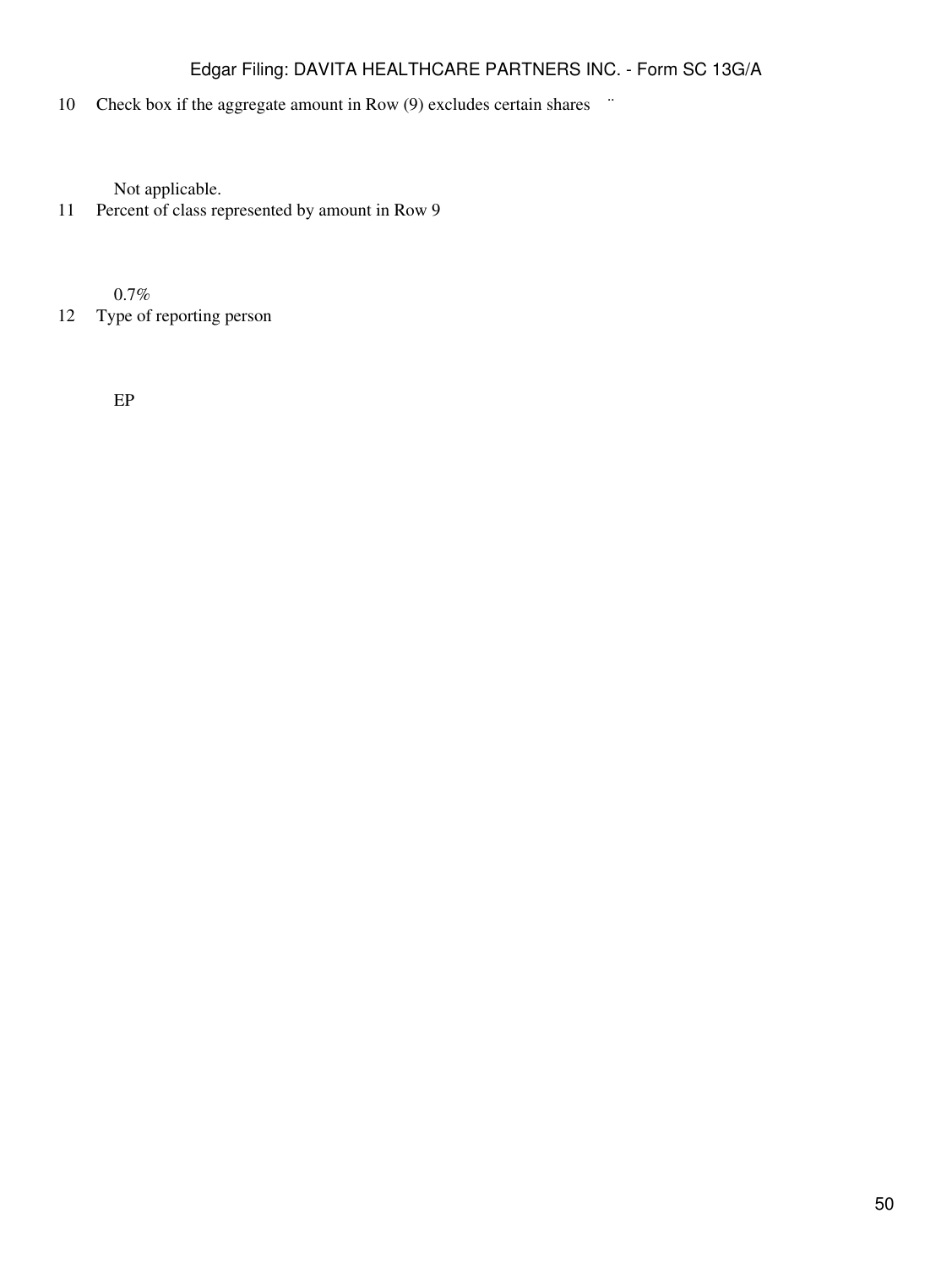10 Check box if the aggregate amount in Row (9) excludes certain shares ¨

Not applicable.

11 Percent of class represented by amount in Row 9

0.7%

12 Type of reporting person

EP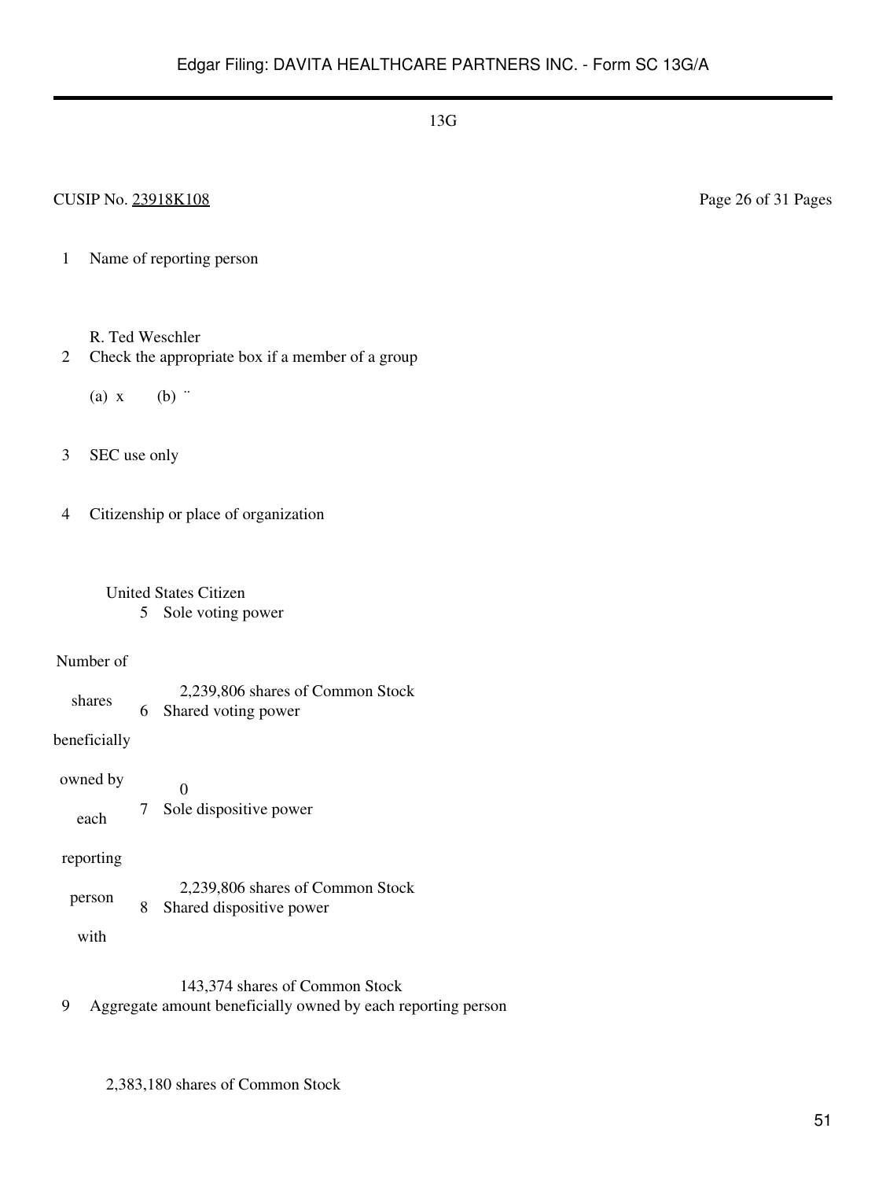13G

CUSIP No. 23918K108

| | | |
|---|---|---|
| 1 | Name of reporting person<br><br>R. Ted Weschler | |
| 2 | Check the appropriate box if a member of a group<br><br>(a) x (b) ¨ | |
| 3 | SEC use only | |
| 4 | Citizenship or place of organization<br><br>United States Citizen | |
| Number of shares beneficially owned by each reporting person with | 5 | Sole voting power<br><br>2,239,806 shares of Common Stock |
| | 6 | Shared voting power<br><br>0 |
| | 7 | Sole dispositive power<br><br>2,239,806 shares of Common Stock |
| | 8 | Shared dispositive power<br><br>143,374 shares of Common Stock |
| 9 | Aggregate amount beneficially owned by each reporting person<br><br>2,383,180 shares of Common Stock | |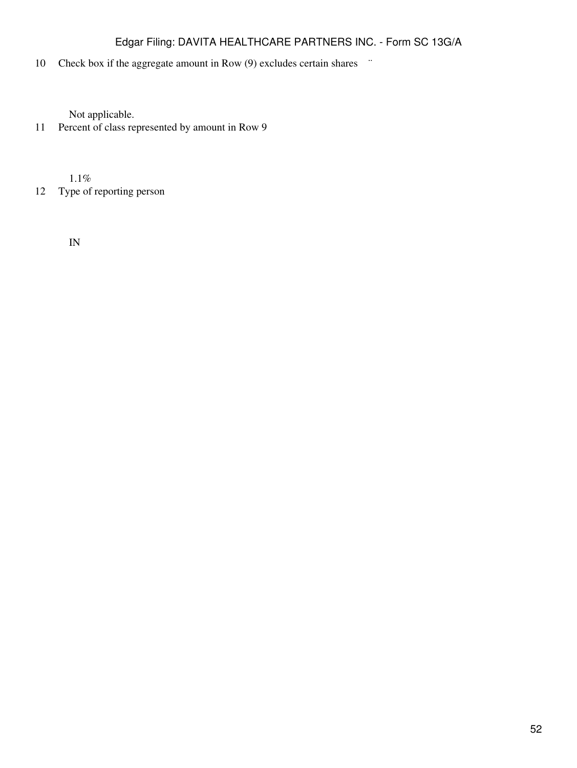| | |
|---|---|
| 10 | Check box if the aggregate amount in Row (9) excludes certain shares ¨ |
| | Not applicable. |
| 11 | Percent of class represented by amount in Row 9 |
| | 1.1% |
| 12 | Type of reporting person |
| | IN |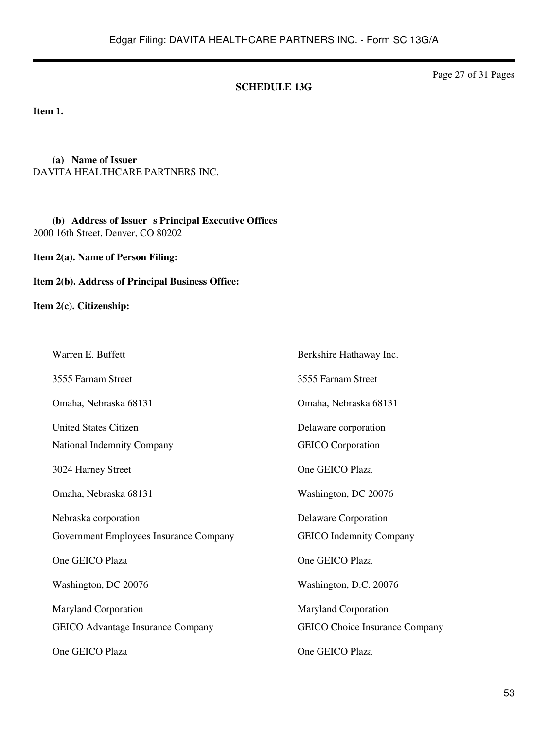**SCHEDULE 13G**

**Item 1.**

**(a) Name of Issuer**
DAVITA HEALTHCARE PARTNERS INC.

**(b) Address of Issuer s Principal Executive Offices**
2000 16th Street, Denver, CO 80202

**Item 2(a). Name of Person Filing:**

**Item 2(b). Address of Principal Business Office:**

**Item 2(c). Citizenship:**

| | |
|---|---|
| Warren E. Buffett | Berkshire Hathaway Inc. |
| 3555 Farnam Street | 3555 Farnam Street |
| Omaha, Nebraska 68131 | Omaha, Nebraska 68131 |
| United States Citizen | Delaware corporation |
| National Indemnity Company | GEICO Corporation |
| 3024 Harney Street | One GEICO Plaza |
| Omaha, Nebraska 68131 | Washington, DC 20076 |
| Nebraska corporation | Delaware Corporation |
| Government Employees Insurance Company | GEICO Indemnity Company |
| One GEICO Plaza | One GEICO Plaza |
| Washington, DC 20076 | Washington, D.C. 20076 |
| Maryland Corporation | Maryland Corporation |
| GEICO Advantage Insurance Company | GEICO Choice Insurance Company |
| One GEICO Plaza | One GEICO Plaza |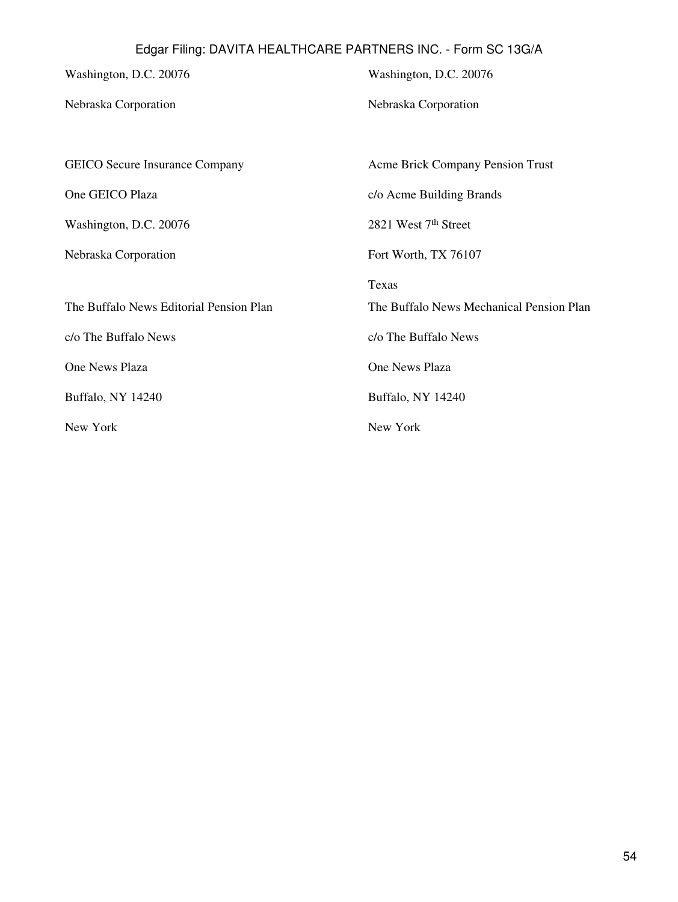Washington, D.C. 20076

Nebraska Corporation

Washington, D.C. 20076

Nebraska Corporation

GEICO Secure Insurance Company

One GEICO Plaza

Washington, D.C. 20076

Nebraska Corporation

Acme Brick Company Pension Trust

c/o Acme Building Brands

2821 West 7th Street

Fort Worth, TX 76107

Texas

The Buffalo News Editorial Pension Plan

c/o The Buffalo News

One News Plaza

Buffalo, NY 14240

New York

The Buffalo News Mechanical Pension Plan

c/o The Buffalo News

One News Plaza

Buffalo, NY 14240

New York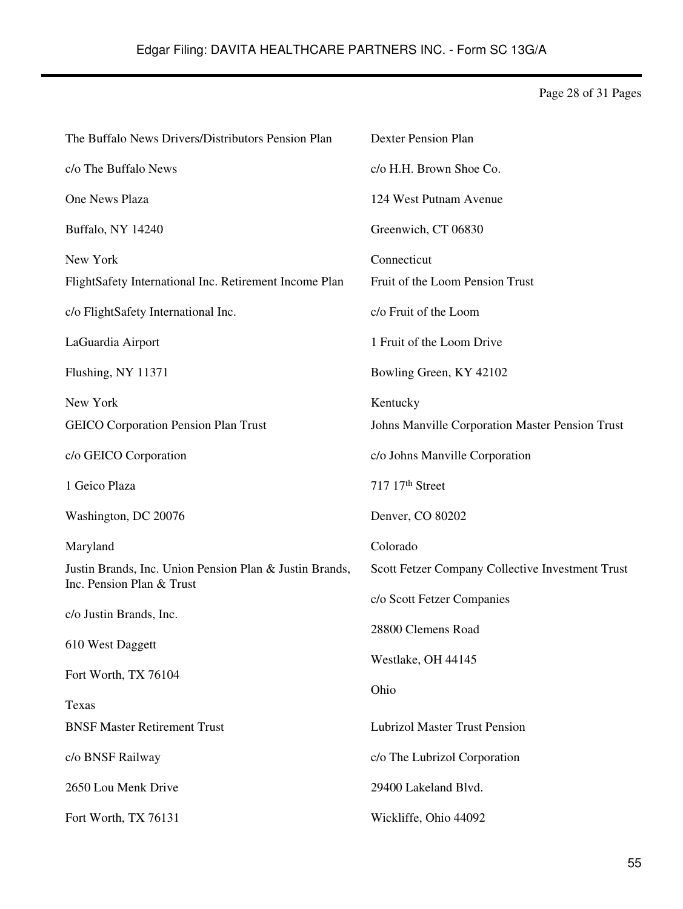The Buffalo News Drivers/Distributors Pension Plan

c/o The Buffalo News

One News Plaza

Buffalo, NY 14240

New York

FlightSafety International Inc. Retirement Income Plan

c/o FlightSafety International Inc.

LaGuardia Airport

Flushing, NY 11371

New York

GEICO Corporation Pension Plan Trust

c/o GEICO Corporation

1 Geico Plaza

Washington, DC 20076

Maryland

Justin Brands, Inc. Union Pension Plan & Justin Brands, Inc. Pension Plan & Trust

c/o Justin Brands, Inc.

610 West Daggett

Fort Worth, TX 76104

Texas

BNSF Master Retirement Trust

c/o BNSF Railway

2650 Lou Menk Drive

Fort Worth, TX 76131

Dexter Pension Plan

c/o H.H. Brown Shoe Co.

124 West Putnam Avenue

Greenwich, CT 06830

Connecticut

Fruit of the Loom Pension Trust

c/o Fruit of the Loom

1 Fruit of the Loom Drive

Bowling Green, KY 42102

Kentucky

Johns Manville Corporation Master Pension Trust

c/o Johns Manville Corporation

717 17th Street

Denver, CO 80202

Colorado

Scott Fetzer Company Collective Investment Trust

c/o Scott Fetzer Companies

28800 Clemens Road

Westlake, OH 44145

Ohio

Lubrizol Master Trust Pension

c/o The Lubrizol Corporation

29400 Lakeland Blvd.

Wickliffe, Ohio 44092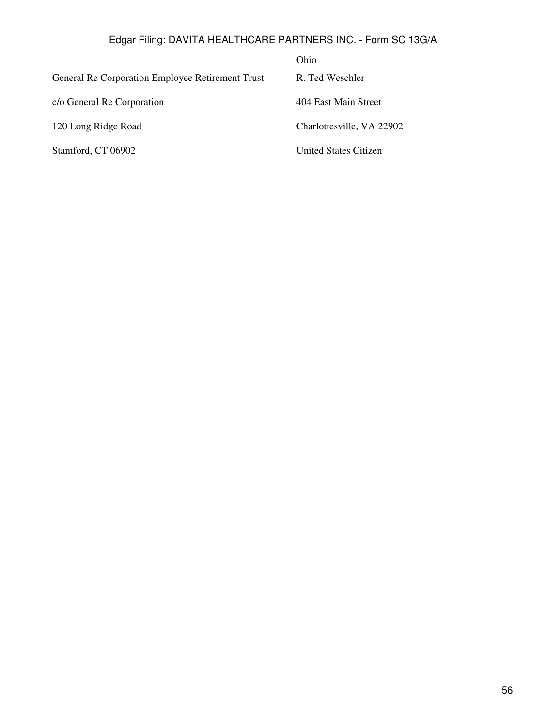| | Ohio |
|---|---|
| General Re Corporation Employee Retirement Trust | R. Ted Weschler |
| c/o General Re Corporation | 404 East Main Street |
| 120 Long Ridge Road | Charlottesville, VA 22902 |
| Stamford, CT 06902 | United States Citizen |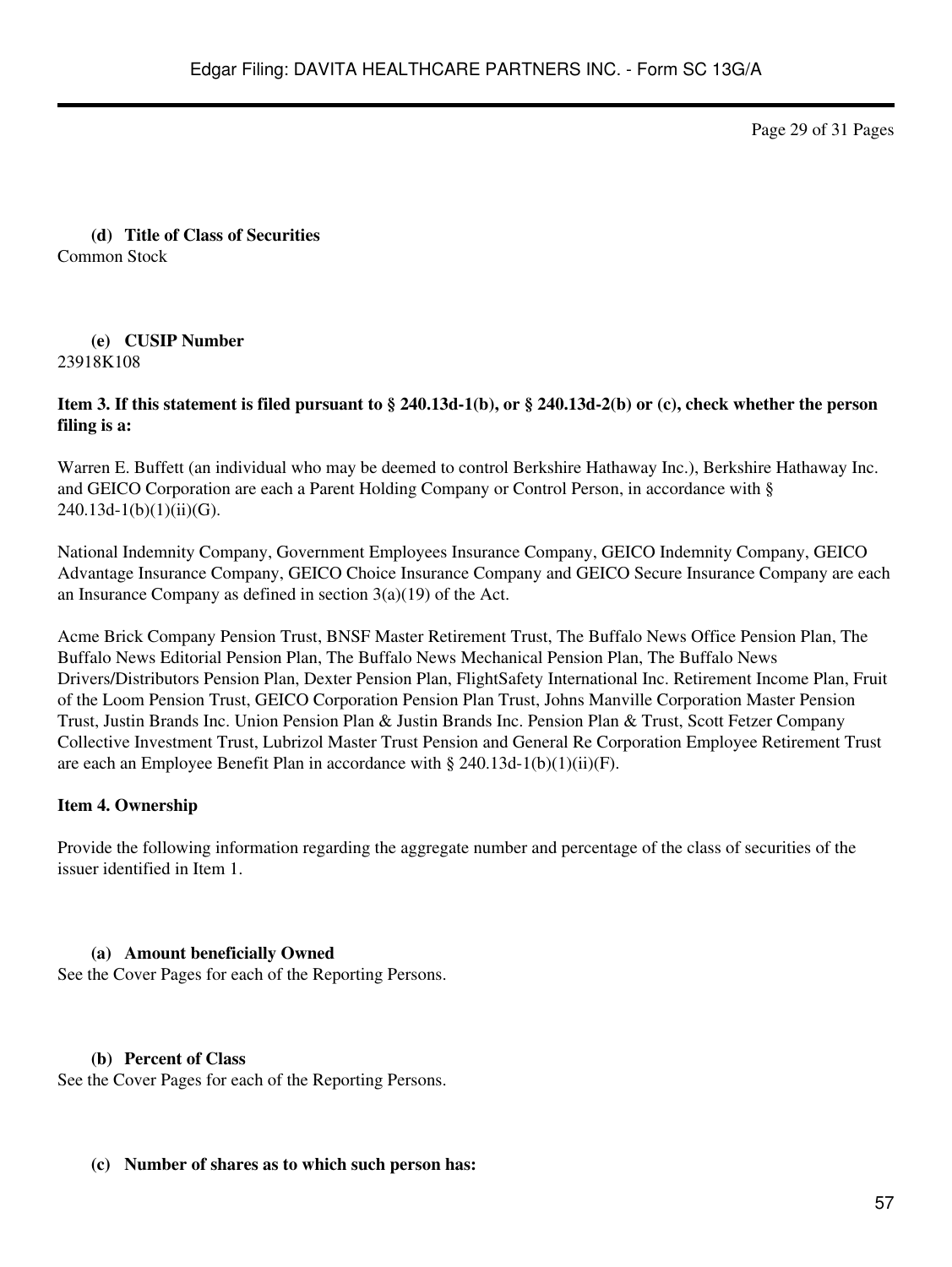**(d) Title of Class of Securities**
Common Stock

**(e) CUSIP Number**
23918K108

**Item 3. If this statement is filed pursuant to § 240.13d-1(b), or § 240.13d-2(b) or (c), check whether the person filing is a:**

Warren E. Buffett (an individual who may be deemed to control Berkshire Hathaway Inc.), Berkshire Hathaway Inc. and GEICO Corporation are each a Parent Holding Company or Control Person, in accordance with § 240.13d-1(b)(1)(ii)(G).

National Indemnity Company, Government Employees Insurance Company, GEICO Indemnity Company, GEICO Advantage Insurance Company, GEICO Choice Insurance Company and GEICO Secure Insurance Company are each an Insurance Company as defined in section 3(a)(19) of the Act.

Acme Brick Company Pension Trust, BNSF Master Retirement Trust, The Buffalo News Office Pension Plan, The Buffalo News Editorial Pension Plan, The Buffalo News Mechanical Pension Plan, The Buffalo News Drivers/Distributors Pension Plan, Dexter Pension Plan, FlightSafety International Inc. Retirement Income Plan, Fruit of the Loom Pension Trust, GEICO Corporation Pension Plan Trust, Johns Manville Corporation Master Pension Trust, Justin Brands Inc. Union Pension Plan & Justin Brands Inc. Pension Plan & Trust, Scott Fetzer Company Collective Investment Trust, Lubrizol Master Trust Pension and General Re Corporation Employee Retirement Trust are each an Employee Benefit Plan in accordance with § 240.13d-1(b)(1)(ii)(F).

**Item 4. Ownership**

Provide the following information regarding the aggregate number and percentage of the class of securities of the issuer identified in Item 1.

**(a) Amount beneficially Owned**
See the Cover Pages for each of the Reporting Persons.

**(b) Percent of Class**
See the Cover Pages for each of the Reporting Persons.

**(c) Number of shares as to which such person has:**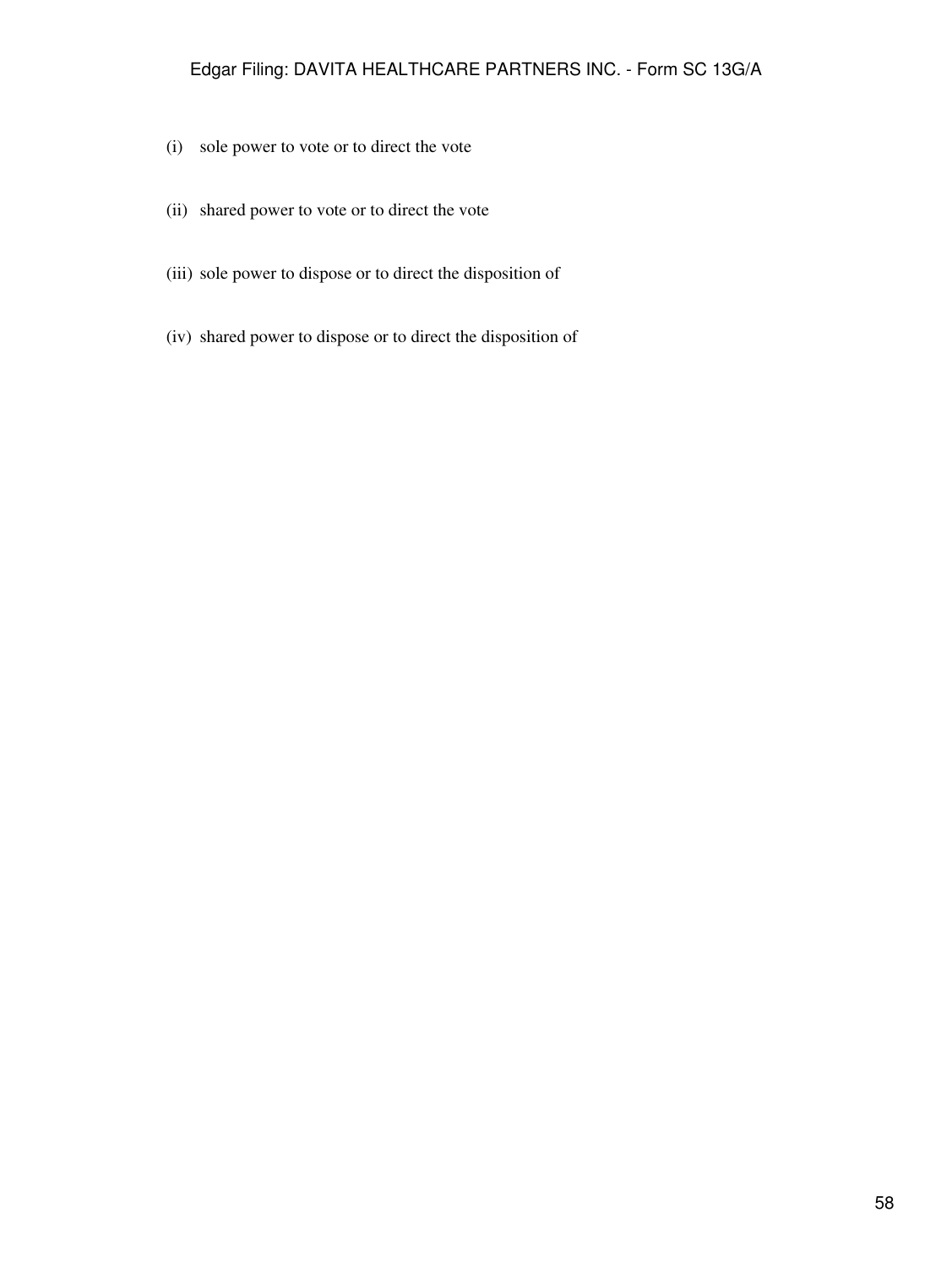(i) sole power to vote or to direct the vote

(ii) shared power to vote or to direct the vote

(iii) sole power to dispose or to direct the disposition of

(iv) shared power to dispose or to direct the disposition of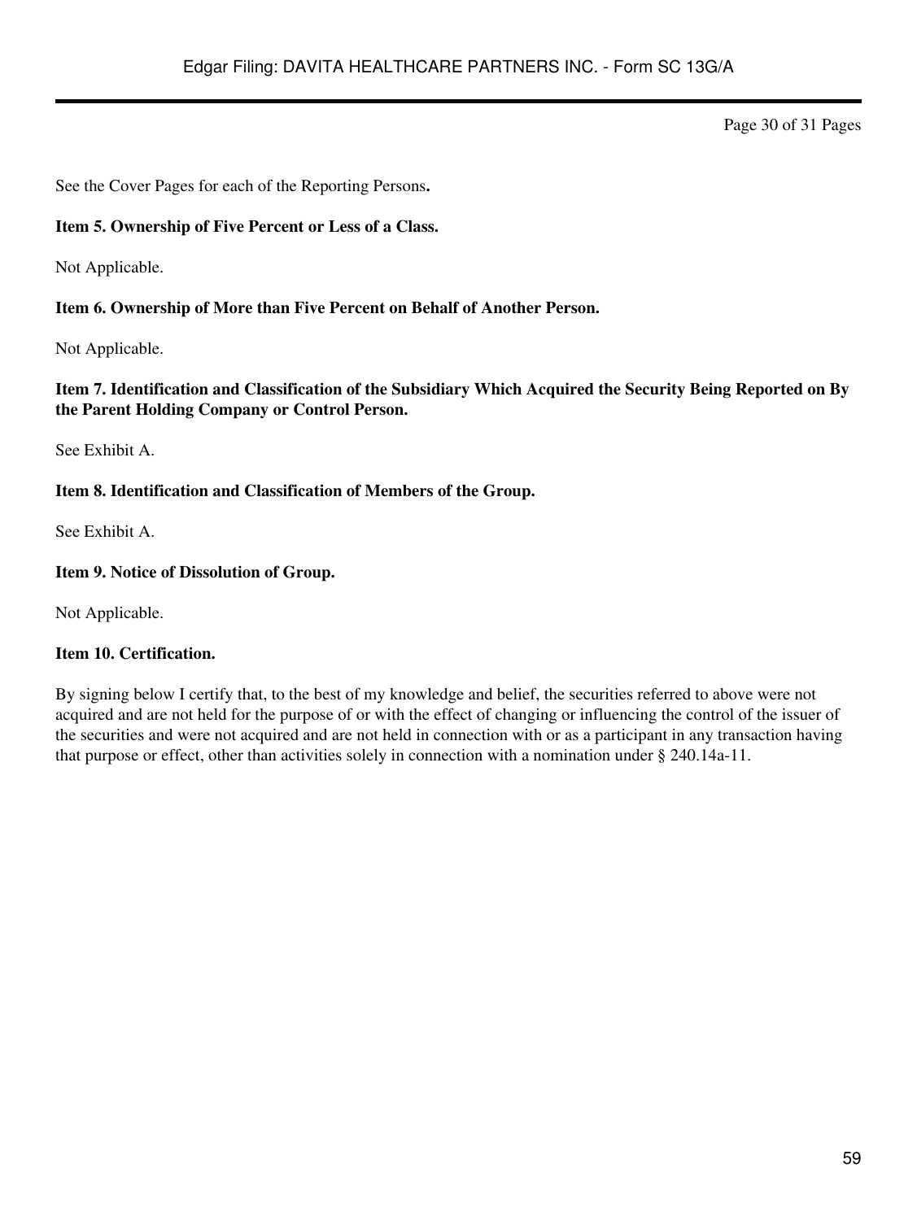See the Cover Pages for each of the Reporting Persons**.**

**Item 5. Ownership of Five Percent or Less of a Class.**

Not Applicable.

**Item 6. Ownership of More than Five Percent on Behalf of Another Person.**

Not Applicable.

**Item 7. Identification and Classification of the Subsidiary Which Acquired the Security Being Reported on By the Parent Holding Company or Control Person.**

See Exhibit A.

**Item 8. Identification and Classification of Members of the Group.**

See Exhibit A.

**Item 9. Notice of Dissolution of Group.**

Not Applicable.

**Item 10. Certification.**

By signing below I certify that, to the best of my knowledge and belief, the securities referred to above were not acquired and are not held for the purpose of or with the effect of changing or influencing the control of the issuer of the securities and were not acquired and are not held in connection with or as a participant in any transaction having that purpose or effect, other than activities solely in connection with a nomination under § 240.14a-11.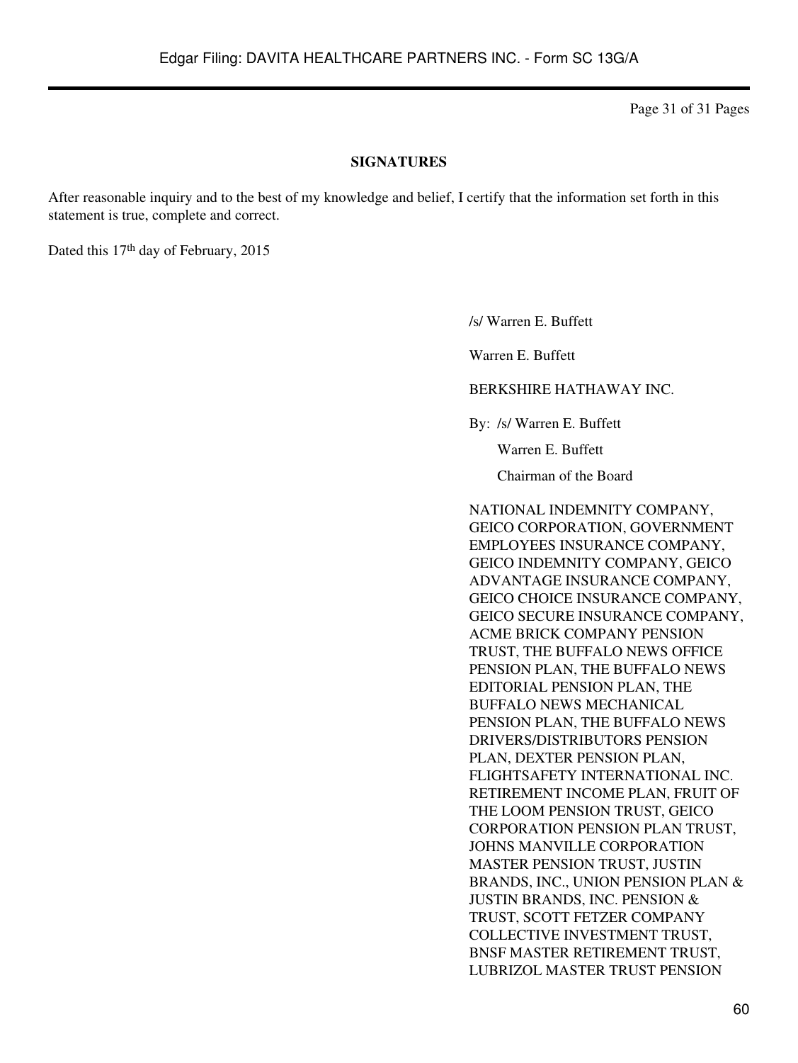## SIGNATURES

After reasonable inquiry and to the best of my knowledge and belief, I certify that the information set forth in this statement is true, complete and correct.

Dated this 17th day of February, 2015

/s/ Warren E. Buffett

Warren E. Buffett

BERKSHIRE HATHAWAY INC.

By: /s/ Warren E. Buffett

Warren E. Buffett

Chairman of the Board

NATIONAL INDEMNITY COMPANY, GEICO CORPORATION, GOVERNMENT EMPLOYEES INSURANCE COMPANY, GEICO INDEMNITY COMPANY, GEICO ADVANTAGE INSURANCE COMPANY, GEICO CHOICE INSURANCE COMPANY, GEICO SECURE INSURANCE COMPANY, ACME BRICK COMPANY PENSION TRUST, THE BUFFALO NEWS OFFICE PENSION PLAN, THE BUFFALO NEWS EDITORIAL PENSION PLAN, THE BUFFALO NEWS MECHANICAL PENSION PLAN, THE BUFFALO NEWS DRIVERS/DISTRIBUTORS PENSION PLAN, DEXTER PENSION PLAN, FLIGHTSAFETY INTERNATIONAL INC. RETIREMENT INCOME PLAN, FRUIT OF THE LOOM PENSION TRUST, GEICO CORPORATION PENSION PLAN TRUST, JOHNS MANVILLE CORPORATION MASTER PENSION TRUST, JUSTIN BRANDS, INC., UNION PENSION PLAN & JUSTIN BRANDS, INC. PENSION & TRUST, SCOTT FETZER COMPANY COLLECTIVE INVESTMENT TRUST, BNSF MASTER RETIREMENT TRUST, LUBRIZOL MASTER TRUST PENSION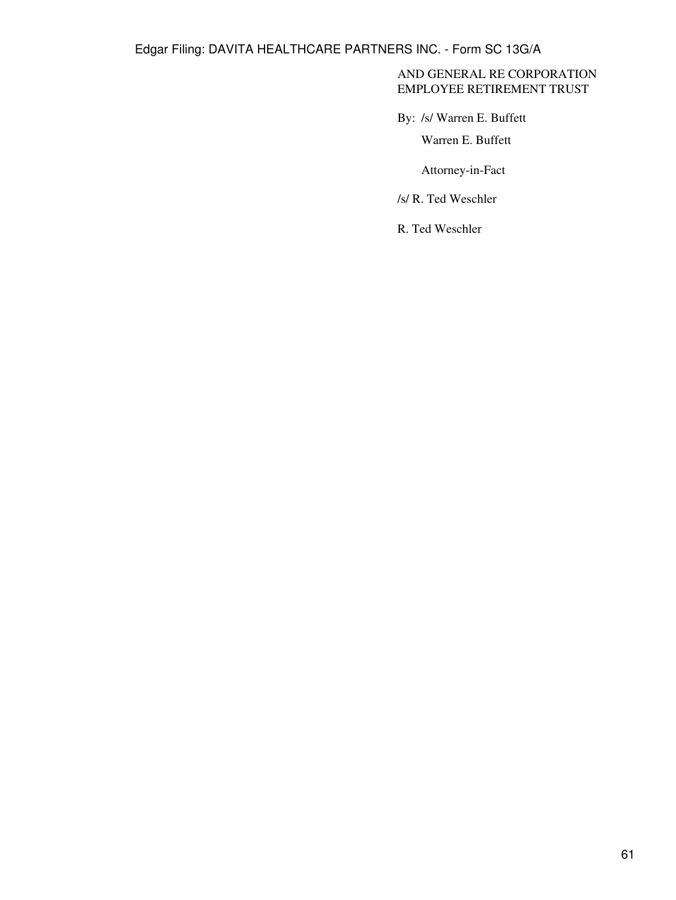AND GENERAL RE CORPORATION
EMPLOYEE RETIREMENT TRUST

By: /s/ Warren E. Buffett

Warren E. Buffett

Attorney-in-Fact

/s/ R. Ted Weschler

R. Ted Weschler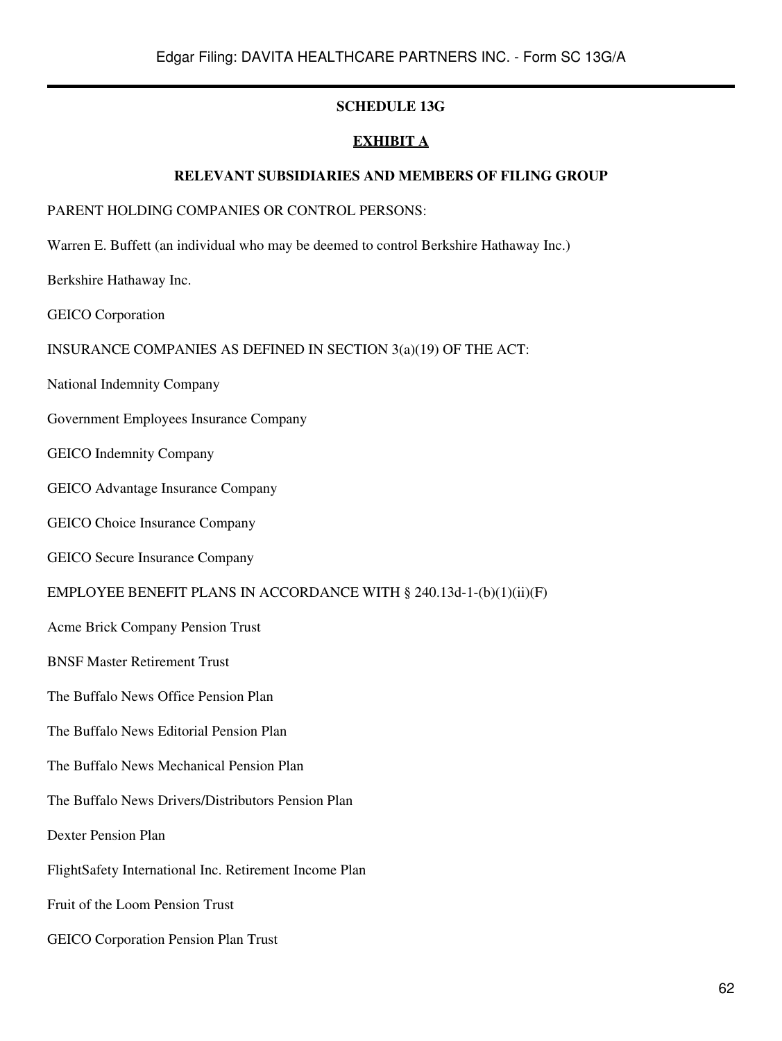**SCHEDULE 13G**

**EXHIBIT A**

**RELEVANT SUBSIDIARIES AND MEMBERS OF FILING GROUP**

PARENT HOLDING COMPANIES OR CONTROL PERSONS:

Warren E. Buffett (an individual who may be deemed to control Berkshire Hathaway Inc.)

Berkshire Hathaway Inc.

GEICO Corporation

INSURANCE COMPANIES AS DEFINED IN SECTION 3(a)(19) OF THE ACT:

National Indemnity Company

Government Employees Insurance Company

GEICO Indemnity Company

GEICO Advantage Insurance Company

GEICO Choice Insurance Company

GEICO Secure Insurance Company

EMPLOYEE BENEFIT PLANS IN ACCORDANCE WITH § 240.13d-1-(b)(1)(ii)(F)

Acme Brick Company Pension Trust

BNSF Master Retirement Trust

The Buffalo News Office Pension Plan

The Buffalo News Editorial Pension Plan

The Buffalo News Mechanical Pension Plan

The Buffalo News Drivers/Distributors Pension Plan

Dexter Pension Plan

FlightSafety International Inc. Retirement Income Plan

Fruit of the Loom Pension Trust

GEICO Corporation Pension Plan Trust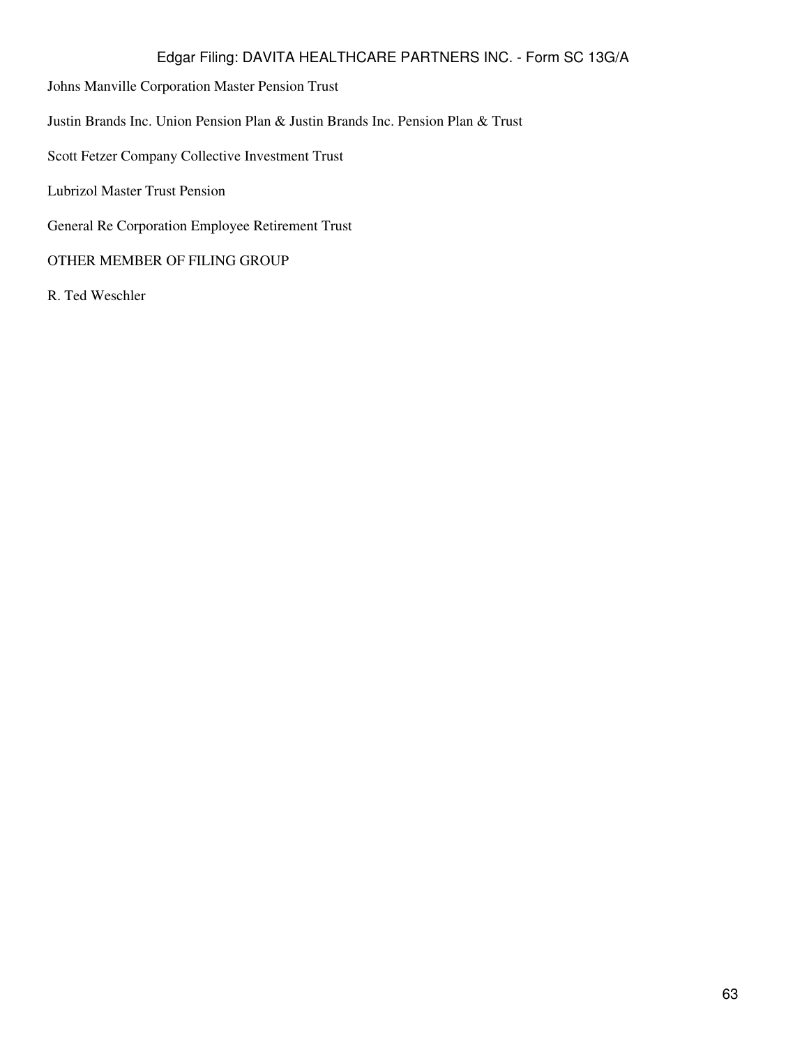Johns Manville Corporation Master Pension Trust

Justin Brands Inc. Union Pension Plan & Justin Brands Inc. Pension Plan & Trust

Scott Fetzer Company Collective Investment Trust

Lubrizol Master Trust Pension

General Re Corporation Employee Retirement Trust

OTHER MEMBER OF FILING GROUP

R. Ted Weschler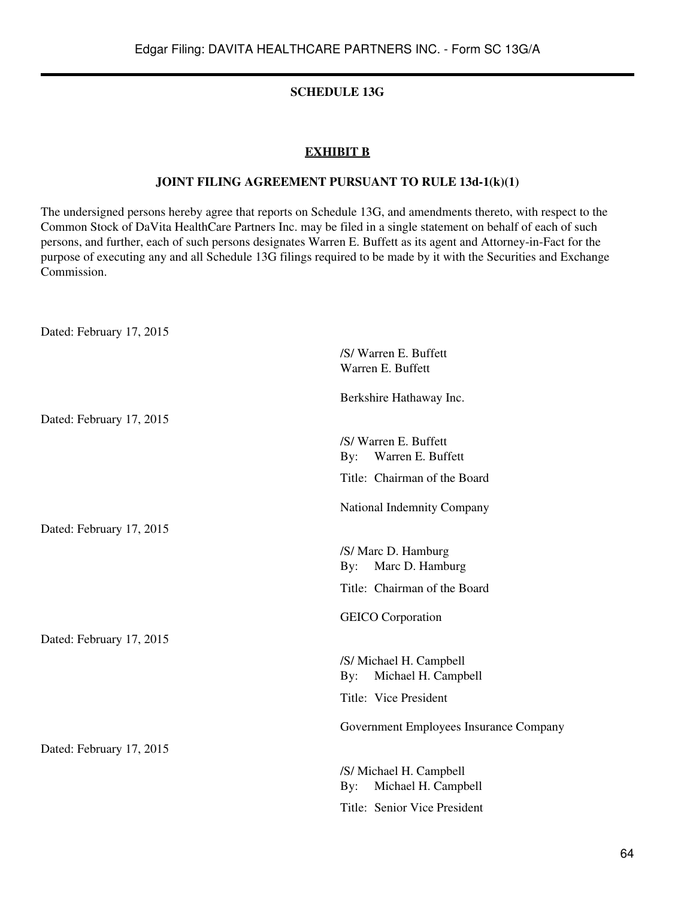**SCHEDULE 13G**

**EXHIBIT B**

**JOINT FILING AGREEMENT PURSUANT TO RULE 13d-1(k)(1)**

The undersigned persons hereby agree that reports on Schedule 13G, and amendments thereto, with respect to the Common Stock of DaVita HealthCare Partners Inc. may be filed in a single statement on behalf of each of such persons, and further, each of such persons designates Warren E. Buffett as its agent and Attorney-in-Fact for the purpose of executing any and all Schedule 13G filings required to be made by it with the Securities and Exchange Commission.

Dated: February 17, 2015

/S/ Warren E. Buffett
Warren E. Buffett

Berkshire Hathaway Inc.

Dated: February 17, 2015

/S/ Warren E. Buffett
By: Warren E. Buffett

Title: Chairman of the Board

National Indemnity Company

Dated: February 17, 2015

/S/ Marc D. Hamburg
By: Marc D. Hamburg

Title: Chairman of the Board

GEICO Corporation

Dated: February 17, 2015

/S/ Michael H. Campbell
By: Michael H. Campbell

Title: Vice President

Government Employees Insurance Company

Dated: February 17, 2015

/S/ Michael H. Campbell
By: Michael H. Campbell

Title: Senior Vice President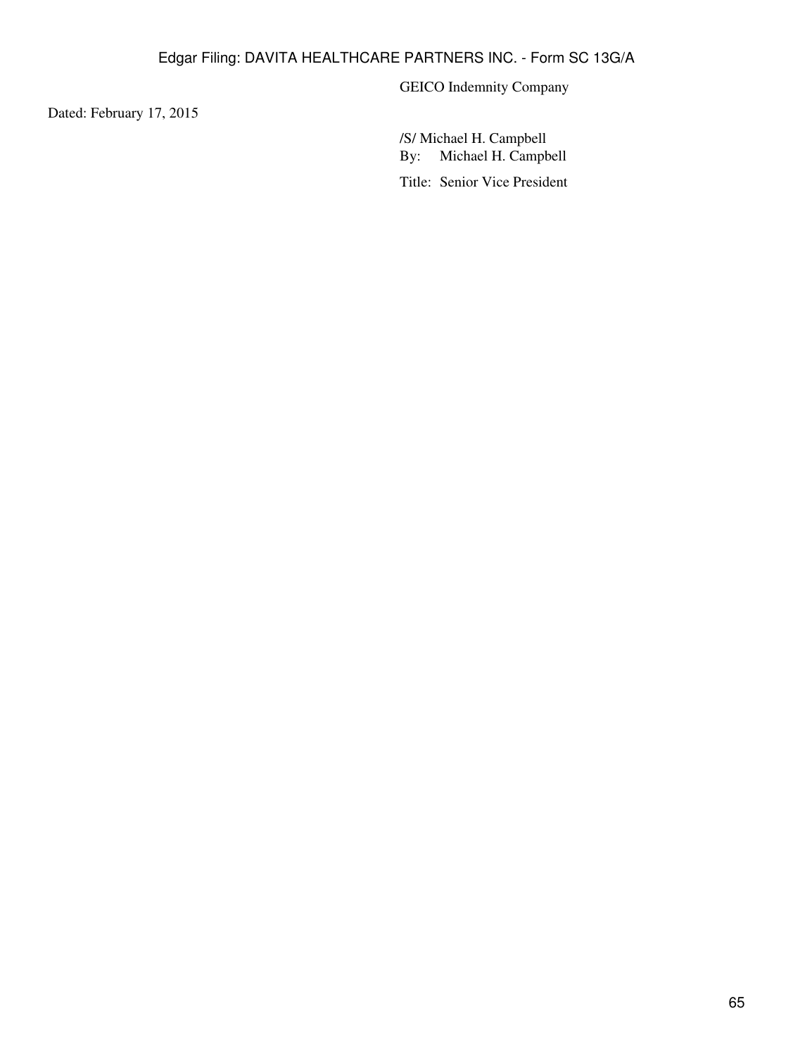GEICO Indemnity Company

Dated: February 17, 2015

/S/ Michael H. Campbell
By: Michael H. Campbell

Title: Senior Vice President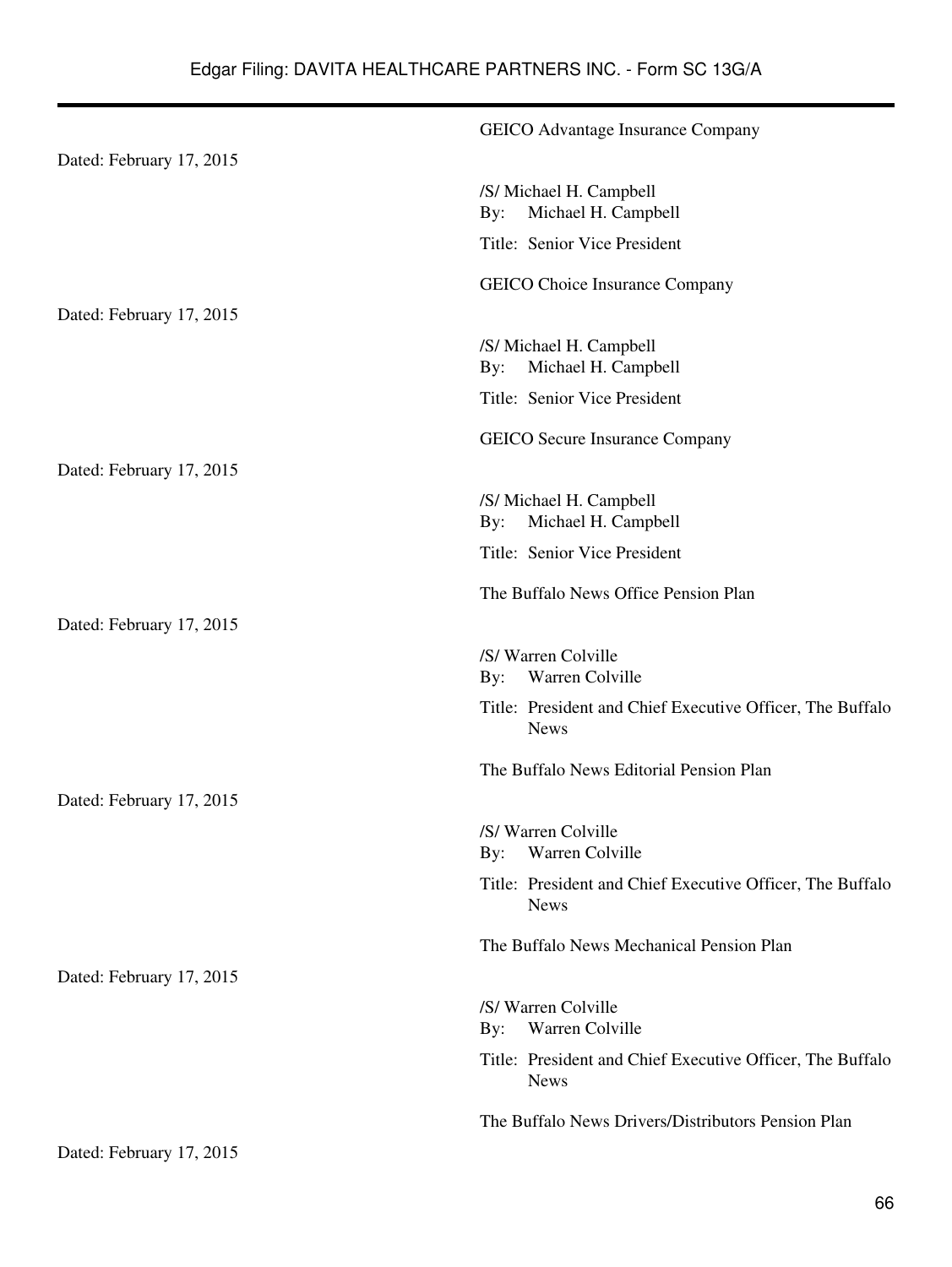GEICO Advantage Insurance Company

Dated: February 17, 2015

/S/ Michael H. Campbell
By: Michael H. Campbell

Title: Senior Vice President

GEICO Choice Insurance Company

Dated: February 17, 2015

/S/ Michael H. Campbell
By: Michael H. Campbell

Title: Senior Vice President

GEICO Secure Insurance Company

Dated: February 17, 2015

/S/ Michael H. Campbell
By: Michael H. Campbell

Title: Senior Vice President

The Buffalo News Office Pension Plan

Dated: February 17, 2015

/S/ Warren Colville
By: Warren Colville

Title: President and Chief Executive Officer, The Buffalo News

The Buffalo News Editorial Pension Plan

Dated: February 17, 2015

/S/ Warren Colville
By: Warren Colville

Title: President and Chief Executive Officer, The Buffalo News

The Buffalo News Mechanical Pension Plan

Dated: February 17, 2015

/S/ Warren Colville
By: Warren Colville

Title: President and Chief Executive Officer, The Buffalo News

The Buffalo News Drivers/Distributors Pension Plan

Dated: February 17, 2015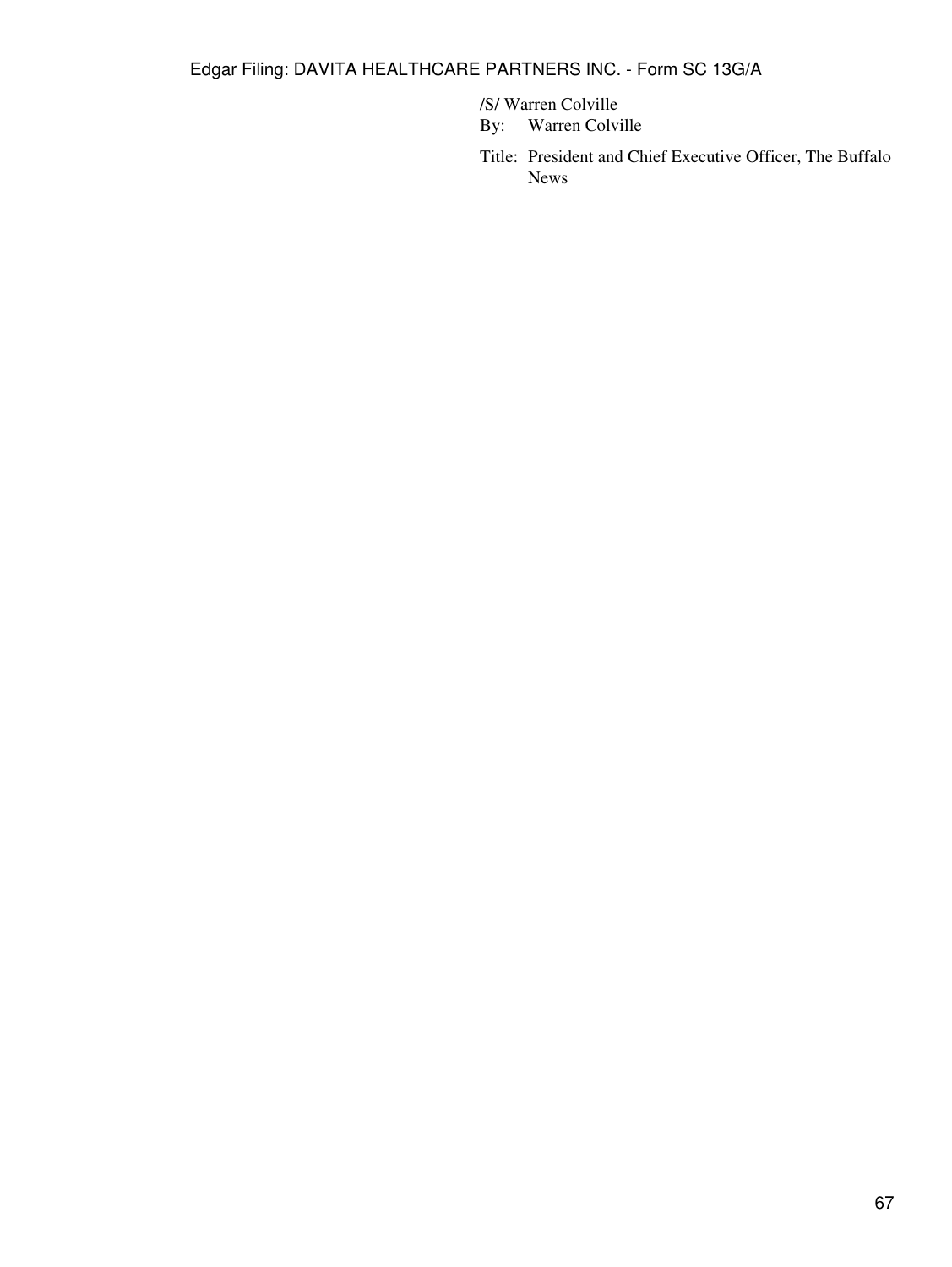/S/ Warren Colville

By: Warren Colville

Title: President and Chief Executive Officer, The Buffalo News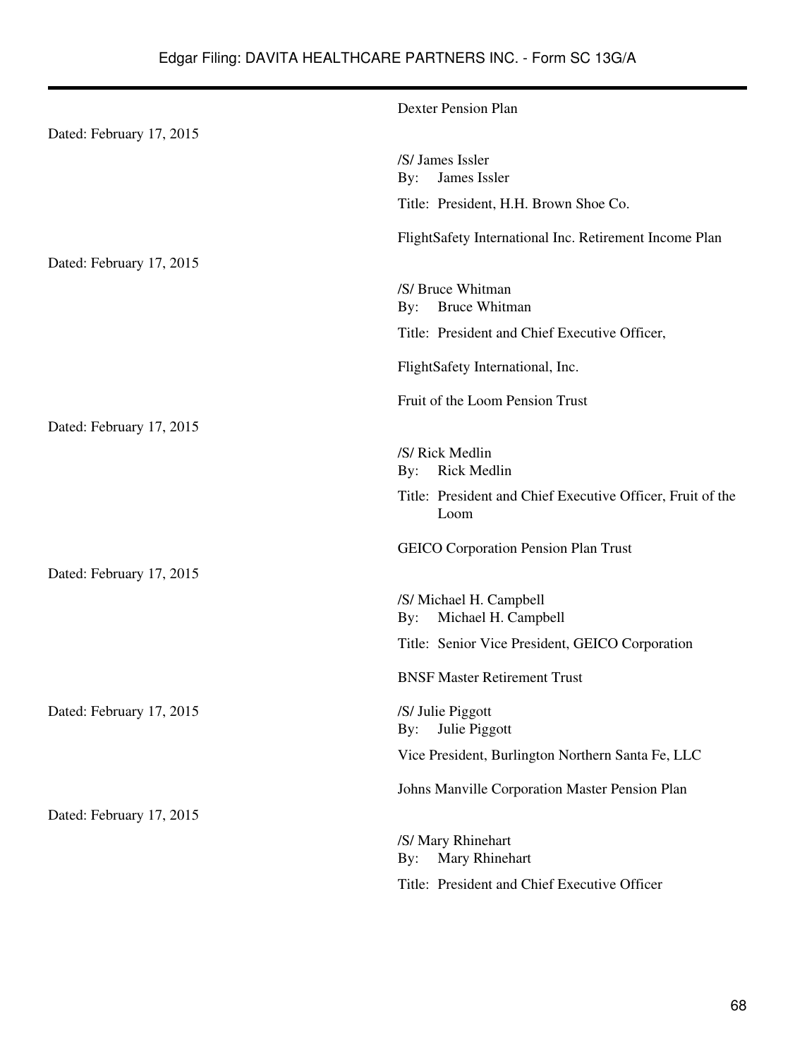Dexter Pension Plan

Dated: February 17, 2015

/S/ James Issler
By: James Issler

Title: President, H.H. Brown Shoe Co.

FlightSafety International Inc. Retirement Income Plan

Dated: February 17, 2015

/S/ Bruce Whitman
By: Bruce Whitman

Title: President and Chief Executive Officer,

FlightSafety International, Inc.

Fruit of the Loom Pension Trust

Dated: February 17, 2015

/S/ Rick Medlin
By: Rick Medlin

Title: President and Chief Executive Officer, Fruit of the Loom

GEICO Corporation Pension Plan Trust

Dated: February 17, 2015

/S/ Michael H. Campbell
By: Michael H. Campbell

Title: Senior Vice President, GEICO Corporation

BNSF Master Retirement Trust

Dated: February 17, 2015

/S/ Julie Piggott
By: Julie Piggott

Vice President, Burlington Northern Santa Fe, LLC

Johns Manville Corporation Master Pension Plan

Dated: February 17, 2015

/S/ Mary Rhinehart
By: Mary Rhinehart

Title: President and Chief Executive Officer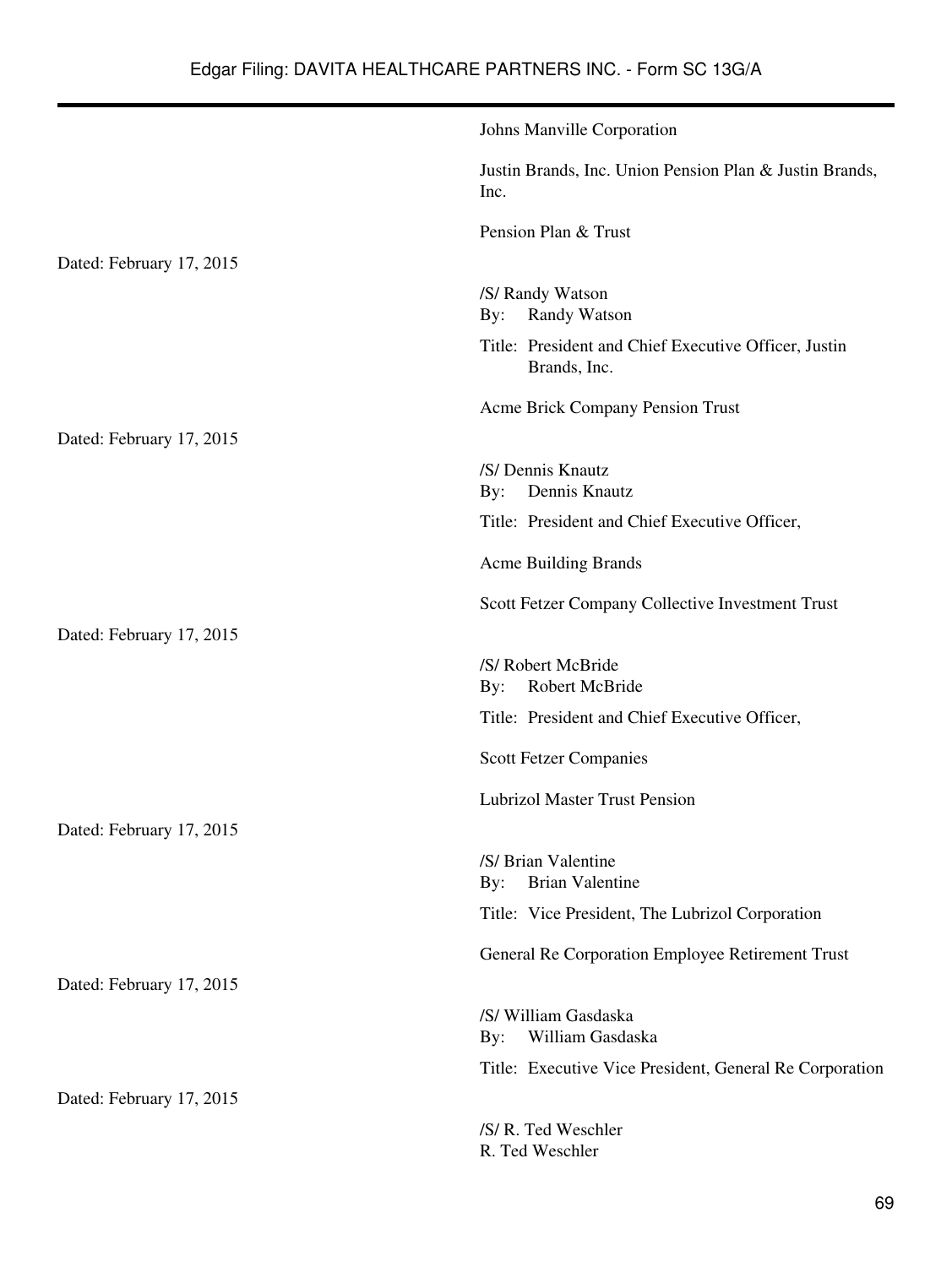Johns Manville Corporation

Justin Brands, Inc. Union Pension Plan & Justin Brands, Inc.

Pension Plan & Trust

Dated: February 17, 2015

/S/ Randy Watson
By: Randy Watson

Title: President and Chief Executive Officer, Justin Brands, Inc.

Acme Brick Company Pension Trust

Dated: February 17, 2015

/S/ Dennis Knautz
By: Dennis Knautz

Title: President and Chief Executive Officer,

Acme Building Brands

Scott Fetzer Company Collective Investment Trust

Dated: February 17, 2015

/S/ Robert McBride
By: Robert McBride

Title: President and Chief Executive Officer,

Scott Fetzer Companies

Lubrizol Master Trust Pension

Dated: February 17, 2015

/S/ Brian Valentine
By: Brian Valentine

Title: Vice President, The Lubrizol Corporation

General Re Corporation Employee Retirement Trust

Dated: February 17, 2015

/S/ William Gasdaska
By: William Gasdaska

Title: Executive Vice President, General Re Corporation

Dated: February 17, 2015

/S/ R. Ted Weschler
R. Ted Weschler